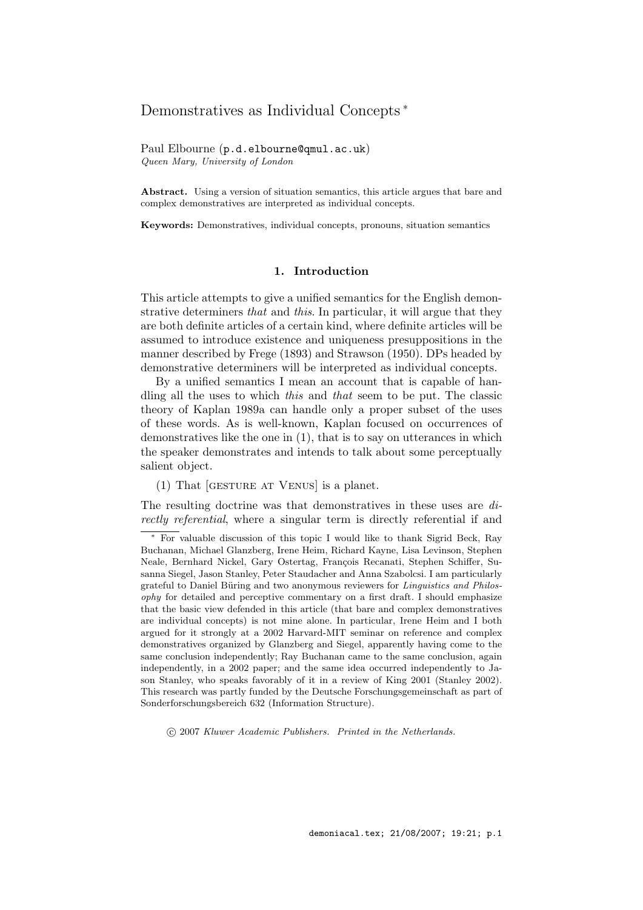# Demonstratives as Individual Concepts *

Paul Elbourne (p.d.elbourne@qmul.ac.uk)
*Queen Mary, University of London*

**Abstract.** Using a version of situation semantics, this article argues that bare and complex demonstratives are interpreted as individual concepts.

**Keywords:** Demonstratives, individual concepts, pronouns, situation semantics

## 1. Introduction

This article attempts to give a unified semantics for the English demonstrative determiners *that* and *this*. In particular, it will argue that they are both definite articles of a certain kind, where definite articles will be assumed to introduce existence and uniqueness presuppositions in the manner described by Frege (1893) and Strawson (1950). DPs headed by demonstrative determiners will be interpreted as individual concepts.

By a unified semantics I mean an account that is capable of handling all the uses to which *this* and *that* seem to be put. The classic theory of Kaplan 1989a can handle only a proper subset of the uses of these words. As is well-known, Kaplan focused on occurrences of demonstratives like the one in (1), that is to say on utterances in which the speaker demonstrates and intends to talk about some perceptually salient object.

(1) That [GESTURE AT VENUS] is a planet.

The resulting doctrine was that demonstratives in these uses are *directly referential*, where a singular term is directly referential if and

---

* For valuable discussion of this topic I would like to thank Sigrid Beck, Ray Buchanan, Michael Glanzberg, Irene Heim, Richard Kayne, Lisa Levinson, Stephen Neale, Bernhard Nickel, Gary Ostertag, François Recanati, Stephen Schiffer, Susanna Siegel, Jason Stanley, Peter Staudacher and Anna Szabolcsi. I am particularly grateful to Daniel Büring and two anonymous reviewers for *Linguistics and Philosophy* for detailed and perceptive commentary on a first draft. I should emphasize that the basic view defended in this article (that bare and complex demonstratives are individual concepts) is not mine alone. In particular, Irene Heim and I both argued for it strongly at a 2002 Harvard-MIT seminar on reference and complex demonstratives organized by Glanzberg and Siegel, apparently having come to the same conclusion independently; Ray Buchanan came to the same conclusion, again independently, in a 2002 paper; and the same idea occurred independently to Jason Stanley, who speaks favorably of it in a review of King 2001 (Stanley 2002). This research was partly funded by the Deutsche Forschungsgemeinschaft as part of Sonderforschungsbereich 632 (Information Structure).

© 2007 *Kluwer Academic Publishers. Printed in the Netherlands.*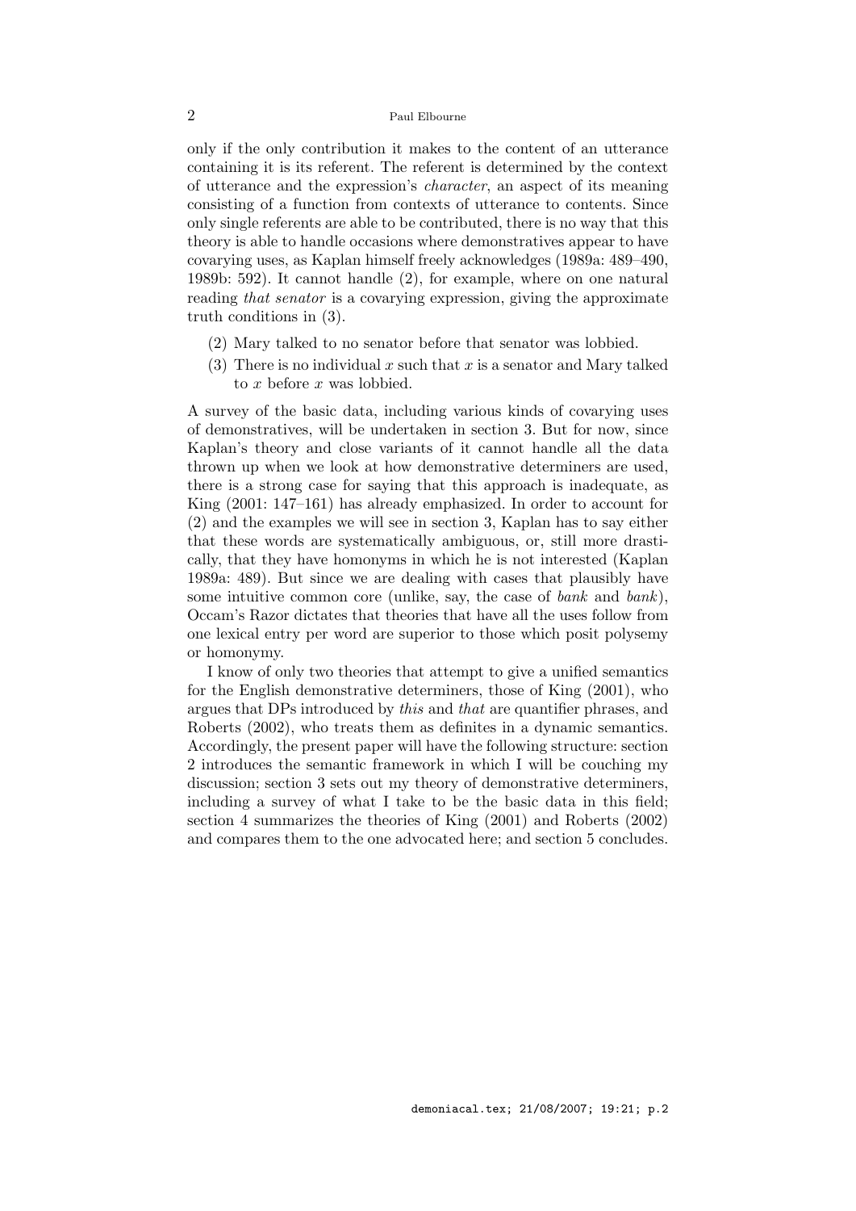only if the only contribution it makes to the content of an utterance containing it is its referent. The referent is determined by the context of utterance and the expression's *character*, an aspect of its meaning consisting of a function from contexts of utterance to contents. Since only single referents are able to be contributed, there is no way that this theory is able to handle occasions where demonstratives appear to have covarying uses, as Kaplan himself freely acknowledges (1989a: 489–490, 1989b: 592). It cannot handle (2), for example, where on one natural reading *that senator* is a covarying expression, giving the approximate truth conditions in (3).

(2) Mary talked to no senator before that senator was lobbied.

(3) There is no individual $x$ such that $x$ is a senator and Mary talked to $x$ before $x$ was lobbied.

A survey of the basic data, including various kinds of covarying uses of demonstratives, will be undertaken in section 3. But for now, since Kaplan's theory and close variants of it cannot handle all the data thrown up when we look at how demonstrative determiners are used, there is a strong case for saying that this approach is inadequate, as King (2001: 147–161) has already emphasized. In order to account for (2) and the examples we will see in section 3, Kaplan has to say either that these words are systematically ambiguous, or, still more drastically, that they have homonyms in which he is not interested (Kaplan 1989a: 489). But since we are dealing with cases that plausibly have some intuitive common core (unlike, say, the case of *bank* and *bank*), Occam's Razor dictates that theories that have all the uses follow from one lexical entry per word are superior to those which posit polysemy or homonymy.

I know of only two theories that attempt to give a unified semantics for the English demonstrative determiners, those of King (2001), who argues that DPs introduced by *this* and *that* are quantifier phrases, and Roberts (2002), who treats them as definites in a dynamic semantics. Accordingly, the present paper will have the following structure: section 2 introduces the semantic framework in which I will be couching my discussion; section 3 sets out my theory of demonstrative determiners, including a survey of what I take to be the basic data in this field; section 4 summarizes the theories of King (2001) and Roberts (2002) and compares them to the one advocated here; and section 5 concludes.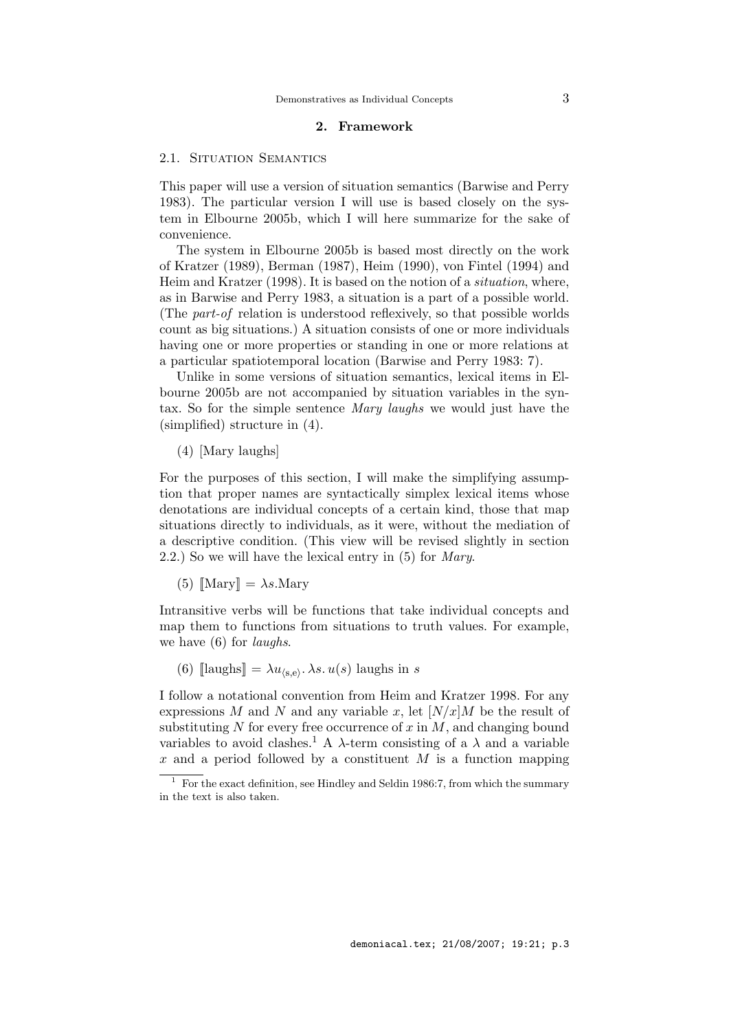## 2. Framework

### 2.1. Situation Semantics

This paper will use a version of situation semantics (Barwise and Perry 1983). The particular version I will use is based closely on the system in Elbourne 2005b, which I will here summarize for the sake of convenience.

The system in Elbourne 2005b is based most directly on the work of Kratzer (1989), Berman (1987), Heim (1990), von Fintel (1994) and Heim and Kratzer (1998). It is based on the notion of a *situation*, where, as in Barwise and Perry 1983, a situation is a part of a possible world. (The *part-of* relation is understood reflexively, so that possible worlds count as big situations.) A situation consists of one or more individuals having one or more properties or standing in one or more relations at a particular spatiotemporal location (Barwise and Perry 1983: 7).

Unlike in some versions of situation semantics, lexical items in Elbourne 2005b are not accompanied by situation variables in the syntax. So for the simple sentence *Mary laughs* we would just have the (simplified) structure in (4).

(4) [Mary laughs]

For the purposes of this section, I will make the simplifying assumption that proper names are syntactically simplex lexical items whose denotations are individual concepts of a certain kind, those that map situations directly to individuals, as it were, without the mediation of a descriptive condition. (This view will be revised slightly in section 2.2.) So we will have the lexical entry in (5) for *Mary*.

(5) $[\![\text{Mary}]\!] = \lambda s.\text{Mary}$

Intransitive verbs will be functions that take individual concepts and map them to functions from situations to truth values. For example, we have (6) for *laughs*.

(6) $[\![\text{laughs}]\!] = \lambda u_{\langle s,e \rangle}.\, \lambda s.\, u(s)$ laughs in $s$

I follow a notational convention from Heim and Kratzer 1998. For any expressions $M$ and $N$ and any variable $x$, let $[N/x]M$ be the result of substituting $N$ for every free occurrence of $x$ in $M$, and changing bound variables to avoid clashes.[1] A $\lambda$-term consisting of a $\lambda$ and a variable $x$ and a period followed by a constituent $M$ is a function mapping

[1] For the exact definition, see Hindley and Seldin 1986:7, from which the summary in the text is also taken.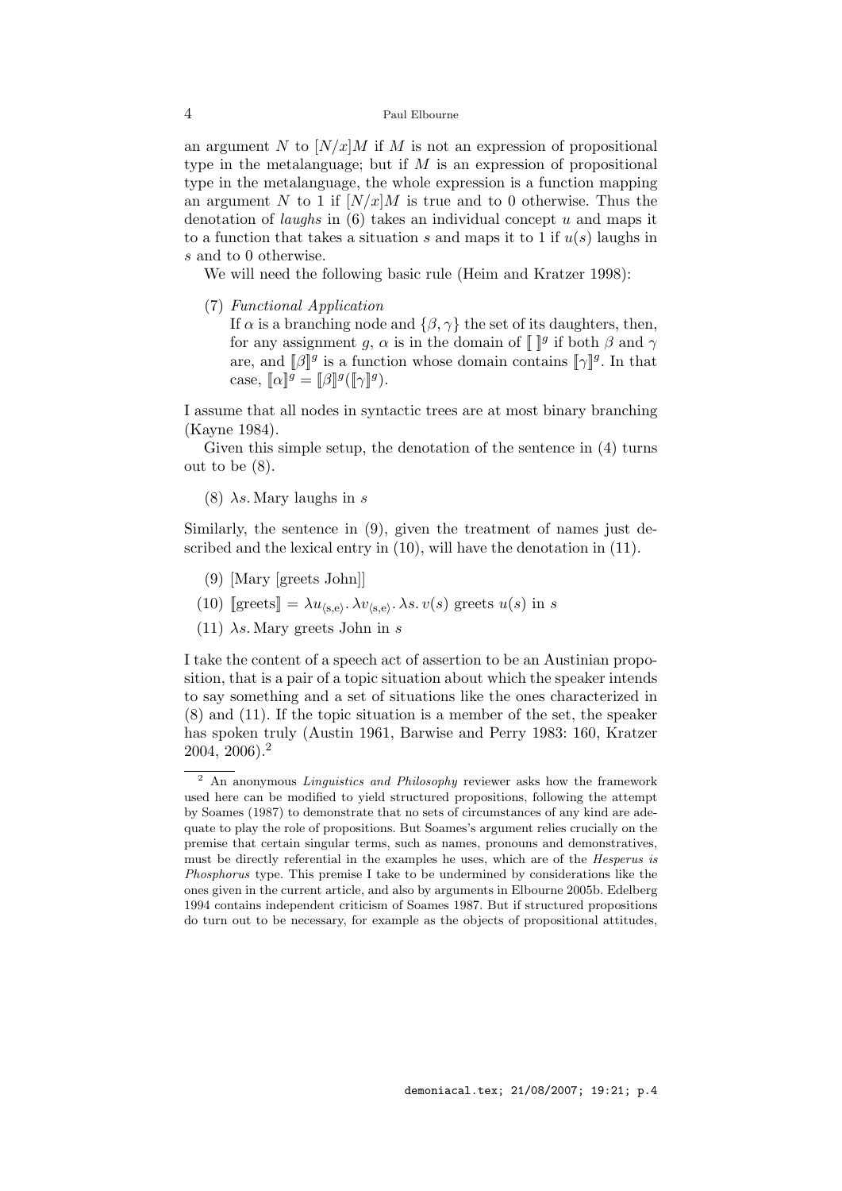an argument $N$ to $[N/x]M$ if $M$ is not an expression of propositional type in the metalanguage; but if $M$ is an expression of propositional type in the metalanguage, the whole expression is a function mapping an argument $N$ to 1 if $[N/x]M$ is true and to 0 otherwise. Thus the denotation of *laughs* in (6) takes an individual concept $u$ and maps it to a function that takes a situation $s$ and maps it to 1 if $u(s)$ laughs in $s$ and to 0 otherwise.

We will need the following basic rule (Heim and Kratzer 1998):

(7) *Functional Application*
If $\alpha$ is a branching node and $\{\beta, \gamma\}$ the set of its daughters, then, for any assignment $g$, $\alpha$ is in the domain of $[\![\ ]\!]^g$ if both $\beta$ and $\gamma$ are, and $[\![\beta]\!]^g$ is a function whose domain contains $[\![\gamma]\!]^g$. In that case, $[\![\alpha]\!]^g = [\![\beta]\!]^g([\![\gamma]\!]^g)$.

I assume that all nodes in syntactic trees are at most binary branching (Kayne 1984).

Given this simple setup, the denotation of the sentence in (4) turns out to be (8).

(8) $\lambda s.$ Mary laughs in $s$

Similarly, the sentence in (9), given the treatment of names just described and the lexical entry in (10), will have the denotation in (11).

(9) [Mary [greets John]]

(10) $[\![\text{greets}]\!] = \lambda u_{\langle s,e\rangle}. \lambda v_{\langle s,e\rangle}. \lambda s.\, v(s)$ greets $u(s)$ in $s$

(11) $\lambda s.$ Mary greets John in $s$

I take the content of a speech act of assertion to be an Austinian proposition, that is a pair of a topic situation about which the speaker intends to say something and a set of situations like the ones characterized in (8) and (11). If the topic situation is a member of the set, the speaker has spoken truly (Austin 1961, Barwise and Perry 1983: 160, Kratzer 2004, 2006).[2]

[2] An anonymous *Linguistics and Philosophy* reviewer asks how the framework used here can be modified to yield structured propositions, following the attempt by Soames (1987) to demonstrate that no sets of circumstances of any kind are adequate to play the role of propositions. But Soames's argument relies crucially on the premise that certain singular terms, such as names, pronouns and demonstratives, must be directly referential in the examples he uses, which are of the *Hesperus is Phosphorus* type. This premise I take to be undermined by considerations like the ones given in the current article, and also by arguments in Elbourne 2005b. Edelberg 1994 contains independent criticism of Soames 1987. But if structured propositions do turn out to be necessary, for example as the objects of propositional attitudes,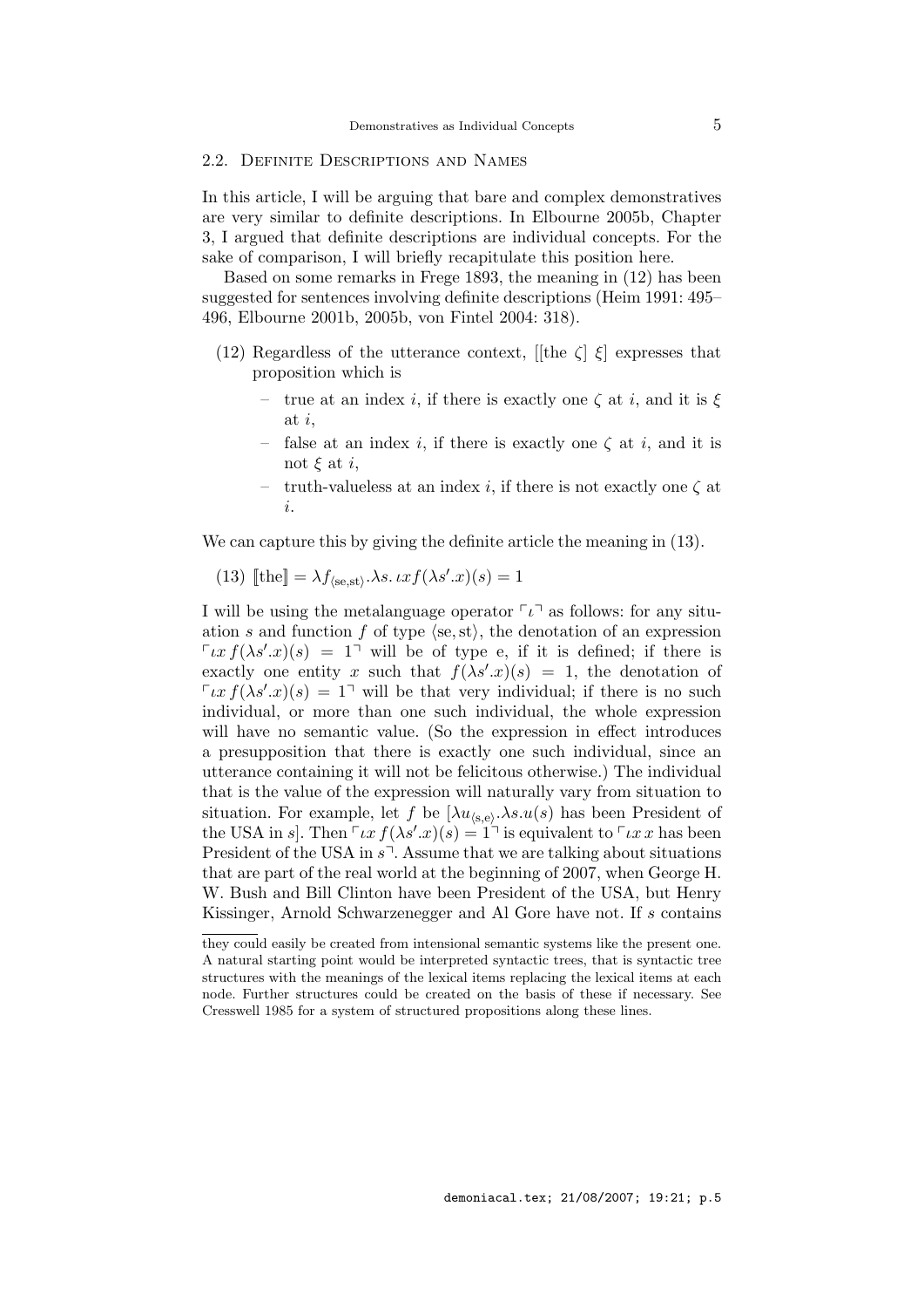## 2.2. Definite Descriptions and Names

In this article, I will be arguing that bare and complex demonstratives are very similar to definite descriptions. In Elbourne 2005b, Chapter 3, I argued that definite descriptions are individual concepts. For the sake of comparison, I will briefly recapitulate this position here.

Based on some remarks in Frege 1893, the meaning in (12) has been suggested for sentences involving definite descriptions (Heim 1991: 495–496, Elbourne 2001b, 2005b, von Fintel 2004: 318).

(12) Regardless of the utterance context, [[the $\zeta$] $\xi$] expresses that proposition which is

- true at an index $i$, if there is exactly one $\zeta$ at $i$, and it is $\xi$ at $i$,
- false at an index $i$, if there is exactly one $\zeta$ at $i$, and it is not $\xi$ at $i$,
- truth-valueless at an index $i$, if there is not exactly one $\zeta$ at $i$.

We can capture this by giving the definite article the meaning in (13).

(13) $[\![\text{the}]\!] = \lambda f_{\langle \text{se}, \text{st} \rangle}.\lambda s.\, \iota x\, f(\lambda s'.x)(s) = 1$

I will be using the metalanguage operator $\ulcorner \iota \urcorner$ as follows: for any situation $s$ and function $f$ of type $\langle \text{se}, \text{st} \rangle$, the denotation of an expression $\ulcorner \iota x\, f(\lambda s'.x)(s) = 1 \urcorner$ will be of type e, if it is defined; if there is exactly one entity $x$ such that $f(\lambda s'.x)(s) = 1$, the denotation of $\ulcorner \iota x\, f(\lambda s'.x)(s) = 1 \urcorner$ will be that very individual; if there is no such individual, or more than one such individual, the whole expression will have no semantic value. (So the expression in effect introduces a presupposition that there is exactly one such individual, since an utterance containing it will not be felicitous otherwise.) The individual that is the value of the expression will naturally vary from situation to situation. For example, let $f$ be $[\lambda u_{\langle \text{s}, \text{e} \rangle}.\lambda s.u(s)$ has been President of the USA in $s]$. Then $\ulcorner \iota x\, f(\lambda s'.x)(s) = 1 \urcorner$ is equivalent to $\ulcorner \iota x\, x$ has been President of the USA in $s \urcorner$. Assume that we are talking about situations that are part of the real world at the beginning of 2007, when George H. W. Bush and Bill Clinton have been President of the USA, but Henry Kissinger, Arnold Schwarzenegger and Al Gore have not. If $s$ contains

---

they could easily be created from intensional semantic systems like the present one. A natural starting point would be interpreted syntactic trees, that is syntactic tree structures with the meanings of the lexical items replacing the lexical items at each node. Further structures could be created on the basis of these if necessary. See Cresswell 1985 for a system of structured propositions along these lines.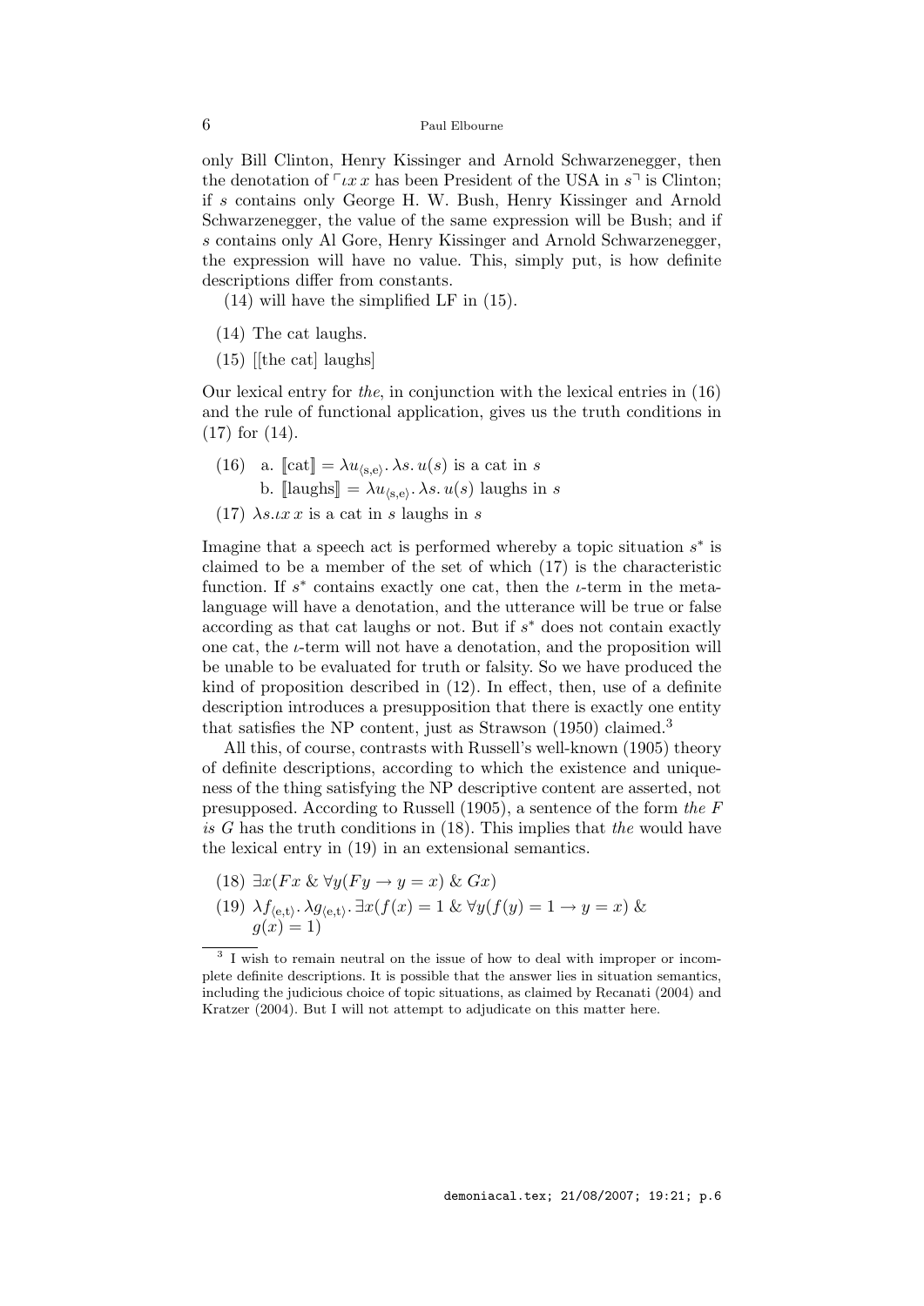only Bill Clinton, Henry Kissinger and Arnold Schwarzenegger, then the denotation of $\ulcorner \iota x\, x$ has been President of the USA in $s\urcorner$ is Clinton; if $s$ contains only George H. W. Bush, Henry Kissinger and Arnold Schwarzenegger, the value of the same expression will be Bush; and if $s$ contains only Al Gore, Henry Kissinger and Arnold Schwarzenegger, the expression will have no value. This, simply put, is how definite descriptions differ from constants.

(14) will have the simplified LF in (15).

(14) The cat laughs.

(15) [[the cat] laughs]

Our lexical entry for *the*, in conjunction with the lexical entries in (16) and the rule of functional application, gives us the truth conditions in (17) for (14).

(16) a. $[\![\text{cat}]\!] = \lambda u_{\langle s,e\rangle}.\, \lambda s.\, u(s)$ is a cat in $s$
b. $[\![\text{laughs}]\!] = \lambda u_{\langle s,e\rangle}.\, \lambda s.\, u(s)$ laughs in $s$

(17) $\lambda s. \iota x\, x$ is a cat in $s$ laughs in $s$

Imagine that a speech act is performed whereby a topic situation $s^*$ is claimed to be a member of the set of which (17) is the characteristic function. If $s^*$ contains exactly one cat, then the $\iota$-term in the metalanguage will have a denotation, and the utterance will be true or false according as that cat laughs or not. But if $s^*$ does not contain exactly one cat, the $\iota$-term will not have a denotation, and the proposition will be unable to be evaluated for truth or falsity. So we have produced the kind of proposition described in (12). In effect, then, use of a definite description introduces a presupposition that there is exactly one entity that satisfies the NP content, just as Strawson (1950) claimed.[3]

All this, of course, contrasts with Russell's well-known (1905) theory of definite descriptions, according to which the existence and uniqueness of the thing satisfying the NP descriptive content are asserted, not presupposed. According to Russell (1905), a sentence of the form *the F is G* has the truth conditions in (18). This implies that *the* would have the lexical entry in (19) in an extensional semantics.

(18) $\exists x(Fx \;\&\; \forall y(Fy \rightarrow y = x) \;\&\; Gx)$

(19) $\lambda f_{\langle e,t\rangle}.\, \lambda g_{\langle e,t\rangle}.\, \exists x(f(x) = 1 \;\&\; \forall y(f(y) = 1 \rightarrow y = x) \;\&\; g(x) = 1)$

[3] I wish to remain neutral on the issue of how to deal with improper or incomplete definite descriptions. It is possible that the answer lies in situation semantics, including the judicious choice of topic situations, as claimed by Recanati (2004) and Kratzer (2004). But I will not attempt to adjudicate on this matter here.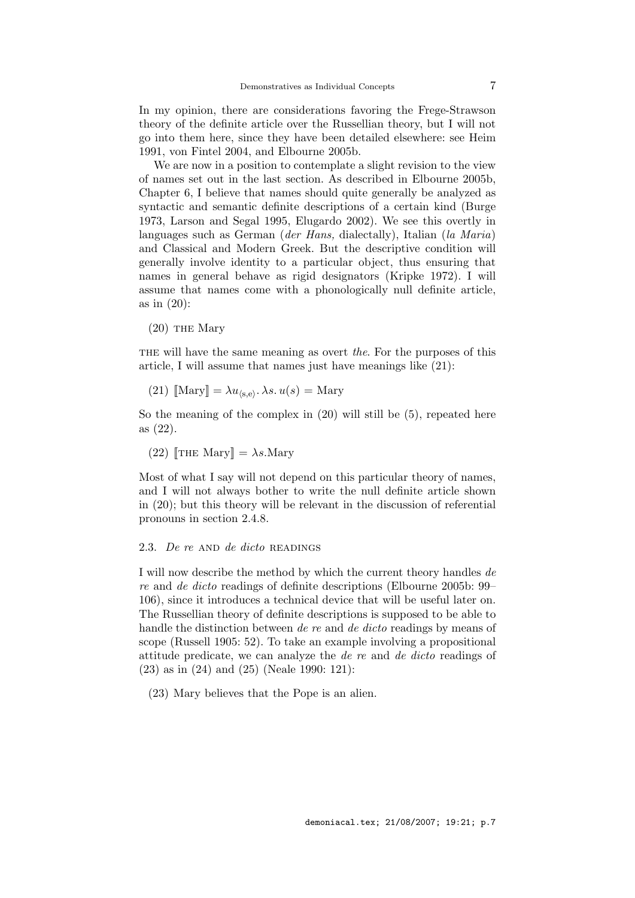In my opinion, there are considerations favoring the Frege-Strawson theory of the definite article over the Russellian theory, but I will not go into them here, since they have been detailed elsewhere: see Heim 1991, von Fintel 2004, and Elbourne 2005b.

We are now in a position to contemplate a slight revision to the view of names set out in the last section. As described in Elbourne 2005b, Chapter 6, I believe that names should quite generally be analyzed as syntactic and semantic definite descriptions of a certain kind (Burge 1973, Larson and Segal 1995, Elugardo 2002). We see this overtly in languages such as German (*der Hans,* dialectally), Italian (*la Maria*) and Classical and Modern Greek. But the descriptive condition will generally involve identity to a particular object, thus ensuring that names in general behave as rigid designators (Kripke 1972). I will assume that names come with a phonologically null definite article, as in (20):

(20) THE Mary

THE will have the same meaning as overt *the*. For the purposes of this article, I will assume that names just have meanings like (21):

(21) $[\![\text{Mary}]\!] = \lambda u_{\langle s,e \rangle}.\, \lambda s.\, u(s) = \text{Mary}$

So the meaning of the complex in (20) will still be (5), repeated here as (22).

(22) $[\![\text{THE Mary}]\!] = \lambda s.\text{Mary}$

Most of what I say will not depend on this particular theory of names, and I will not always bother to write the null definite article shown in (20); but this theory will be relevant in the discussion of referential pronouns in section 2.4.8.

## 2.3. *De re* AND *de dicto* READINGS

I will now describe the method by which the current theory handles *de re* and *de dicto* readings of definite descriptions (Elbourne 2005b: 99–106), since it introduces a technical device that will be useful later on. The Russellian theory of definite descriptions is supposed to be able to handle the distinction between *de re* and *de dicto* readings by means of scope (Russell 1905: 52). To take an example involving a propositional attitude predicate, we can analyze the *de re* and *de dicto* readings of (23) as in (24) and (25) (Neale 1990: 121):

(23) Mary believes that the Pope is an alien.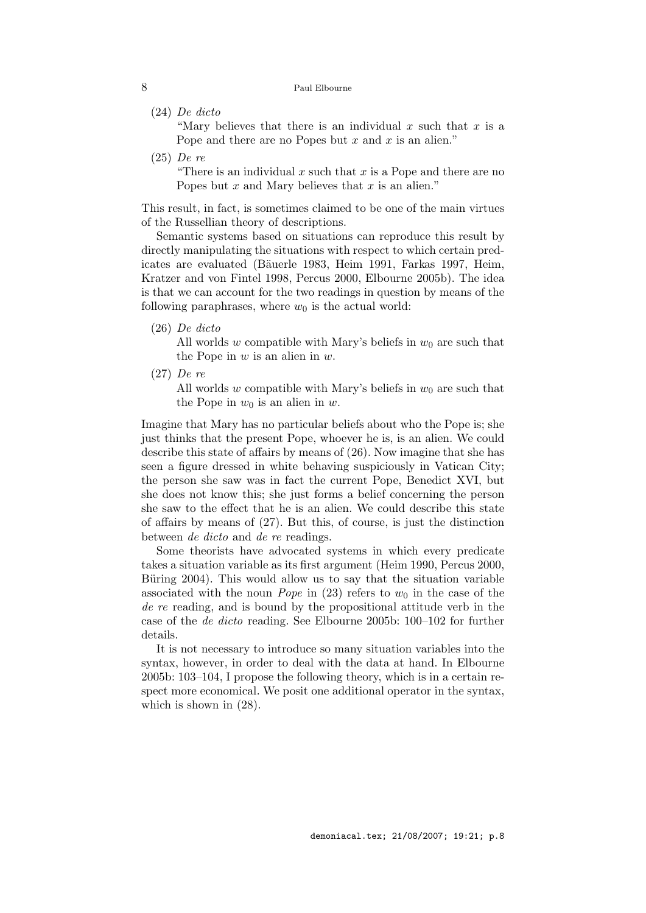(24) *De dicto*
"Mary believes that there is an individual $x$ such that $x$ is a Pope and there are no Popes but $x$ and $x$ is an alien."

(25) *De re*
"There is an individual $x$ such that $x$ is a Pope and there are no Popes but $x$ and Mary believes that $x$ is an alien."

This result, in fact, is sometimes claimed to be one of the main virtues of the Russellian theory of descriptions.

Semantic systems based on situations can reproduce this result by directly manipulating the situations with respect to which certain predicates are evaluated (Bäuerle 1983, Heim 1991, Farkas 1997, Heim, Kratzer and von Fintel 1998, Percus 2000, Elbourne 2005b). The idea is that we can account for the two readings in question by means of the following paraphrases, where $w_0$ is the actual world:

(26) *De dicto*
All worlds $w$ compatible with Mary's beliefs in $w_0$ are such that the Pope in $w$ is an alien in $w$.

(27) *De re*
All worlds $w$ compatible with Mary's beliefs in $w_0$ are such that the Pope in $w_0$ is an alien in $w$.

Imagine that Mary has no particular beliefs about who the Pope is; she just thinks that the present Pope, whoever he is, is an alien. We could describe this state of affairs by means of (26). Now imagine that she has seen a figure dressed in white behaving suspiciously in Vatican City; the person she saw was in fact the current Pope, Benedict XVI, but she does not know this; she just forms a belief concerning the person she saw to the effect that he is an alien. We could describe this state of affairs by means of (27). But this, of course, is just the distinction between *de dicto* and *de re* readings.

Some theorists have advocated systems in which every predicate takes a situation variable as its first argument (Heim 1990, Percus 2000, Büring 2004). This would allow us to say that the situation variable associated with the noun *Pope* in (23) refers to $w_0$ in the case of the *de re* reading, and is bound by the propositional attitude verb in the case of the *de dicto* reading. See Elbourne 2005b: 100–102 for further details.

It is not necessary to introduce so many situation variables into the syntax, however, in order to deal with the data at hand. In Elbourne 2005b: 103–104, I propose the following theory, which is in a certain respect more economical. We posit one additional operator in the syntax, which is shown in (28).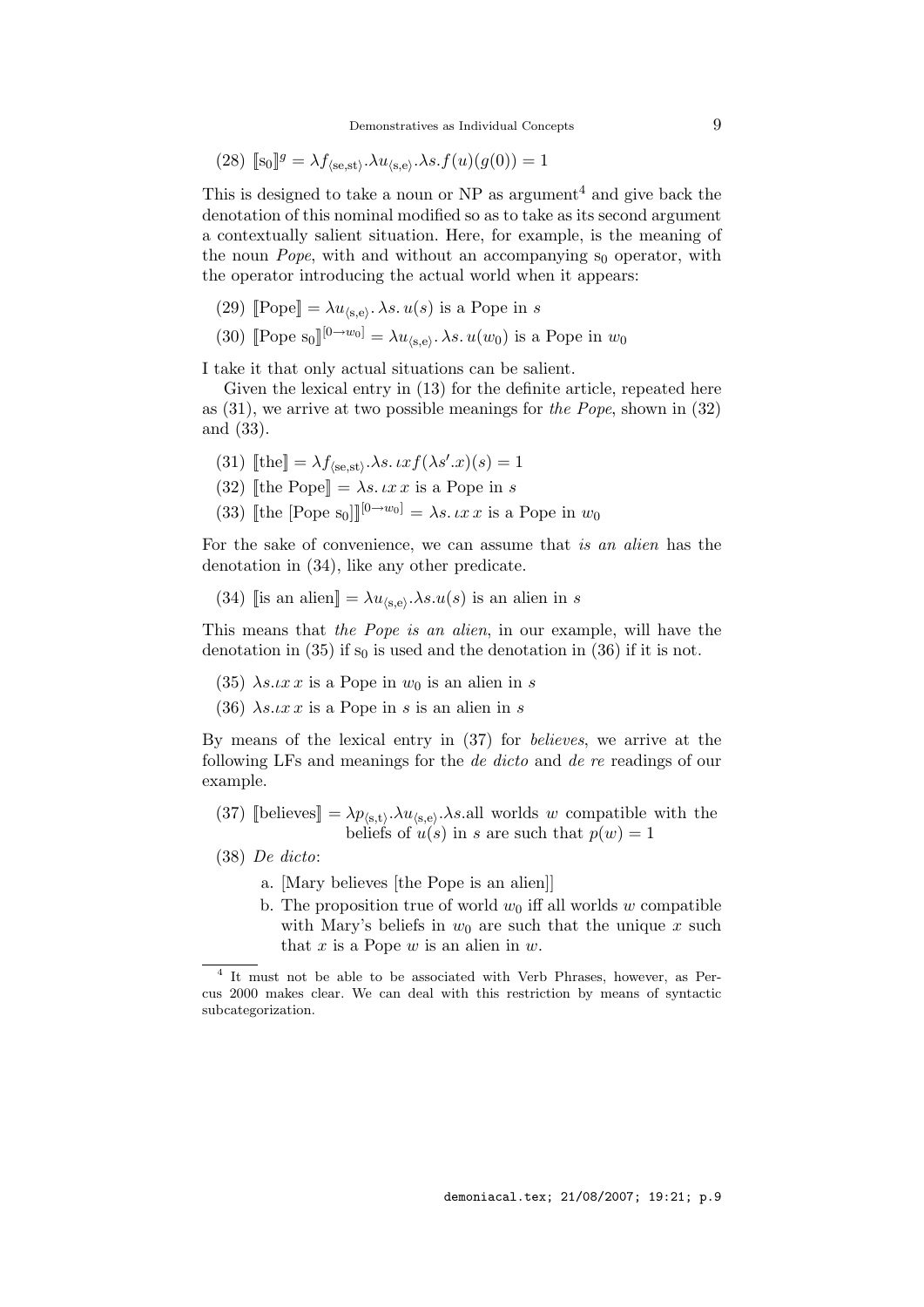(28) $[\![\mathrm{s}_0]\!]^g = \lambda f_{\langle \mathrm{se,st}\rangle}.\lambda u_{\langle \mathrm{s,e}\rangle}.\lambda s.f(u)(g(0)) = 1$

This is designed to take a noun or NP as argument[4] and give back the denotation of this nominal modified so as to take as its second argument a contextually salient situation. Here, for example, is the meaning of the noun *Pope*, with and without an accompanying $\mathrm{s}_0$ operator, with the operator introducing the actual world when it appears:

(29) $[\![\text{Pope}]\!] = \lambda u_{\langle \mathrm{s,e}\rangle}.\lambda s.\, u(s)$ is a Pope in $s$

(30) $[\![\text{Pope } \mathrm{s}_0]\!]^{[0\rightarrow w_0]} = \lambda u_{\langle \mathrm{s,e}\rangle}.\lambda s.\, u(w_0)$ is a Pope in $w_0$

I take it that only actual situations can be salient.

Given the lexical entry in (13) for the definite article, repeated here as (31), we arrive at two possible meanings for *the Pope*, shown in (32) and (33).

(31) $[\![\text{the}]\!] = \lambda f_{\langle \mathrm{se,st}\rangle}.\lambda s.\, \iota x f(\lambda s'.x)(s) = 1$

(32) $[\![\text{the Pope}]\!] = \lambda s.\, \iota x\, x$ is a Pope in $s$

(33) $[\![\text{the [Pope } \mathrm{s}_0]]\!]^{[0\rightarrow w_0]} = \lambda s.\, \iota x\, x$ is a Pope in $w_0$

For the sake of convenience, we can assume that *is an alien* has the denotation in (34), like any other predicate.

(34) $[\![\text{is an alien}]\!] = \lambda u_{\langle \mathrm{s,e}\rangle}.\lambda s.u(s)$ is an alien in $s$

This means that *the Pope is an alien*, in our example, will have the denotation in (35) if $\mathrm{s}_0$ is used and the denotation in (36) if it is not.

(35) $\lambda s.\iota x\, x$ is a Pope in $w_0$ is an alien in $s$

(36) $\lambda s.\iota x\, x$ is a Pope in $s$ is an alien in $s$

By means of the lexical entry in (37) for *believes*, we arrive at the following LFs and meanings for the *de dicto* and *de re* readings of our example.

(37) $[\![\text{believes}]\!] = \lambda p_{\langle \mathrm{s,t}\rangle}.\lambda u_{\langle \mathrm{s,e}\rangle}.\lambda s.$all worlds $w$ compatible with the beliefs of $u(s)$ in $s$ are such that $p(w) = 1$

(38) *De dicto*:

a. [Mary believes [the Pope is an alien]]

b. The proposition true of world $w_0$ iff all worlds $w$ compatible with Mary's beliefs in $w_0$ are such that the unique $x$ such that $x$ is a Pope $w$ is an alien in $w$.

---

[4] It must not be able to be associated with Verb Phrases, however, as Percus 2000 makes clear. We can deal with this restriction by means of syntactic subcategorization.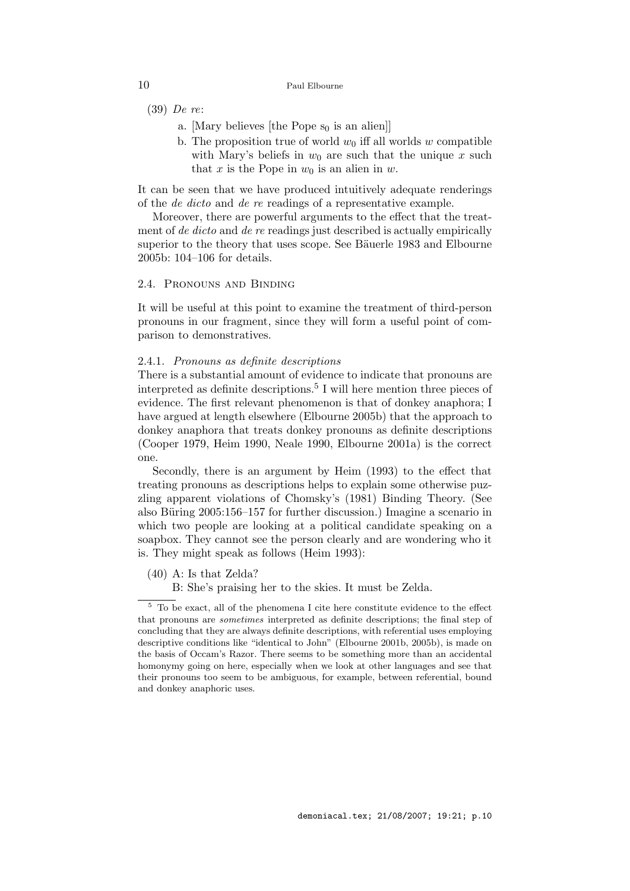(39) *De re*:

a. [Mary believes [the Pope $s_0$ is an alien]]

b. The proposition true of world $w_0$ iff all worlds $w$ compatible with Mary's beliefs in $w_0$ are such that the unique $x$ such that $x$ is the Pope in $w_0$ is an alien in $w$.

It can be seen that we have produced intuitively adequate renderings of the *de dicto* and *de re* readings of a representative example.

Moreover, there are powerful arguments to the effect that the treatment of *de dicto* and *de re* readings just described is actually empirically superior to the theory that uses scope. See Bäuerle 1983 and Elbourne 2005b: 104–106 for details.

### 2.4. Pronouns and Binding

It will be useful at this point to examine the treatment of third-person pronouns in our fragment, since they will form a useful point of comparison to demonstratives.

#### 2.4.1. *Pronouns as definite descriptions*

There is a substantial amount of evidence to indicate that pronouns are interpreted as definite descriptions.[5] I will here mention three pieces of evidence. The first relevant phenomenon is that of donkey anaphora; I have argued at length elsewhere (Elbourne 2005b) that the approach to donkey anaphora that treats donkey pronouns as definite descriptions (Cooper 1979, Heim 1990, Neale 1990, Elbourne 2001a) is the correct one.

Secondly, there is an argument by Heim (1993) to the effect that treating pronouns as descriptions helps to explain some otherwise puzzling apparent violations of Chomsky's (1981) Binding Theory. (See also Büring 2005:156–157 for further discussion.) Imagine a scenario in which two people are looking at a political candidate speaking on a soapbox. They cannot see the person clearly and are wondering who it is. They might speak as follows (Heim 1993):

(40) A: Is that Zelda?
B: She's praising her to the skies. It must be Zelda.

[5] To be exact, all of the phenomena I cite here constitute evidence to the effect that pronouns are *sometimes* interpreted as definite descriptions; the final step of concluding that they are always definite descriptions, with referential uses employing descriptive conditions like "identical to John" (Elbourne 2001b, 2005b), is made on the basis of Occam's Razor. There seems to be something more than an accidental homonymy going on here, especially when we look at other languages and see that their pronouns too seem to be ambiguous, for example, between referential, bound and donkey anaphoric uses.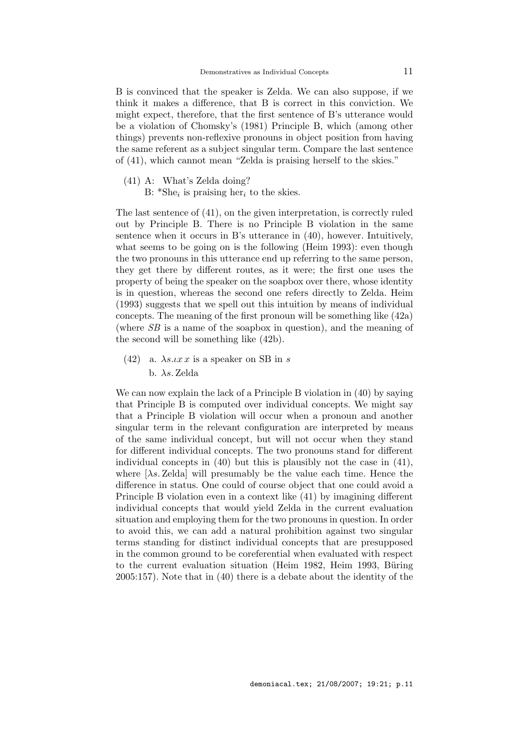B is convinced that the speaker is Zelda. We can also suppose, if we think it makes a difference, that B is correct in this conviction. We might expect, therefore, that the first sentence of B's utterance would be a violation of Chomsky's (1981) Principle B, which (among other things) prevents non-reflexive pronouns in object position from having the same referent as a subject singular term. Compare the last sentence of (41), which cannot mean "Zelda is praising herself to the skies."

(41) A: What's Zelda doing?
  B: *She$_i$ is praising her$_i$ to the skies.

The last sentence of (41), on the given interpretation, is correctly ruled out by Principle B. There is no Principle B violation in the same sentence when it occurs in B's utterance in (40), however. Intuitively, what seems to be going on is the following (Heim 1993): even though the two pronouns in this utterance end up referring to the same person, they get there by different routes, as it were; the first one uses the property of being the speaker on the soapbox over there, whose identity is in question, whereas the second one refers directly to Zelda. Heim (1993) suggests that we spell out this intuition by means of individual concepts. The meaning of the first pronoun will be something like (42a) (where *SB* is a name of the soapbox in question), and the meaning of the second will be something like (42b).

(42) a. $\lambda s.\iota x\, x$ is a speaker on SB in $s$
  b. $\lambda s.$ Zelda

We can now explain the lack of a Principle B violation in (40) by saying that Principle B is computed over individual concepts. We might say that a Principle B violation will occur when a pronoun and another singular term in the relevant configuration are interpreted by means of the same individual concept, but will not occur when they stand for different individual concepts. The two pronouns stand for different individual concepts in (40) but this is plausibly not the case in (41), where [$\lambda s.$ Zelda] will presumably be the value each time. Hence the difference in status. One could of course object that one could avoid a Principle B violation even in a context like (41) by imagining different individual concepts that would yield Zelda in the current evaluation situation and employing them for the two pronouns in question. In order to avoid this, we can add a natural prohibition against two singular terms standing for distinct individual concepts that are presupposed in the common ground to be coreferential when evaluated with respect to the current evaluation situation (Heim 1982, Heim 1993, Büring 2005:157). Note that in (40) there is a debate about the identity of the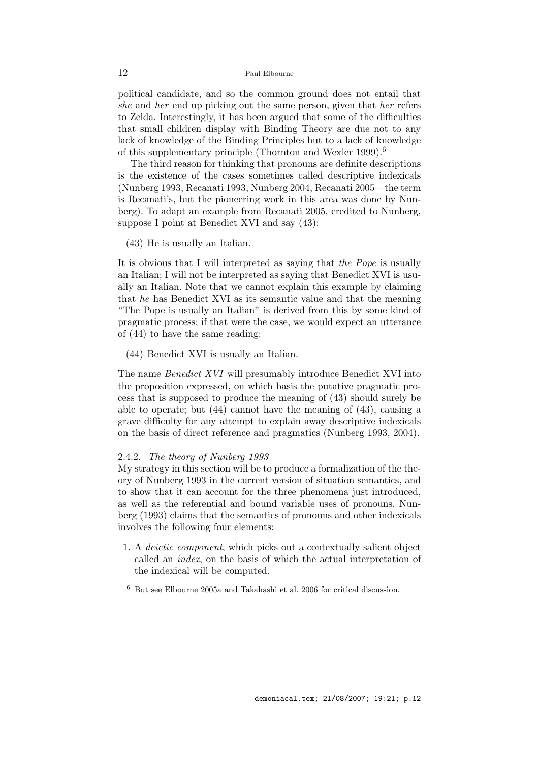political candidate, and so the common ground does not entail that *she* and *her* end up picking out the same person, given that *her* refers to Zelda. Interestingly, it has been argued that some of the difficulties that small children display with Binding Theory are due not to any lack of knowledge of the Binding Principles but to a lack of knowledge of this supplementary principle (Thornton and Wexler 1999).[6]

The third reason for thinking that pronouns are definite descriptions is the existence of the cases sometimes called descriptive indexicals (Nunberg 1993, Recanati 1993, Nunberg 2004, Recanati 2005—the term is Recanati's, but the pioneering work in this area was done by Nunberg). To adapt an example from Recanati 2005, credited to Nunberg, suppose I point at Benedict XVI and say (43):

(43) He is usually an Italian.

It is obvious that I will interpreted as saying that *the Pope* is usually an Italian; I will not be interpreted as saying that Benedict XVI is usually an Italian. Note that we cannot explain this example by claiming that *he* has Benedict XVI as its semantic value and that the meaning "The Pope is usually an Italian" is derived from this by some kind of pragmatic process; if that were the case, we would expect an utterance of (44) to have the same reading:

(44) Benedict XVI is usually an Italian.

The name *Benedict XVI* will presumably introduce Benedict XVI into the proposition expressed, on which basis the putative pragmatic process that is supposed to produce the meaning of (43) should surely be able to operate; but (44) cannot have the meaning of (43), causing a grave difficulty for any attempt to explain away descriptive indexicals on the basis of direct reference and pragmatics (Nunberg 1993, 2004).

#### 2.4.2. *The theory of Nunberg 1993*

My strategy in this section will be to produce a formalization of the theory of Nunberg 1993 in the current version of situation semantics, and to show that it can account for the three phenomena just introduced, as well as the referential and bound variable uses of pronouns. Nunberg (1993) claims that the semantics of pronouns and other indexicals involves the following four elements:

1. A *deictic component*, which picks out a contextually salient object called an *index*, on the basis of which the actual interpretation of the indexical will be computed.

[6] But see Elbourne 2005a and Takahashi et al. 2006 for critical discussion.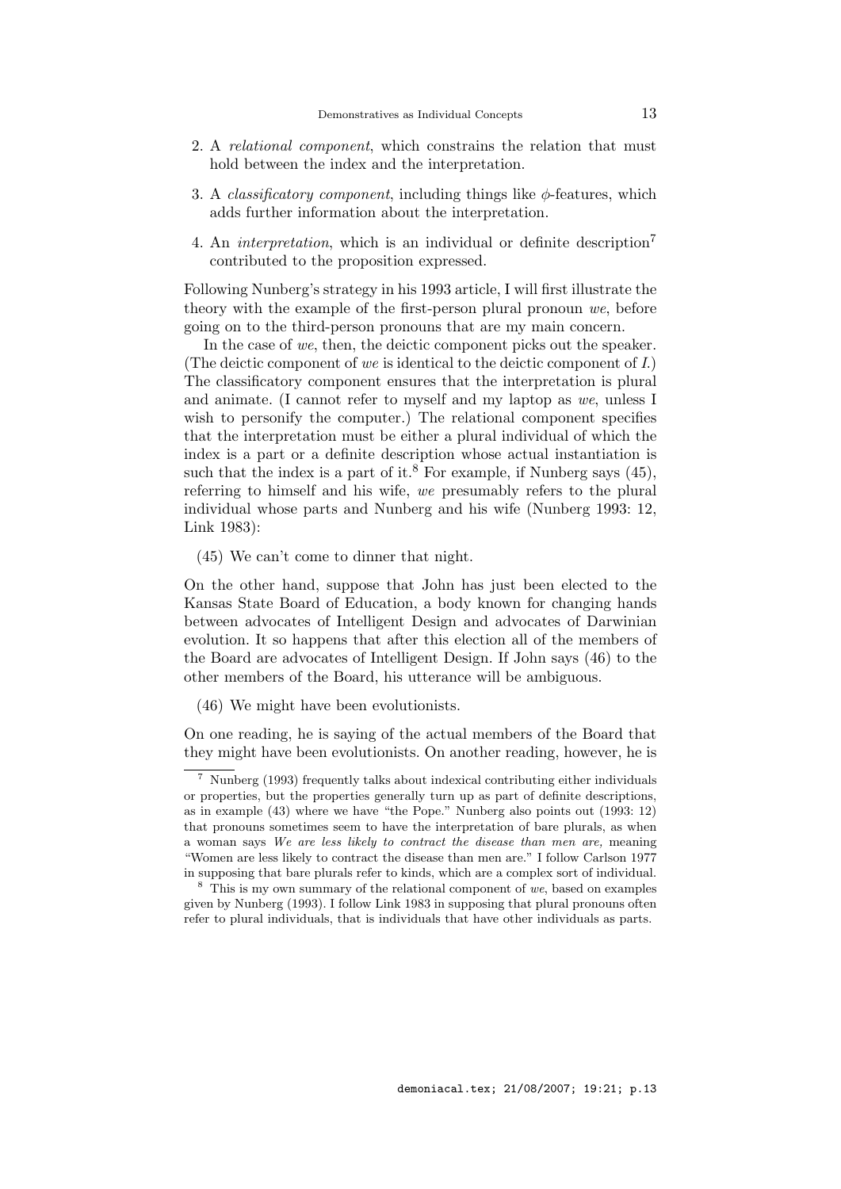2. A *relational component*, which constrains the relation that must hold between the index and the interpretation.

3. A *classificatory component*, including things like $\phi$-features, which adds further information about the interpretation.

4. An *interpretation*, which is an individual or definite description[7] contributed to the proposition expressed.

Following Nunberg's strategy in his 1993 article, I will first illustrate the theory with the example of the first-person plural pronoun *we*, before going on to the third-person pronouns that are my main concern.

In the case of *we*, then, the deictic component picks out the speaker. (The deictic component of *we* is identical to the deictic component of *I*.) The classificatory component ensures that the interpretation is plural and animate. (I cannot refer to myself and my laptop as *we*, unless I wish to personify the computer.) The relational component specifies that the interpretation must be either a plural individual of which the index is a part or a definite description whose actual instantiation is such that the index is a part of it.[8] For example, if Nunberg says (45), referring to himself and his wife, *we* presumably refers to the plural individual whose parts and Nunberg and his wife (Nunberg 1993: 12, Link 1983):

(45) We can't come to dinner that night.

On the other hand, suppose that John has just been elected to the Kansas State Board of Education, a body known for changing hands between advocates of Intelligent Design and advocates of Darwinian evolution. It so happens that after this election all of the members of the Board are advocates of Intelligent Design. If John says (46) to the other members of the Board, his utterance will be ambiguous.

(46) We might have been evolutionists.

On one reading, he is saying of the actual members of the Board that they might have been evolutionists. On another reading, however, he is

---

[7] Nunberg (1993) frequently talks about indexical contributing either individuals or properties, but the properties generally turn up as part of definite descriptions, as in example (43) where we have "the Pope." Nunberg also points out (1993: 12) that pronouns sometimes seem to have the interpretation of bare plurals, as when a woman says *We are less likely to contract the disease than men are,* meaning "Women are less likely to contract the disease than men are." I follow Carlson 1977 in supposing that bare plurals refer to kinds, which are a complex sort of individual.

[8] This is my own summary of the relational component of *we*, based on examples given by Nunberg (1993). I follow Link 1983 in supposing that plural pronouns often refer to plural individuals, that is individuals that have other individuals as parts.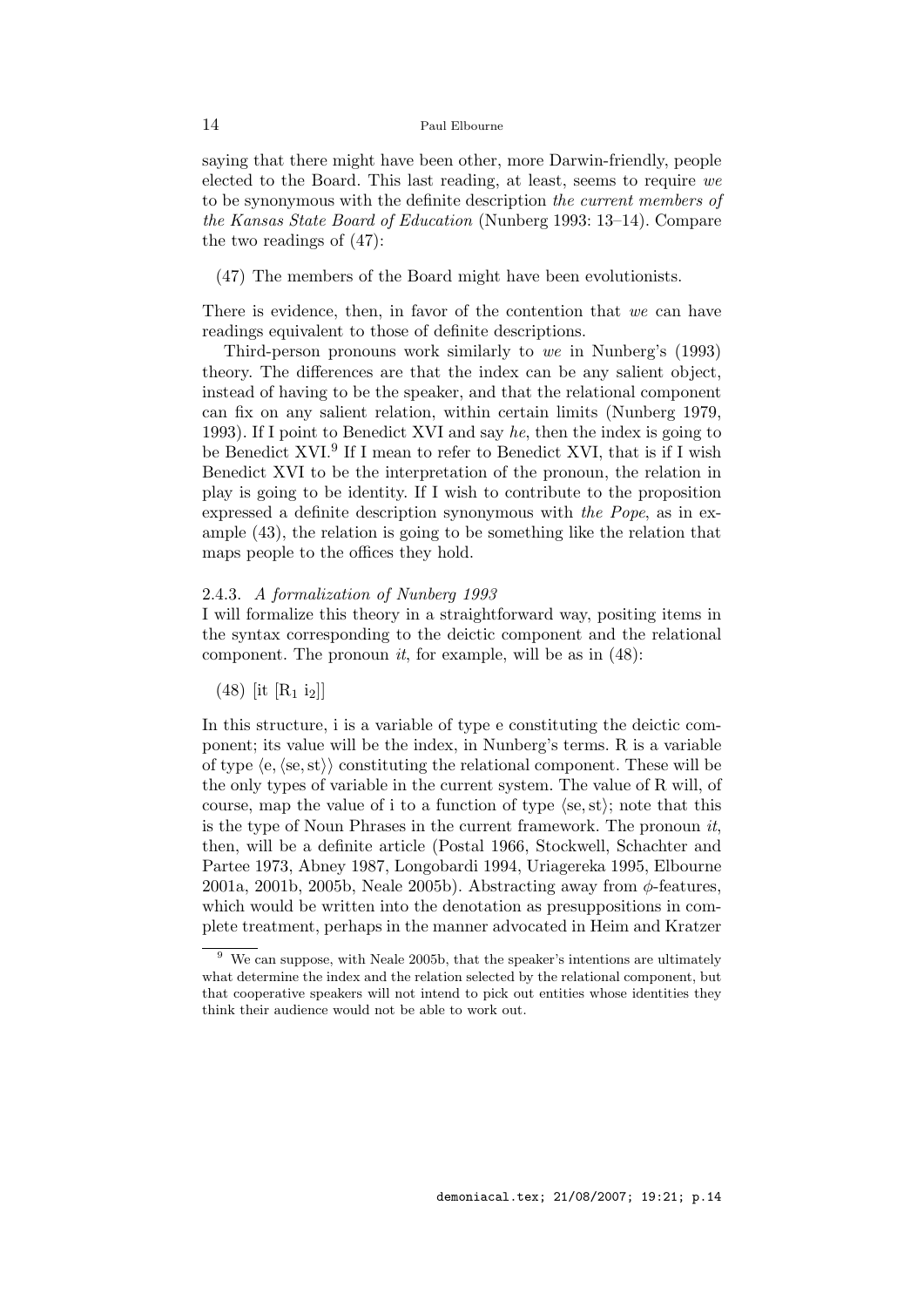saying that there might have been other, more Darwin-friendly, people elected to the Board. This last reading, at least, seems to require *we* to be synonymous with the definite description *the current members of the Kansas State Board of Education* (Nunberg 1993: 13–14). Compare the two readings of (47):

(47) The members of the Board might have been evolutionists.

There is evidence, then, in favor of the contention that *we* can have readings equivalent to those of definite descriptions.

Third-person pronouns work similarly to *we* in Nunberg's (1993) theory. The differences are that the index can be any salient object, instead of having to be the speaker, and that the relational component can fix on any salient relation, within certain limits (Nunberg 1979, 1993). If I point to Benedict XVI and say *he*, then the index is going to be Benedict XVI.[9] If I mean to refer to Benedict XVI, that is if I wish Benedict XVI to be the interpretation of the pronoun, the relation in play is going to be identity. If I wish to contribute to the proposition expressed a definite description synonymous with *the Pope*, as in example (43), the relation is going to be something like the relation that maps people to the offices they hold.

### 2.4.3. *A formalization of Nunberg 1993*

I will formalize this theory in a straightforward way, positing items in the syntax corresponding to the deictic component and the relational component. The pronoun *it*, for example, will be as in (48):

(48) [it [$R_1$ $i_2$]]

In this structure, i is a variable of type e constituting the deictic component; its value will be the index, in Nunberg's terms. R is a variable of type $\langle e, \langle se, st \rangle \rangle$ constituting the relational component. These will be the only types of variable in the current system. The value of R will, of course, map the value of i to a function of type $\langle se, st \rangle$; note that this is the type of Noun Phrases in the current framework. The pronoun *it*, then, will be a definite article (Postal 1966, Stockwell, Schachter and Partee 1973, Abney 1987, Longobardi 1994, Uriagereka 1995, Elbourne 2001a, 2001b, 2005b, Neale 2005b). Abstracting away from $\phi$-features, which would be written into the denotation as presuppositions in complete treatment, perhaps in the manner advocated in Heim and Kratzer

[9] We can suppose, with Neale 2005b, that the speaker's intentions are ultimately what determine the index and the relation selected by the relational component, but that cooperative speakers will not intend to pick out entities whose identities they think their audience would not be able to work out.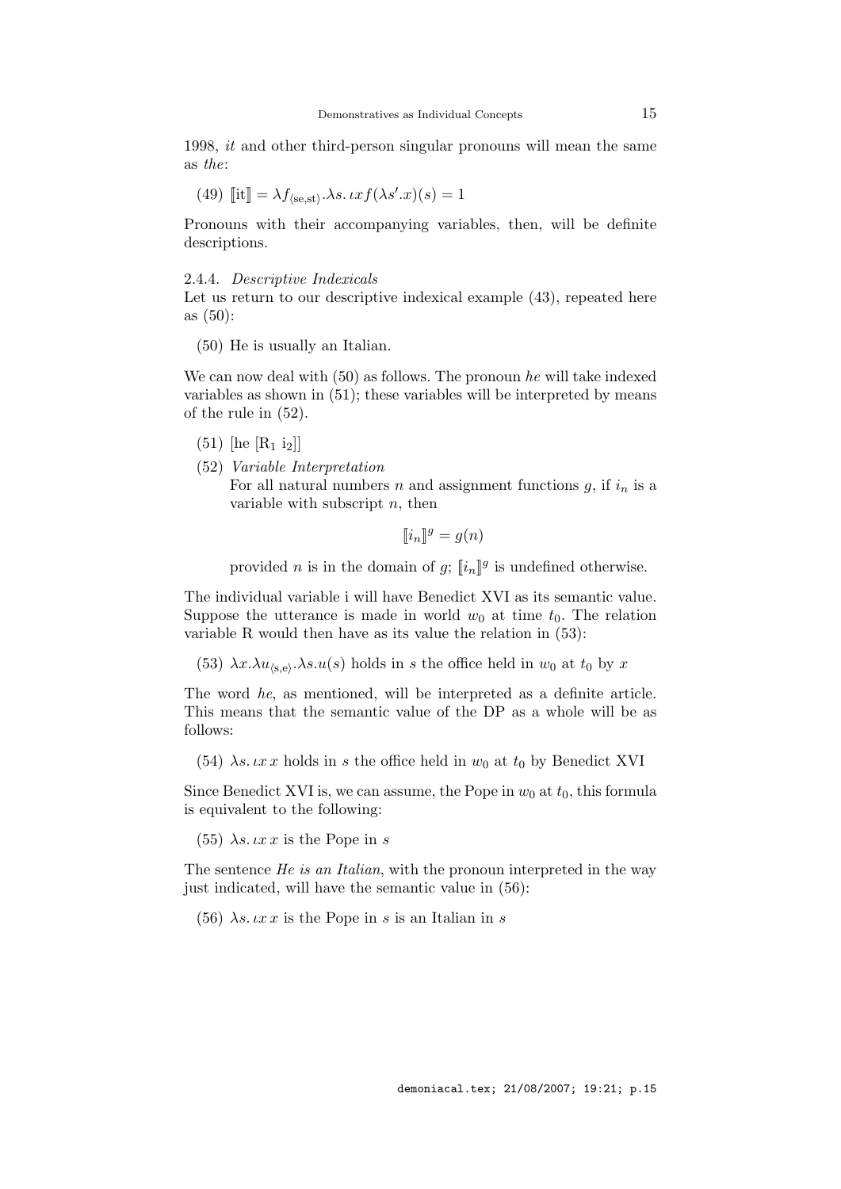1998, *it* and other third-person singular pronouns will mean the same as *the*:

(49) $[\![\text{it}]\!] = \lambda f_{\langle \text{se,st} \rangle}.\lambda s.\, \iota x f(\lambda s'.x)(s) = 1$

Pronouns with their accompanying variables, then, will be definite descriptions.

### 2.4.4. *Descriptive Indexicals*

Let us return to our descriptive indexical example (43), repeated here as (50):

(50) He is usually an Italian.

We can now deal with (50) as follows. The pronoun *he* will take indexed variables as shown in (51); these variables will be interpreted by means of the rule in (52).

(51) [he [$\text{R}_1$ $\text{i}_2$]]

(52) *Variable Interpretation*
For all natural numbers $n$ and assignment functions $g$, if $i_n$ is a variable with subscript $n$, then

$$[\![i_n]\!]^g = g(n)$$

provided $n$ is in the domain of $g$; $[\![i_n]\!]^g$ is undefined otherwise.

The individual variable i will have Benedict XVI as its semantic value. Suppose the utterance is made in world $w_0$ at time $t_0$. The relation variable R would then have as its value the relation in (53):

(53) $\lambda x.\lambda u_{\langle \text{s,e} \rangle}.\lambda s.u(s)$ holds in $s$ the office held in $w_0$ at $t_0$ by $x$

The word *he*, as mentioned, will be interpreted as a definite article. This means that the semantic value of the DP as a whole will be as follows:

(54) $\lambda s.\, \iota x\, x$ holds in $s$ the office held in $w_0$ at $t_0$ by Benedict XVI

Since Benedict XVI is, we can assume, the Pope in $w_0$ at $t_0$, this formula is equivalent to the following:

(55) $\lambda s.\, \iota x\, x$ is the Pope in $s$

The sentence *He is an Italian*, with the pronoun interpreted in the way just indicated, will have the semantic value in (56):

(56) $\lambda s.\, \iota x\, x$ is the Pope in $s$ is an Italian in $s$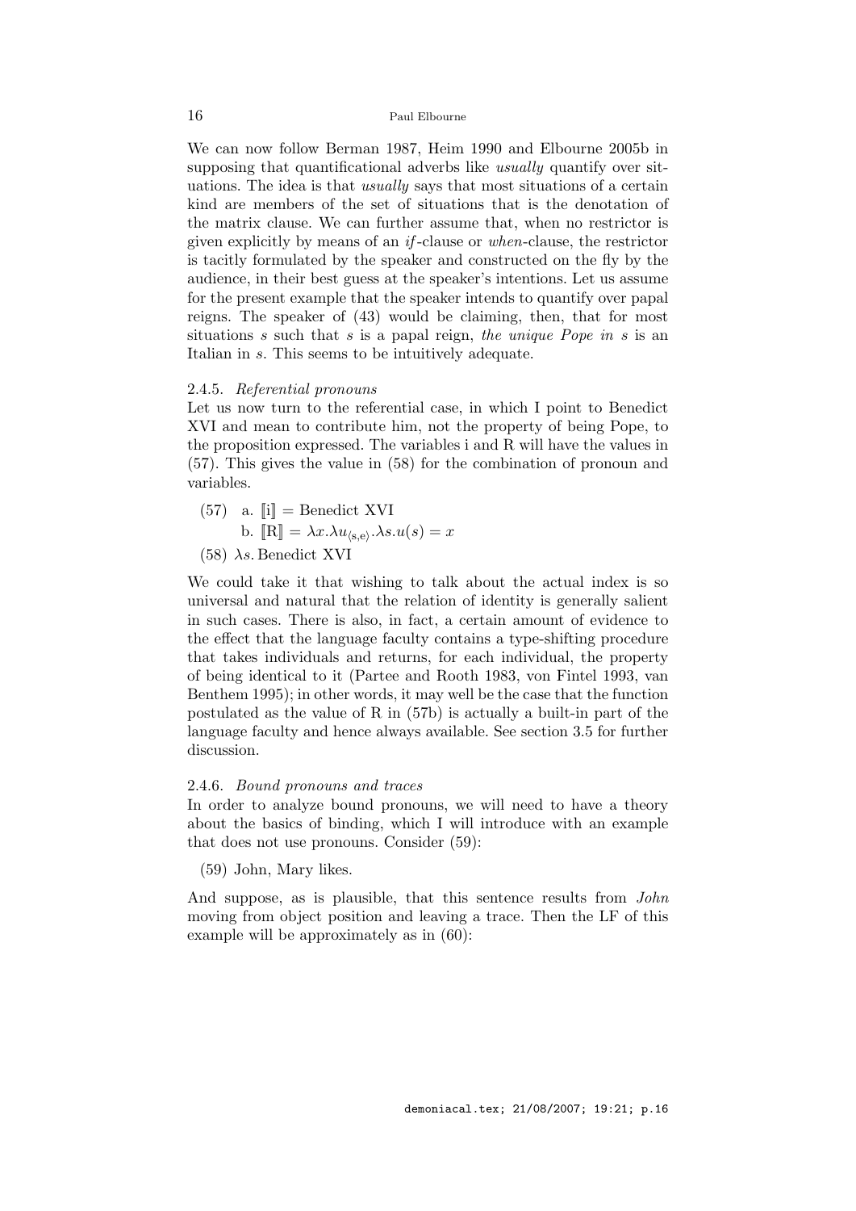We can now follow Berman 1987, Heim 1990 and Elbourne 2005b in supposing that quantificational adverbs like *usually* quantify over situations. The idea is that *usually* says that most situations of a certain kind are members of the set of situations that is the denotation of the matrix clause. We can further assume that, when no restrictor is given explicitly by means of an *if*-clause or *when*-clause, the restrictor is tacitly formulated by the speaker and constructed on the fly by the audience, in their best guess at the speaker's intentions. Let us assume for the present example that the speaker intends to quantify over papal reigns. The speaker of (43) would be claiming, then, that for most situations $s$ such that $s$ is a papal reign, *the unique Pope in s* is an Italian in $s$. This seems to be intuitively adequate.

#### 2.4.5. *Referential pronouns*

Let us now turn to the referential case, in which I point to Benedict XVI and mean to contribute him, not the property of being Pope, to the proposition expressed. The variables i and R will have the values in (57). This gives the value in (58) for the combination of pronoun and variables.

(57) a. $[\![\mathrm{i}]\!] =$ Benedict XVI

b. $[\![\mathrm{R}]\!] = \lambda x.\lambda u_{\langle s,e\rangle}.\lambda s.u(s) = x$

(58) $\lambda s.$ Benedict XVI

We could take it that wishing to talk about the actual index is so universal and natural that the relation of identity is generally salient in such cases. There is also, in fact, a certain amount of evidence to the effect that the language faculty contains a type-shifting procedure that takes individuals and returns, for each individual, the property of being identical to it (Partee and Rooth 1983, von Fintel 1993, van Benthem 1995); in other words, it may well be the case that the function postulated as the value of R in (57b) is actually a built-in part of the language faculty and hence always available. See section 3.5 for further discussion.

#### 2.4.6. *Bound pronouns and traces*

In order to analyze bound pronouns, we will need to have a theory about the basics of binding, which I will introduce with an example that does not use pronouns. Consider (59):

(59) John, Mary likes.

And suppose, as is plausible, that this sentence results from *John* moving from object position and leaving a trace. Then the LF of this example will be approximately as in (60):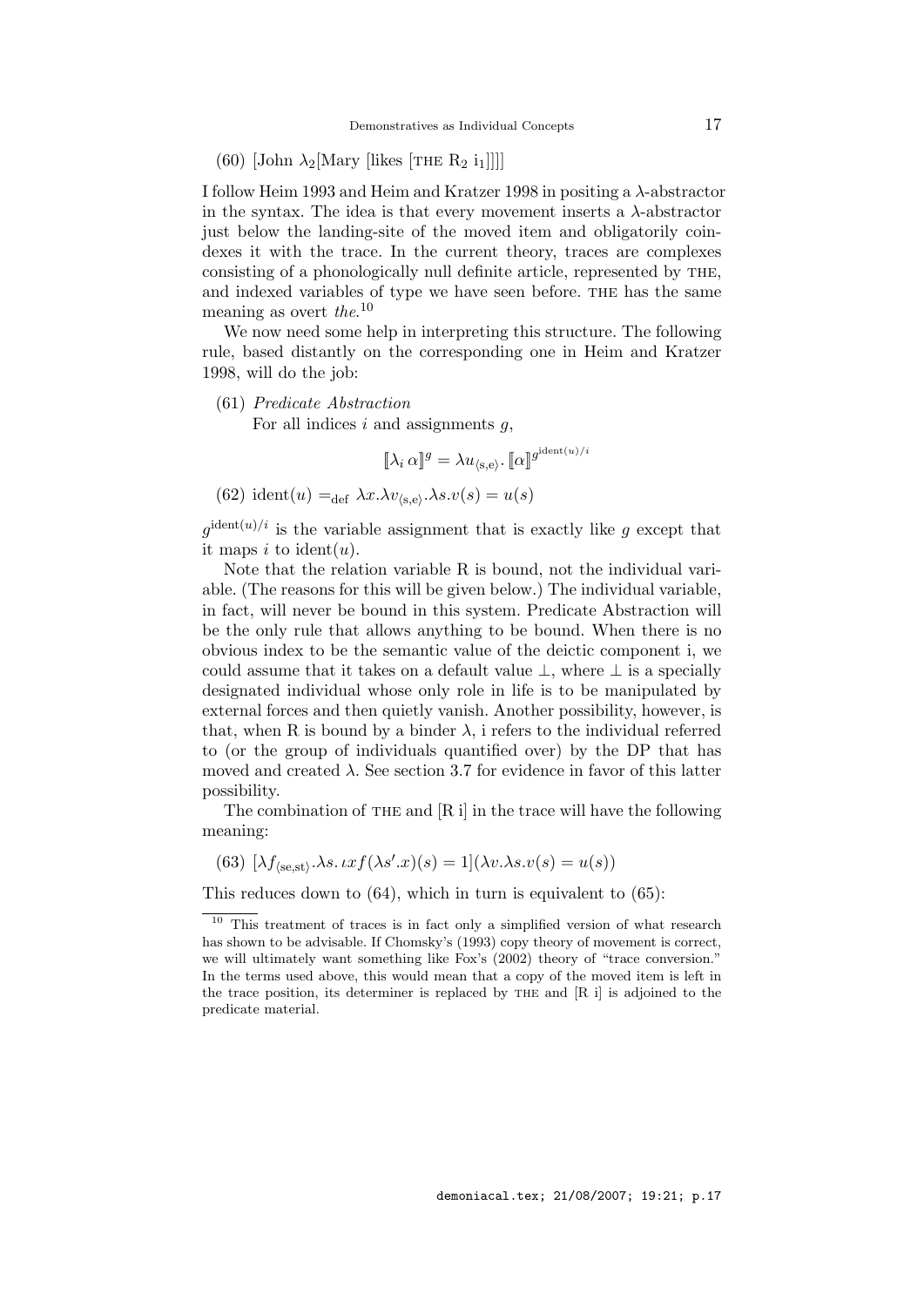(60) [John $\lambda_2$[Mary [likes [THE $R_2$ $i_1$]]]]

I follow Heim 1993 and Heim and Kratzer 1998 in positing a $\lambda$-abstractor in the syntax. The idea is that every movement inserts a $\lambda$-abstractor just below the landing-site of the moved item and obligatorily coindexes it with the trace. In the current theory, traces are complexes consisting of a phonologically null definite article, represented by THE, and indexed variables of type we have seen before. THE has the same meaning as overt *the*.[10]

We now need some help in interpreting this structure. The following rule, based distantly on the corresponding one in Heim and Kratzer 1998, will do the job:

(61) *Predicate Abstraction*

For all indices $i$ and assignments $g$,

$$[\![\lambda_i\, \alpha]\!]^g = \lambda u_{\langle s,e\rangle}.\, [\![\alpha]\!]^{g^{\mathrm{ident}(u)/i}}$$

(62) $\mathrm{ident}(u) =_{\mathrm{def}} \lambda x.\lambda v_{\langle s,e\rangle}.\lambda s.v(s) = u(s)$

$g^{\mathrm{ident}(u)/i}$ is the variable assignment that is exactly like $g$ except that it maps $i$ to $\mathrm{ident}(u)$.

Note that the relation variable R is bound, not the individual variable. (The reasons for this will be given below.) The individual variable, in fact, will never be bound in this system. Predicate Abstraction will be the only rule that allows anything to be bound. When there is no obvious index to be the semantic value of the deictic component i, we could assume that it takes on a default value $\perp$, where $\perp$ is a specially designated individual whose only role in life is to be manipulated by external forces and then quietly vanish. Another possibility, however, is that, when R is bound by a binder $\lambda$, i refers to the individual referred to (or the group of individuals quantified over) by the DP that has moved and created $\lambda$. See section 3.7 for evidence in favor of this latter possibility.

The combination of THE and [R i] in the trace will have the following meaning:

(63) $[\lambda f_{\langle se,st\rangle}.\lambda s.\,\iota x f(\lambda s'.x)(s) = 1](\lambda v.\lambda s.v(s) = u(s))$

This reduces down to (64), which in turn is equivalent to (65):

[10] This treatment of traces is in fact only a simplified version of what research has shown to be advisable. If Chomsky's (1993) copy theory of movement is correct, we will ultimately want something like Fox's (2002) theory of "trace conversion." In the terms used above, this would mean that a copy of the moved item is left in the trace position, its determiner is replaced by THE and [R i] is adjoined to the predicate material.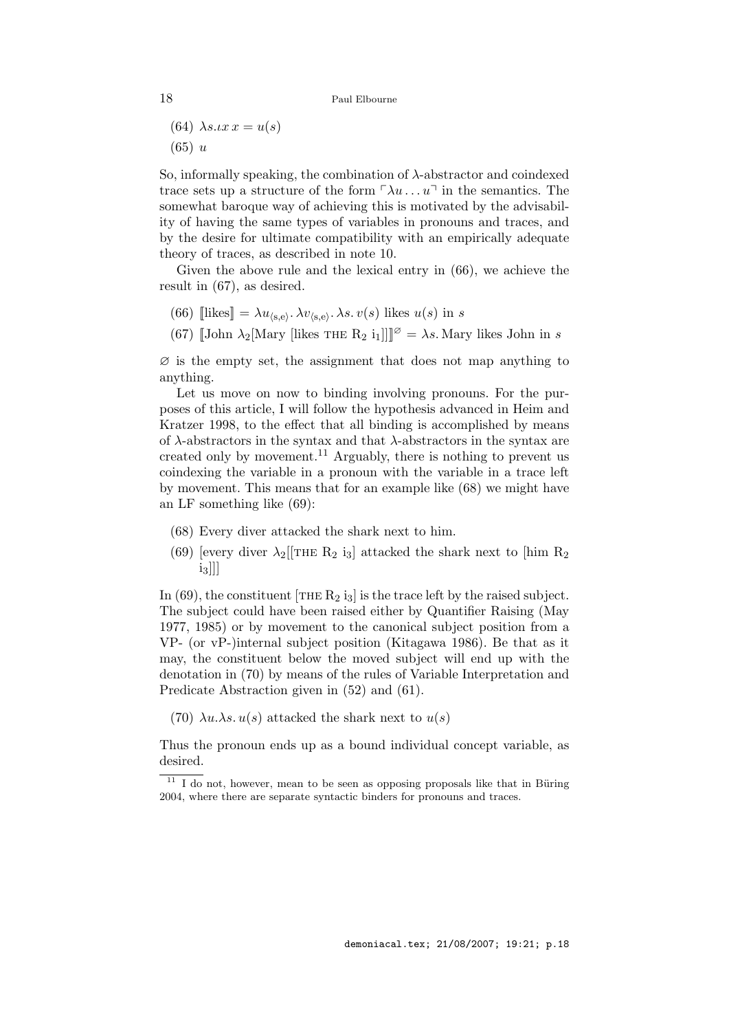(64) $\lambda s.\iota x\, x = u(s)$

(65) $u$

So, informally speaking, the combination of λ-abstractor and coindexed trace sets up a structure of the form $\ulcorner \lambda u \ldots u \urcorner$ in the semantics. The somewhat baroque way of achieving this is motivated by the advisability of having the same types of variables in pronouns and traces, and by the desire for ultimate compatibility with an empirically adequate theory of traces, as described in note 10.

Given the above rule and the lexical entry in (66), we achieve the result in (67), as desired.

(66) $[\![\text{likes}]\!] = \lambda u_{\langle s,e\rangle}.\, \lambda v_{\langle s,e\rangle}.\, \lambda s.\, v(s)$ likes $u(s)$ in $s$

(67) $[\![\text{John } \lambda_2[\text{Mary [likes THE } R_2 \text{ i}_1]]]\!]^{\varnothing} = \lambda s.$ Mary likes John in $s$

$\varnothing$ is the empty set, the assignment that does not map anything to anything.

Let us move on now to binding involving pronouns. For the purposes of this article, I will follow the hypothesis advanced in Heim and Kratzer 1998, to the effect that all binding is accomplished by means of λ-abstractors in the syntax and that λ-abstractors in the syntax are created only by movement.[11] Arguably, there is nothing to prevent us coindexing the variable in a pronoun with the variable in a trace left by movement. This means that for an example like (68) we might have an LF something like (69):

(68) Every diver attacked the shark next to him.

(69) [every diver $\lambda_2$[[THE $R_2$ $i_3$] attacked the shark next to [him $R_2$ $i_3$]]]

In (69), the constituent [THE $R_2$ $i_3$] is the trace left by the raised subject. The subject could have been raised either by Quantifier Raising (May 1977, 1985) or by movement to the canonical subject position from a VP- (or vP-)internal subject position (Kitagawa 1986). Be that as it may, the constituent below the moved subject will end up with the denotation in (70) by means of the rules of Variable Interpretation and Predicate Abstraction given in (52) and (61).

(70) $\lambda u.\lambda s.\, u(s)$ attacked the shark next to $u(s)$

Thus the pronoun ends up as a bound individual concept variable, as desired.

[11] I do not, however, mean to be seen as opposing proposals like that in Büring 2004, where there are separate syntactic binders for pronouns and traces.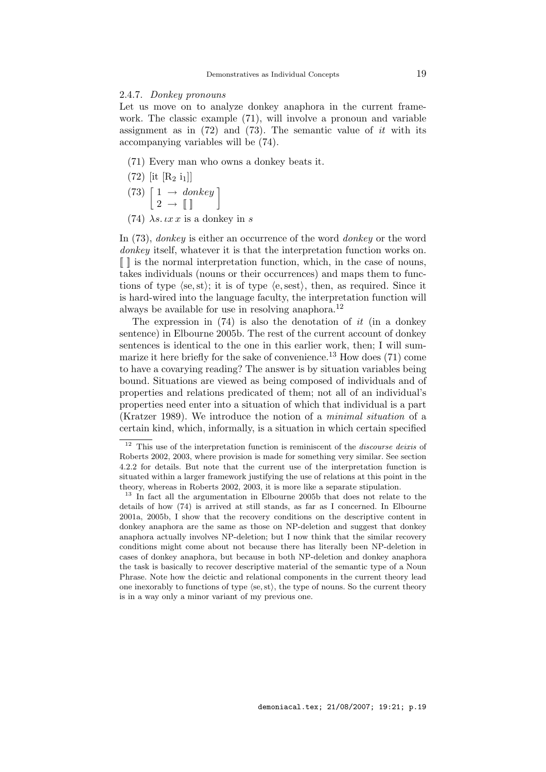### 2.4.7. *Donkey pronouns*

Let us move on to analyze donkey anaphora in the current framework. The classic example (71), will involve a pronoun and variable assignment as in (72) and (73). The semantic value of *it* with its accompanying variables will be (74).

(71) Every man who owns a donkey beats it.

(72) [it [$R_2$ $i_1$]]

(73) $\begin{bmatrix} 1 \rightarrow \textit{donkey} \\ 2 \rightarrow [\![\,]\!] \end{bmatrix}$

(74) $\lambda s.\, \iota x\, x$ is a donkey in $s$

In (73), *donkey* is either an occurrence of the word *donkey* or the word *donkey* itself, whatever it is that the interpretation function works on. $[\![\,]\!]$ is the normal interpretation function, which, in the case of nouns, takes individuals (nouns or their occurrences) and maps them to functions of type $\langle \mathrm{se}, \mathrm{st} \rangle$; it is of type $\langle \mathrm{e}, \mathrm{sest} \rangle$, then, as required. Since it is hard-wired into the language faculty, the interpretation function will always be available for use in resolving anaphora.[12]

The expression in (74) is also the denotation of *it* (in a donkey sentence) in Elbourne 2005b. The rest of the current account of donkey sentences is identical to the one in this earlier work, then; I will summarize it here briefly for the sake of convenience.[13] How does (71) come to have a covarying reading? The answer is by situation variables being bound. Situations are viewed as being composed of individuals and of properties and relations predicated of them; not all of an individual's properties need enter into a situation of which that individual is a part (Kratzer 1989). We introduce the notion of a *minimal situation* of a certain kind, which, informally, is a situation in which certain specified

---

[12] This use of the interpretation function is reminiscent of the *discourse deixis* of Roberts 2002, 2003, where provision is made for something very similar. See section 4.2.2 for details. But note that the current use of the interpretation function is situated within a larger framework justifying the use of relations at this point in the theory, whereas in Roberts 2002, 2003, it is more like a separate stipulation.

[13] In fact all the argumentation in Elbourne 2005b that does not relate to the details of how (74) is arrived at still stands, as far as I concerned. In Elbourne 2001a, 2005b, I show that the recovery conditions on the descriptive content in donkey anaphora are the same as those on NP-deletion and suggest that donkey anaphora actually involves NP-deletion; but I now think that the similar recovery conditions might come about not because there has literally been NP-deletion in cases of donkey anaphora, but because in both NP-deletion and donkey anaphora the task is basically to recover descriptive material of the semantic type of a Noun Phrase. Note how the deictic and relational components in the current theory lead one inexorably to functions of type $\langle \mathrm{se}, \mathrm{st} \rangle$, the type of nouns. So the current theory is in a way only a minor variant of my previous one.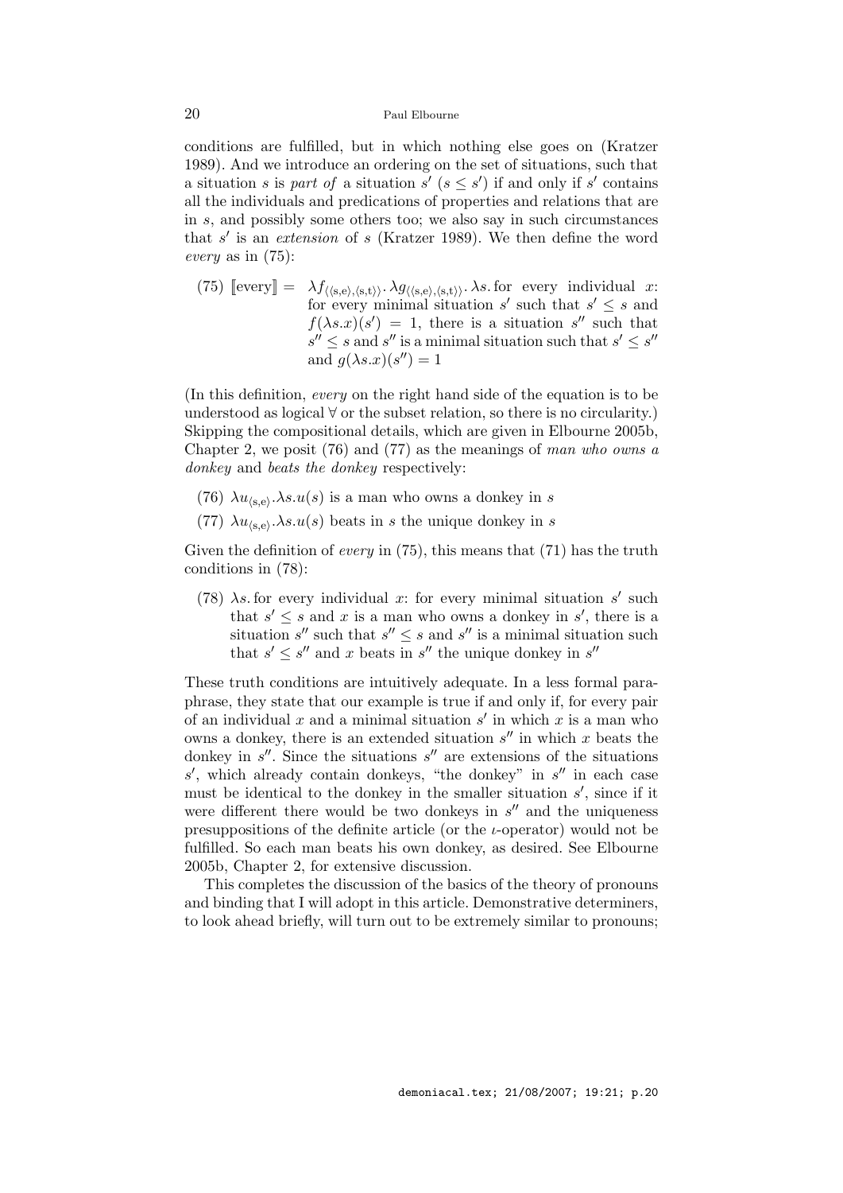conditions are fulfilled, but in which nothing else goes on (Kratzer 1989). And we introduce an ordering on the set of situations, such that a situation $s$ is *part of* a situation $s'$ ($s \leq s'$) if and only if $s'$ contains all the individuals and predications of properties and relations that are in $s$, and possibly some others too; we also say in such circumstances that $s'$ is an *extension* of $s$ (Kratzer 1989). We then define the word *every* as in (75):

(75) $[\![\text{every}]\!] = \lambda f_{\langle\langle s,e\rangle,\langle s,t\rangle\rangle}.\, \lambda g_{\langle\langle s,e\rangle,\langle s,t\rangle\rangle}.\, \lambda s.$ for every individual $x$: for every minimal situation $s'$ such that $s' \leq s$ and $f(\lambda s.x)(s') = 1$, there is a situation $s''$ such that $s'' \leq s$ and $s''$ is a minimal situation such that $s' \leq s''$ and $g(\lambda s.x)(s'') = 1$

(In this definition, *every* on the right hand side of the equation is to be understood as logical $\forall$ or the subset relation, so there is no circularity.) Skipping the compositional details, which are given in Elbourne 2005b, Chapter 2, we posit (76) and (77) as the meanings of *man who owns a donkey* and *beats the donkey* respectively:

(76) $\lambda u_{\langle s,e\rangle}.\lambda s.u(s)$ is a man who owns a donkey in $s$

(77) $\lambda u_{\langle s,e\rangle}.\lambda s.u(s)$ beats in $s$ the unique donkey in $s$

Given the definition of *every* in (75), this means that (71) has the truth conditions in (78):

(78) $\lambda s.$ for every individual $x$: for every minimal situation $s'$ such that $s' \leq s$ and $x$ is a man who owns a donkey in $s'$, there is a situation $s''$ such that $s'' \leq s$ and $s''$ is a minimal situation such that $s' \leq s''$ and $x$ beats in $s''$ the unique donkey in $s''$

These truth conditions are intuitively adequate. In a less formal paraphrase, they state that our example is true if and only if, for every pair of an individual $x$ and a minimal situation $s'$ in which $x$ is a man who owns a donkey, there is an extended situation $s''$ in which $x$ beats the donkey in $s''$. Since the situations $s''$ are extensions of the situations $s'$, which already contain donkeys, "the donkey" in $s''$ in each case must be identical to the donkey in the smaller situation $s'$, since if it were different there would be two donkeys in $s''$ and the uniqueness presuppositions of the definite article (or the $\iota$-operator) would not be fulfilled. So each man beats his own donkey, as desired. See Elbourne 2005b, Chapter 2, for extensive discussion.

This completes the discussion of the basics of the theory of pronouns and binding that I will adopt in this article. Demonstrative determiners, to look ahead briefly, will turn out to be extremely similar to pronouns;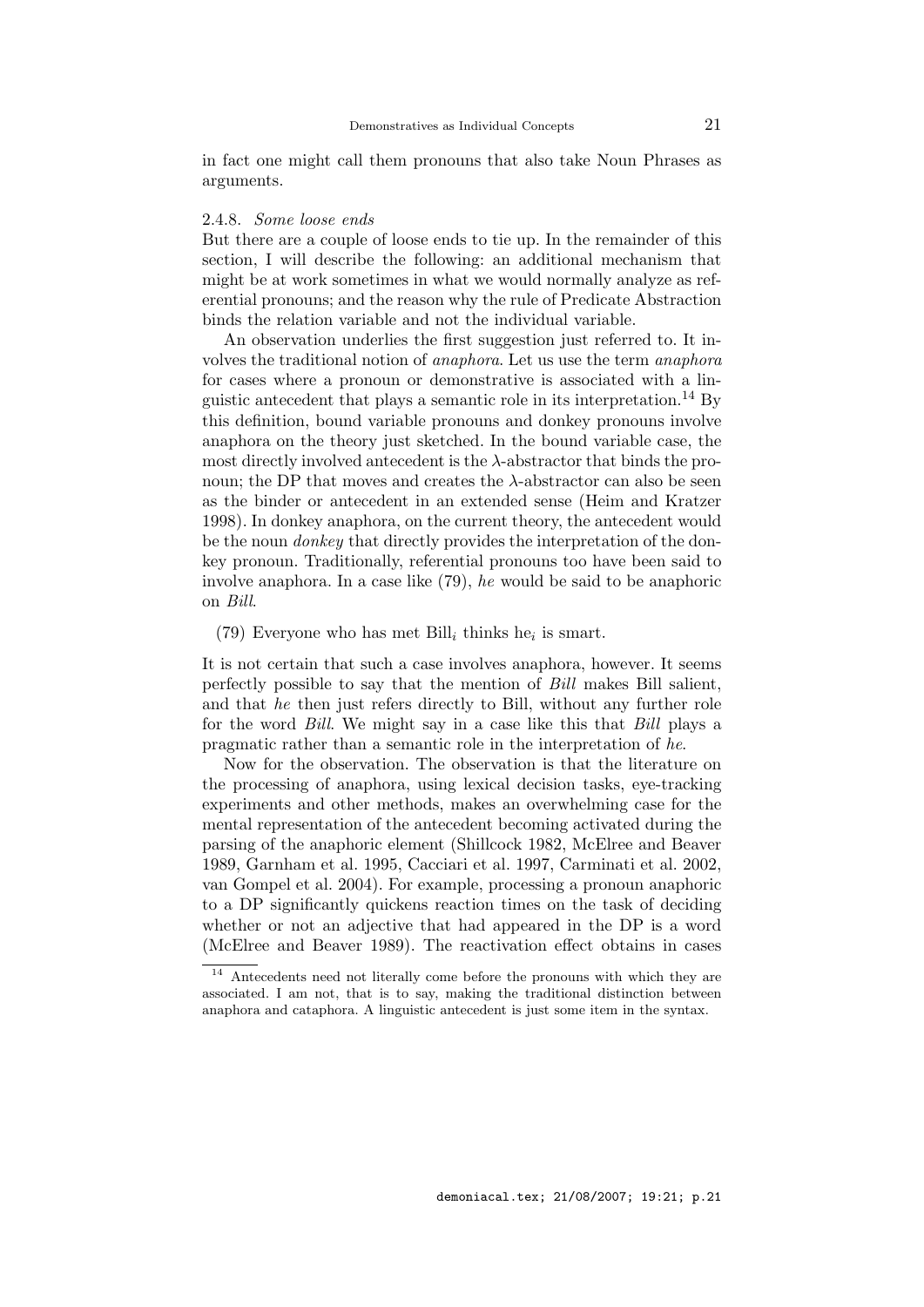in fact one might call them pronouns that also take Noun Phrases as arguments.

### 2.4.8. *Some loose ends*

But there are a couple of loose ends to tie up. In the remainder of this section, I will describe the following: an additional mechanism that might be at work sometimes in what we would normally analyze as referential pronouns; and the reason why the rule of Predicate Abstraction binds the relation variable and not the individual variable.

An observation underlies the first suggestion just referred to. It involves the traditional notion of *anaphora*. Let us use the term *anaphora* for cases where a pronoun or demonstrative is associated with a linguistic antecedent that plays a semantic role in its interpretation.[14] By this definition, bound variable pronouns and donkey pronouns involve anaphora on the theory just sketched. In the bound variable case, the most directly involved antecedent is the $\lambda$-abstractor that binds the pronoun; the DP that moves and creates the $\lambda$-abstractor can also be seen as the binder or antecedent in an extended sense (Heim and Kratzer 1998). In donkey anaphora, on the current theory, the antecedent would be the noun *donkey* that directly provides the interpretation of the donkey pronoun. Traditionally, referential pronouns too have been said to involve anaphora. In a case like (79), *he* would be said to be anaphoric on *Bill*.

(79) Everyone who has met Bill$_i$ thinks he$_i$ is smart.

It is not certain that such a case involves anaphora, however. It seems perfectly possible to say that the mention of *Bill* makes Bill salient, and that *he* then just refers directly to Bill, without any further role for the word *Bill*. We might say in a case like this that *Bill* plays a pragmatic rather than a semantic role in the interpretation of *he*.

Now for the observation. The observation is that the literature on the processing of anaphora, using lexical decision tasks, eye-tracking experiments and other methods, makes an overwhelming case for the mental representation of the antecedent becoming activated during the parsing of the anaphoric element (Shillcock 1982, McElree and Beaver 1989, Garnham et al. 1995, Cacciari et al. 1997, Carminati et al. 2002, van Gompel et al. 2004). For example, processing a pronoun anaphoric to a DP significantly quickens reaction times on the task of deciding whether or not an adjective that had appeared in the DP is a word (McElree and Beaver 1989). The reactivation effect obtains in cases

[14] Antecedents need not literally come before the pronouns with which they are associated. I am not, that is to say, making the traditional distinction between anaphora and cataphora. A linguistic antecedent is just some item in the syntax.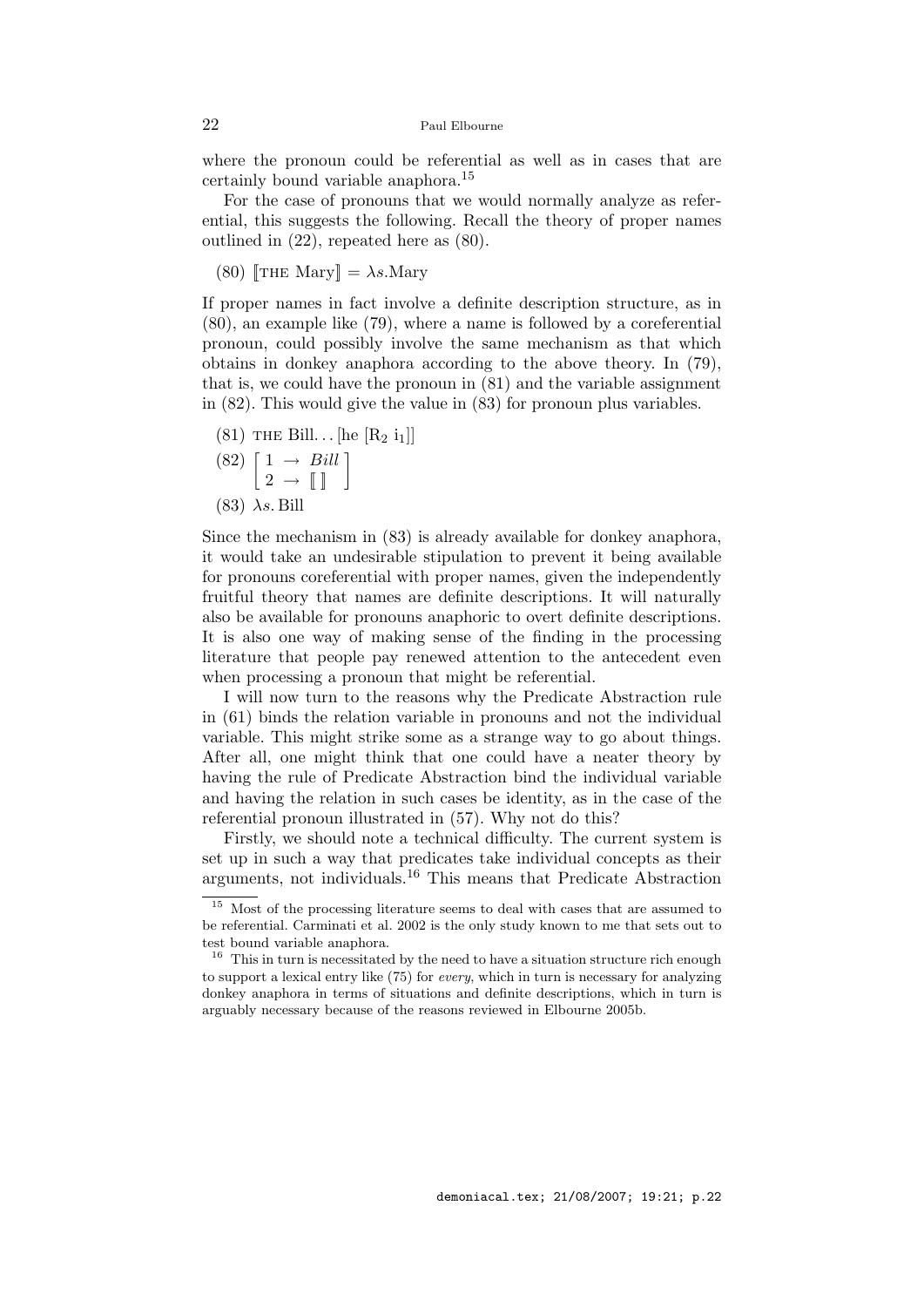where the pronoun could be referential as well as in cases that are certainly bound variable anaphora.[15]

For the case of pronouns that we would normally analyze as referential, this suggests the following. Recall the theory of proper names outlined in (22), repeated here as (80).

(80) $[\![\text{THE Mary}]\!] = \lambda s.\text{Mary}$

If proper names in fact involve a definite description structure, as in (80), an example like (79), where a name is followed by a coreferential pronoun, could possibly involve the same mechanism as that which obtains in donkey anaphora according to the above theory. In (79), that is, we could have the pronoun in (81) and the variable assignment in (82). This would give the value in (83) for pronoun plus variables.

(81) THE Bill... [he [$\text{R}_2$ $\text{i}_1$]]

(82) $\begin{bmatrix} 1 \rightarrow \textit{Bill} \\ 2 \rightarrow [\![\,]\!] \end{bmatrix}$

(83) $\lambda s.\,\text{Bill}$

Since the mechanism in (83) is already available for donkey anaphora, it would take an undesirable stipulation to prevent it being available for pronouns coreferential with proper names, given the independently fruitful theory that names are definite descriptions. It will naturally also be available for pronouns anaphoric to overt definite descriptions. It is also one way of making sense of the finding in the processing literature that people pay renewed attention to the antecedent even when processing a pronoun that might be referential.

I will now turn to the reasons why the Predicate Abstraction rule in (61) binds the relation variable in pronouns and not the individual variable. This might strike some as a strange way to go about things. After all, one might think that one could have a neater theory by having the rule of Predicate Abstraction bind the individual variable and having the relation in such cases be identity, as in the case of the referential pronoun illustrated in (57). Why not do this?

Firstly, we should note a technical difficulty. The current system is set up in such a way that predicates take individual concepts as their arguments, not individuals.[16] This means that Predicate Abstraction

---

[15] Most of the processing literature seems to deal with cases that are assumed to be referential. Carminati et al. 2002 is the only study known to me that sets out to test bound variable anaphora.

[16] This in turn is necessitated by the need to have a situation structure rich enough to support a lexical entry like (75) for *every*, which in turn is necessary for analyzing donkey anaphora in terms of situations and definite descriptions, which in turn is arguably necessary because of the reasons reviewed in Elbourne 2005b.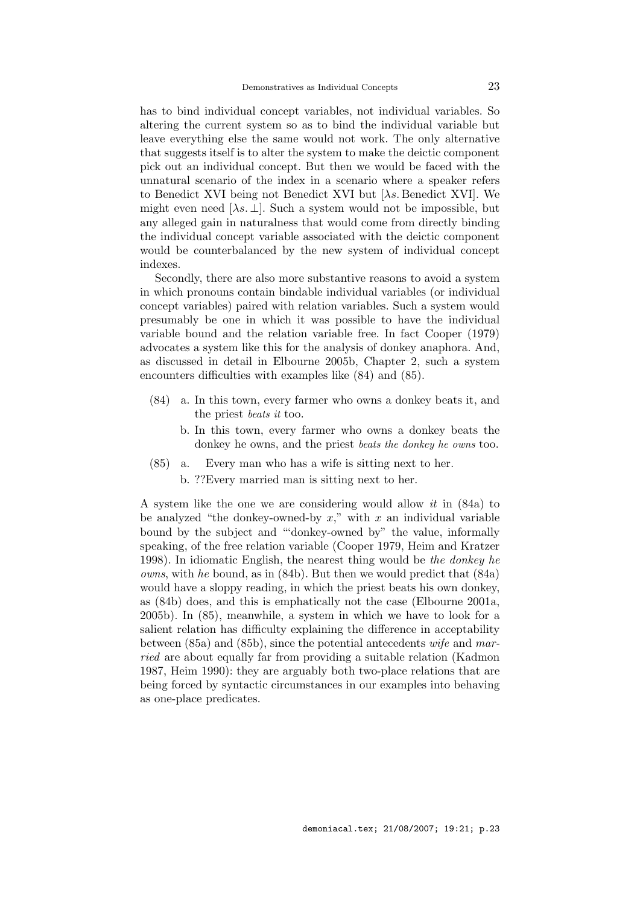has to bind individual concept variables, not individual variables. So altering the current system so as to bind the individual variable but leave everything else the same would not work. The only alternative that suggests itself is to alter the system to make the deictic component pick out an individual concept. But then we would be faced with the unnatural scenario of the index in a scenario where a speaker refers to Benedict XVI being not Benedict XVI but [$\lambda s.$ Benedict XVI]. We might even need [$\lambda s. \perp$]. Such a system would not be impossible, but any alleged gain in naturalness that would come from directly binding the individual concept variable associated with the deictic component would be counterbalanced by the new system of individual concept indexes.

Secondly, there are also more substantive reasons to avoid a system in which pronouns contain bindable individual variables (or individual concept variables) paired with relation variables. Such a system would presumably be one in which it was possible to have the individual variable bound and the relation variable free. In fact Cooper (1979) advocates a system like this for the analysis of donkey anaphora. And, as discussed in detail in Elbourne 2005b, Chapter 2, such a system encounters difficulties with examples like (84) and (85).

(84) a. In this town, every farmer who owns a donkey beats it, and the priest *beats it* too.

b. In this town, every farmer who owns a donkey beats the donkey he owns, and the priest *beats the donkey he owns* too.

(85) a. Every man who has a wife is sitting next to her.

b. ??Every married man is sitting next to her.

A system like the one we are considering would allow *it* in (84a) to be analyzed "the donkey-owned-by $x$," with $x$ an individual variable bound by the subject and "'donkey-owned by" the value, informally speaking, of the free relation variable (Cooper 1979, Heim and Kratzer 1998). In idiomatic English, the nearest thing would be *the donkey he owns*, with *he* bound, as in (84b). But then we would predict that (84a) would have a sloppy reading, in which the priest beats his own donkey, as (84b) does, and this is emphatically not the case (Elbourne 2001a, 2005b). In (85), meanwhile, a system in which we have to look for a salient relation has difficulty explaining the difference in acceptability between (85a) and (85b), since the potential antecedents *wife* and *married* are about equally far from providing a suitable relation (Kadmon 1987, Heim 1990): they are arguably both two-place relations that are being forced by syntactic circumstances in our examples into behaving as one-place predicates.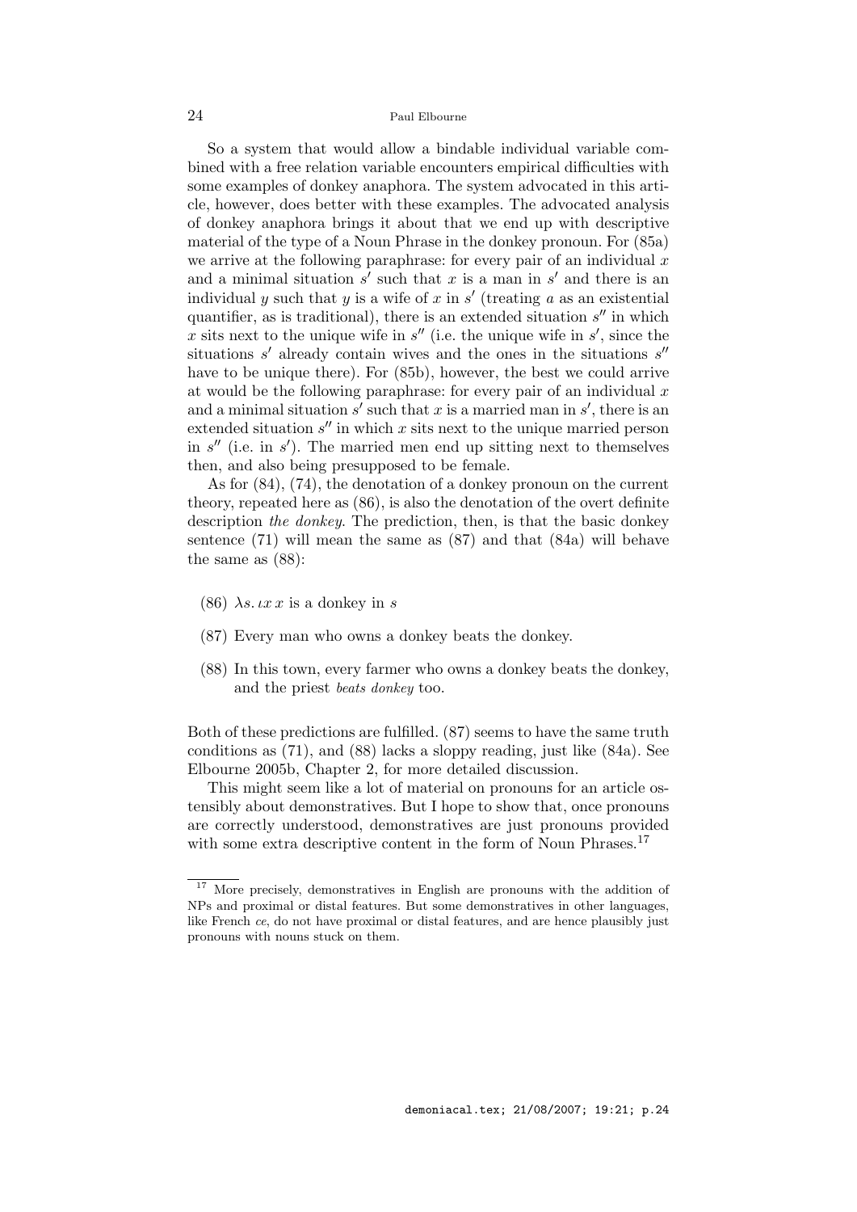So a system that would allow a bindable individual variable combined with a free relation variable encounters empirical difficulties with some examples of donkey anaphora. The system advocated in this article, however, does better with these examples. The advocated analysis of donkey anaphora brings it about that we end up with descriptive material of the type of a Noun Phrase in the donkey pronoun. For (85a) we arrive at the following paraphrase: for every pair of an individual $x$ and a minimal situation $s'$ such that $x$ is a man in $s'$ and there is an individual $y$ such that $y$ is a wife of $x$ in $s'$ (treating *a* as an existential quantifier, as is traditional), there is an extended situation $s''$ in which $x$ sits next to the unique wife in $s''$ (i.e. the unique wife in $s'$, since the situations $s'$ already contain wives and the ones in the situations $s''$ have to be unique there). For (85b), however, the best we could arrive at would be the following paraphrase: for every pair of an individual $x$ and a minimal situation $s'$ such that $x$ is a married man in $s'$, there is an extended situation $s''$ in which $x$ sits next to the unique married person in $s''$ (i.e. in $s'$). The married men end up sitting next to themselves then, and also being presupposed to be female.

As for (84), (74), the denotation of a donkey pronoun on the current theory, repeated here as (86), is also the denotation of the overt definite description *the donkey*. The prediction, then, is that the basic donkey sentence (71) will mean the same as (87) and that (84a) will behave the same as (88):

(86) $\lambda s. \iota x\, x$ is a donkey in $s$

(87) Every man who owns a donkey beats the donkey.

(88) In this town, every farmer who owns a donkey beats the donkey, and the priest *beats donkey* too.

Both of these predictions are fulfilled. (87) seems to have the same truth conditions as (71), and (88) lacks a sloppy reading, just like (84a). See Elbourne 2005b, Chapter 2, for more detailed discussion.

This might seem like a lot of material on pronouns for an article ostensibly about demonstratives. But I hope to show that, once pronouns are correctly understood, demonstratives are just pronouns provided with some extra descriptive content in the form of Noun Phrases.[17]

[17] More precisely, demonstratives in English are pronouns with the addition of NPs and proximal or distal features. But some demonstratives in other languages, like French *ce*, do not have proximal or distal features, and are hence plausibly just pronouns with nouns stuck on them.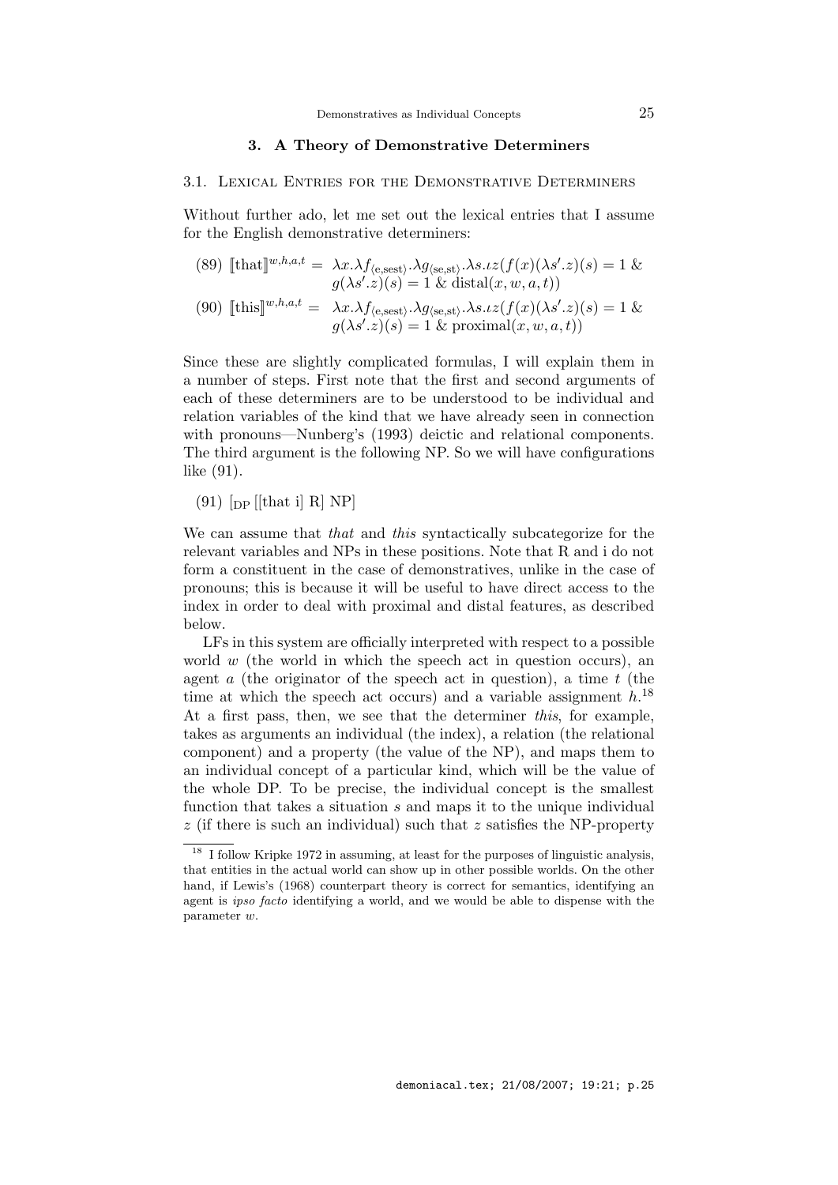## 3. A Theory of Demonstrative Determiners

### 3.1. Lexical Entries for the Demonstrative Determiners

Without further ado, let me set out the lexical entries that I assume for the English demonstrative determiners:

(89) $[\![\text{that}]\!]^{w,h,a,t} = \lambda x.\lambda f_{\langle \text{e,sest}\rangle}.\lambda g_{\langle \text{se,st}\rangle}.\lambda s.\iota z(f(x)(\lambda s'.z)(s) = 1\ \&\ g(\lambda s'.z)(s) = 1\ \&\ \text{distal}(x, w, a, t))$

(90) $[\![\text{this}]\!]^{w,h,a,t} = \lambda x.\lambda f_{\langle \text{e,sest}\rangle}.\lambda g_{\langle \text{se,st}\rangle}.\lambda s.\iota z(f(x)(\lambda s'.z)(s) = 1\ \&\ g(\lambda s'.z)(s) = 1\ \&\ \text{proximal}(x, w, a, t))$

Since these are slightly complicated formulas, I will explain them in a number of steps. First note that the first and second arguments of each of these determiners are to be understood to be individual and relation variables of the kind that we have already seen in connection with pronouns—Nunberg's (1993) deictic and relational components. The third argument is the following NP. So we will have configurations like (91).

(91) $[_{\text{DP}}$ [[that i] R] NP]

We can assume that *that* and *this* syntactically subcategorize for the relevant variables and NPs in these positions. Note that R and i do not form a constituent in the case of demonstratives, unlike in the case of pronouns; this is because it will be useful to have direct access to the index in order to deal with proximal and distal features, as described below.

LFs in this system are officially interpreted with respect to a possible world $w$ (the world in which the speech act in question occurs), an agent $a$ (the originator of the speech act in question), a time $t$ (the time at which the speech act occurs) and a variable assignment $h$.[18] At a first pass, then, we see that the determiner *this*, for example, takes as arguments an individual (the index), a relation (the relational component) and a property (the value of the NP), and maps them to an individual concept of a particular kind, which will be the value of the whole DP. To be precise, the individual concept is the smallest function that takes a situation $s$ and maps it to the unique individual $z$ (if there is such an individual) such that $z$ satisfies the NP-property

[18] I follow Kripke 1972 in assuming, at least for the purposes of linguistic analysis, that entities in the actual world can show up in other possible worlds. On the other hand, if Lewis's (1968) counterpart theory is correct for semantics, identifying an agent is *ipso facto* identifying a world, and we would be able to dispense with the parameter $w$.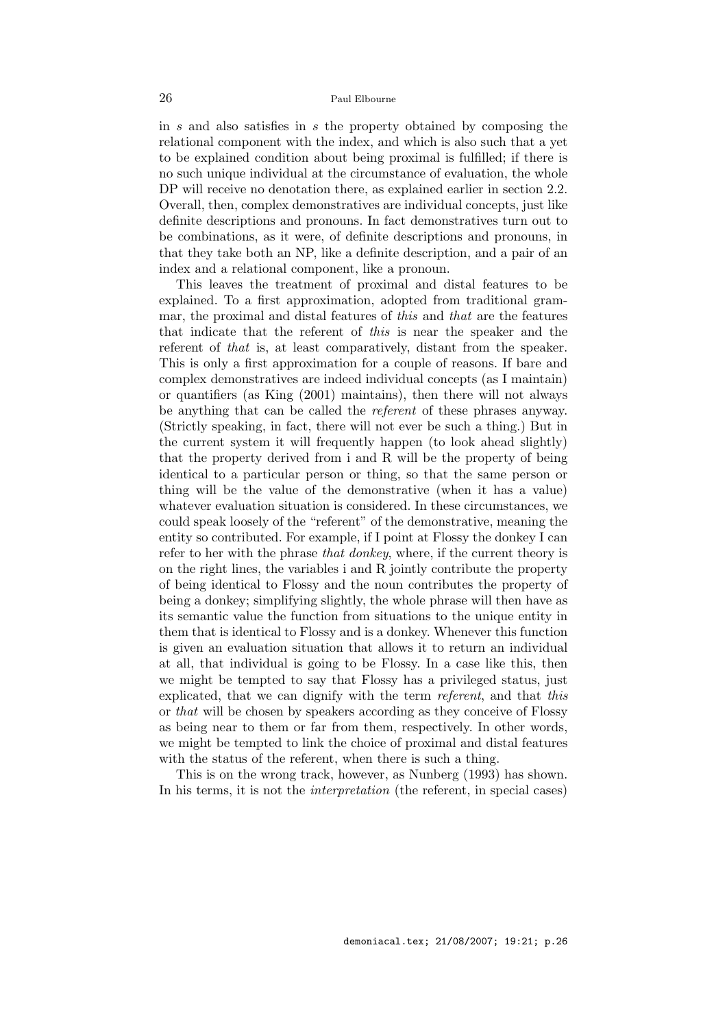in $s$ and also satisfies in $s$ the property obtained by composing the relational component with the index, and which is also such that a yet to be explained condition about being proximal is fulfilled; if there is no such unique individual at the circumstance of evaluation, the whole DP will receive no denotation there, as explained earlier in section 2.2. Overall, then, complex demonstratives are individual concepts, just like definite descriptions and pronouns. In fact demonstratives turn out to be combinations, as it were, of definite descriptions and pronouns, in that they take both an NP, like a definite description, and a pair of an index and a relational component, like a pronoun.

This leaves the treatment of proximal and distal features to be explained. To a first approximation, adopted from traditional grammar, the proximal and distal features of *this* and *that* are the features that indicate that the referent of *this* is near the speaker and the referent of *that* is, at least comparatively, distant from the speaker. This is only a first approximation for a couple of reasons. If bare and complex demonstratives are indeed individual concepts (as I maintain) or quantifiers (as King (2001) maintains), then there will not always be anything that can be called the *referent* of these phrases anyway. (Strictly speaking, in fact, there will not ever be such a thing.) But in the current system it will frequently happen (to look ahead slightly) that the property derived from i and R will be the property of being identical to a particular person or thing, so that the same person or thing will be the value of the demonstrative (when it has a value) whatever evaluation situation is considered. In these circumstances, we could speak loosely of the "referent" of the demonstrative, meaning the entity so contributed. For example, if I point at Flossy the donkey I can refer to her with the phrase *that donkey*, where, if the current theory is on the right lines, the variables i and R jointly contribute the property of being identical to Flossy and the noun contributes the property of being a donkey; simplifying slightly, the whole phrase will then have as its semantic value the function from situations to the unique entity in them that is identical to Flossy and is a donkey. Whenever this function is given an evaluation situation that allows it to return an individual at all, that individual is going to be Flossy. In a case like this, then we might be tempted to say that Flossy has a privileged status, just explicated, that we can dignify with the term *referent*, and that *this* or *that* will be chosen by speakers according as they conceive of Flossy as being near to them or far from them, respectively. In other words, we might be tempted to link the choice of proximal and distal features with the status of the referent, when there is such a thing.

This is on the wrong track, however, as Nunberg (1993) has shown. In his terms, it is not the *interpretation* (the referent, in special cases)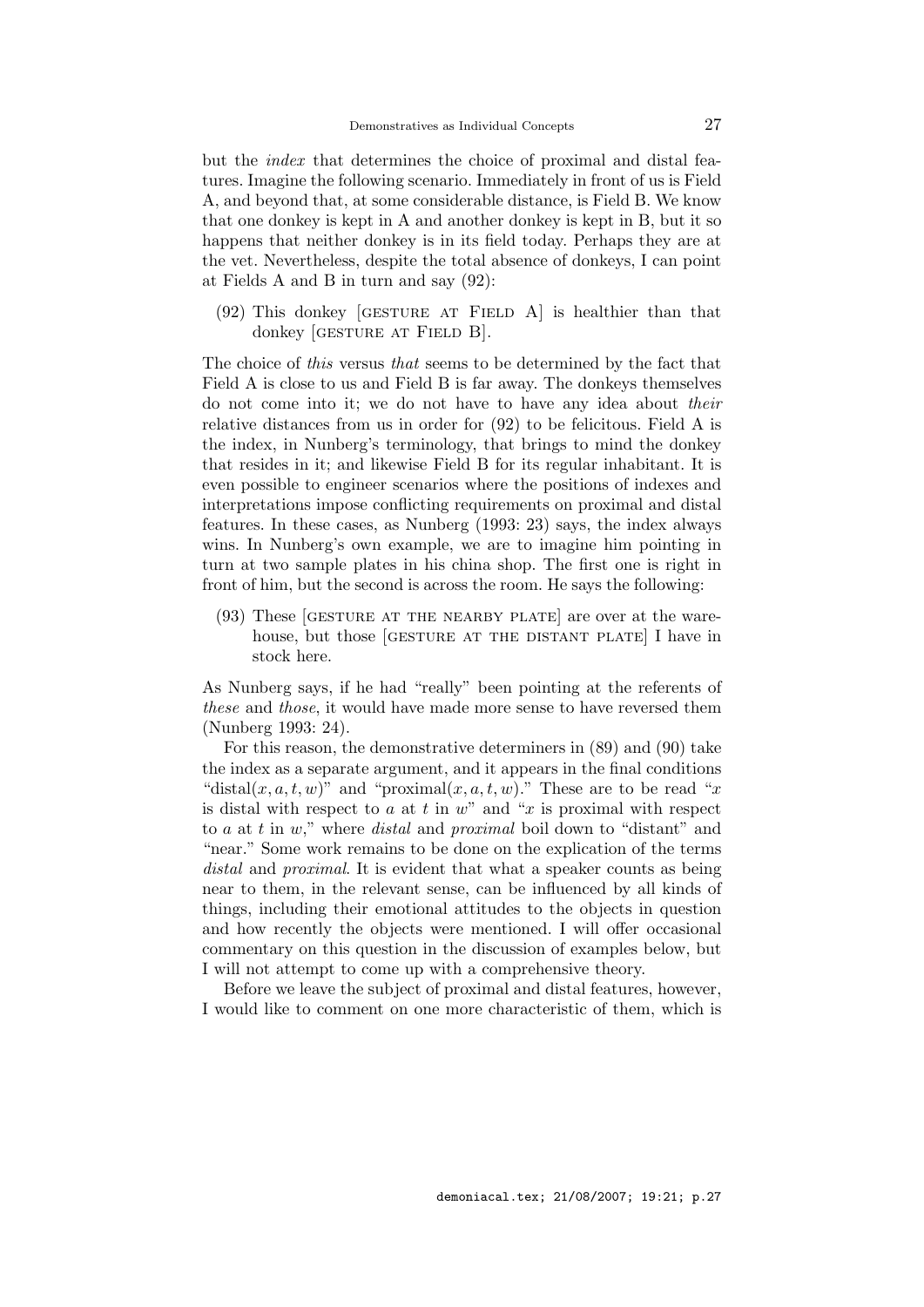but the *index* that determines the choice of proximal and distal features. Imagine the following scenario. Immediately in front of us is Field A, and beyond that, at some considerable distance, is Field B. We know that one donkey is kept in A and another donkey is kept in B, but it so happens that neither donkey is in its field today. Perhaps they are at the vet. Nevertheless, despite the total absence of donkeys, I can point at Fields A and B in turn and say (92):

(92) This donkey [GESTURE AT FIELD A] is healthier than that donkey [GESTURE AT FIELD B].

The choice of *this* versus *that* seems to be determined by the fact that Field A is close to us and Field B is far away. The donkeys themselves do not come into it; we do not have to have any idea about *their* relative distances from us in order for (92) to be felicitous. Field A is the index, in Nunberg's terminology, that brings to mind the donkey that resides in it; and likewise Field B for its regular inhabitant. It is even possible to engineer scenarios where the positions of indexes and interpretations impose conflicting requirements on proximal and distal features. In these cases, as Nunberg (1993: 23) says, the index always wins. In Nunberg's own example, we are to imagine him pointing in turn at two sample plates in his china shop. The first one is right in front of him, but the second is across the room. He says the following:

(93) These [GESTURE AT THE NEARBY PLATE] are over at the warehouse, but those [GESTURE AT THE DISTANT PLATE] I have in stock here.

As Nunberg says, if he had "really" been pointing at the referents of *these* and *those*, it would have made more sense to have reversed them (Nunberg 1993: 24).

For this reason, the demonstrative determiners in (89) and (90) take the index as a separate argument, and it appears in the final conditions "distal$(x, a, t, w)$" and "proximal$(x, a, t, w)$." These are to be read "$x$ is distal with respect to $a$ at $t$ in $w$" and "$x$ is proximal with respect to $a$ at $t$ in $w$," where *distal* and *proximal* boil down to "distant" and "near." Some work remains to be done on the explication of the terms *distal* and *proximal*. It is evident that what a speaker counts as being near to them, in the relevant sense, can be influenced by all kinds of things, including their emotional attitudes to the objects in question and how recently the objects were mentioned. I will offer occasional commentary on this question in the discussion of examples below, but I will not attempt to come up with a comprehensive theory.

Before we leave the subject of proximal and distal features, however, I would like to comment on one more characteristic of them, which is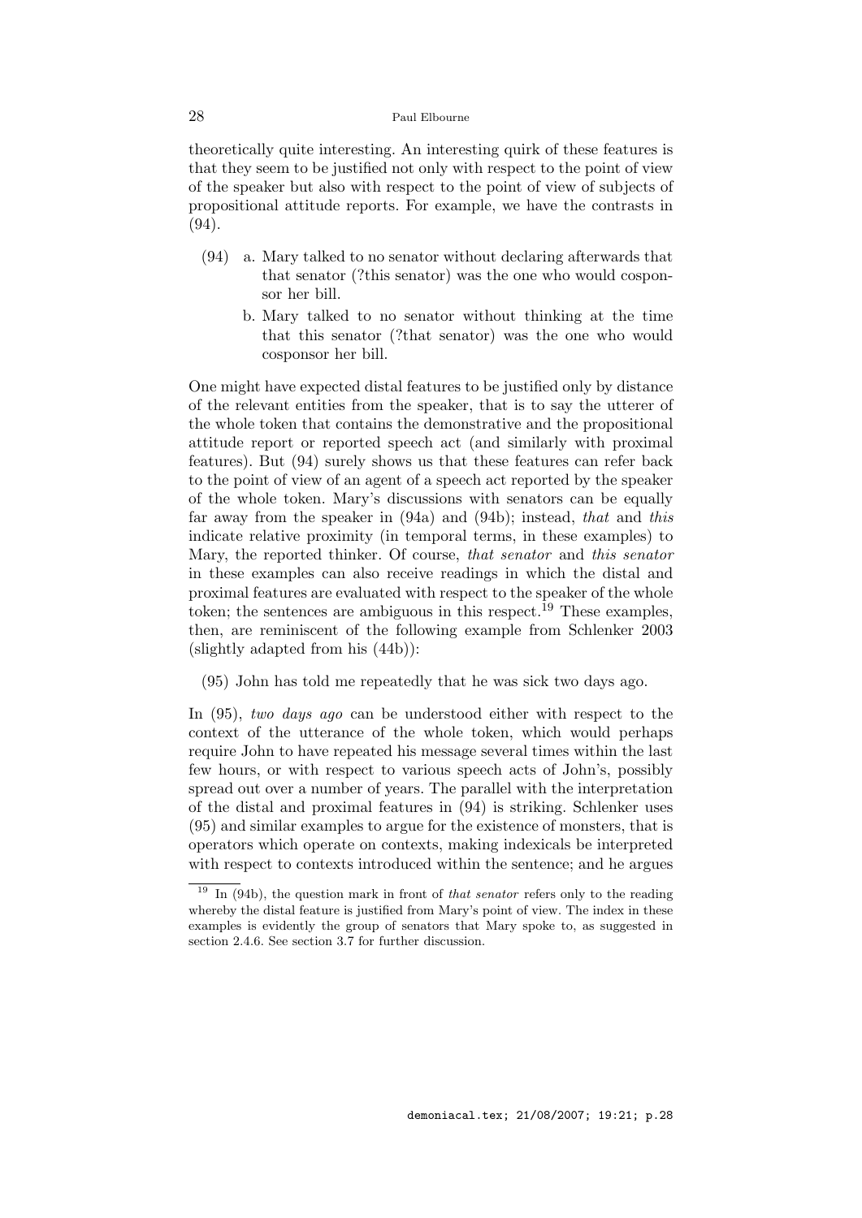theoretically quite interesting. An interesting quirk of these features is that they seem to be justified not only with respect to the point of view of the speaker but also with respect to the point of view of subjects of propositional attitude reports. For example, we have the contrasts in (94).

(94) a. Mary talked to no senator without declaring afterwards that that senator (?this senator) was the one who would cosponsor her bill.

b. Mary talked to no senator without thinking at the time that this senator (?that senator) was the one who would cosponsor her bill.

One might have expected distal features to be justified only by distance of the relevant entities from the speaker, that is to say the utterer of the whole token that contains the demonstrative and the propositional attitude report or reported speech act (and similarly with proximal features). But (94) surely shows us that these features can refer back to the point of view of an agent of a speech act reported by the speaker of the whole token. Mary's discussions with senators can be equally far away from the speaker in (94a) and (94b); instead, *that* and *this* indicate relative proximity (in temporal terms, in these examples) to Mary, the reported thinker. Of course, *that senator* and *this senator* in these examples can also receive readings in which the distal and proximal features are evaluated with respect to the speaker of the whole token; the sentences are ambiguous in this respect.[19] These examples, then, are reminiscent of the following example from Schlenker 2003 (slightly adapted from his (44b)):

(95) John has told me repeatedly that he was sick two days ago.

In (95), *two days ago* can be understood either with respect to the context of the utterance of the whole token, which would perhaps require John to have repeated his message several times within the last few hours, or with respect to various speech acts of John's, possibly spread out over a number of years. The parallel with the interpretation of the distal and proximal features in (94) is striking. Schlenker uses (95) and similar examples to argue for the existence of monsters, that is operators which operate on contexts, making indexicals be interpreted with respect to contexts introduced within the sentence; and he argues

---

[19] In (94b), the question mark in front of *that senator* refers only to the reading whereby the distal feature is justified from Mary's point of view. The index in these examples is evidently the group of senators that Mary spoke to, as suggested in section 2.4.6. See section 3.7 for further discussion.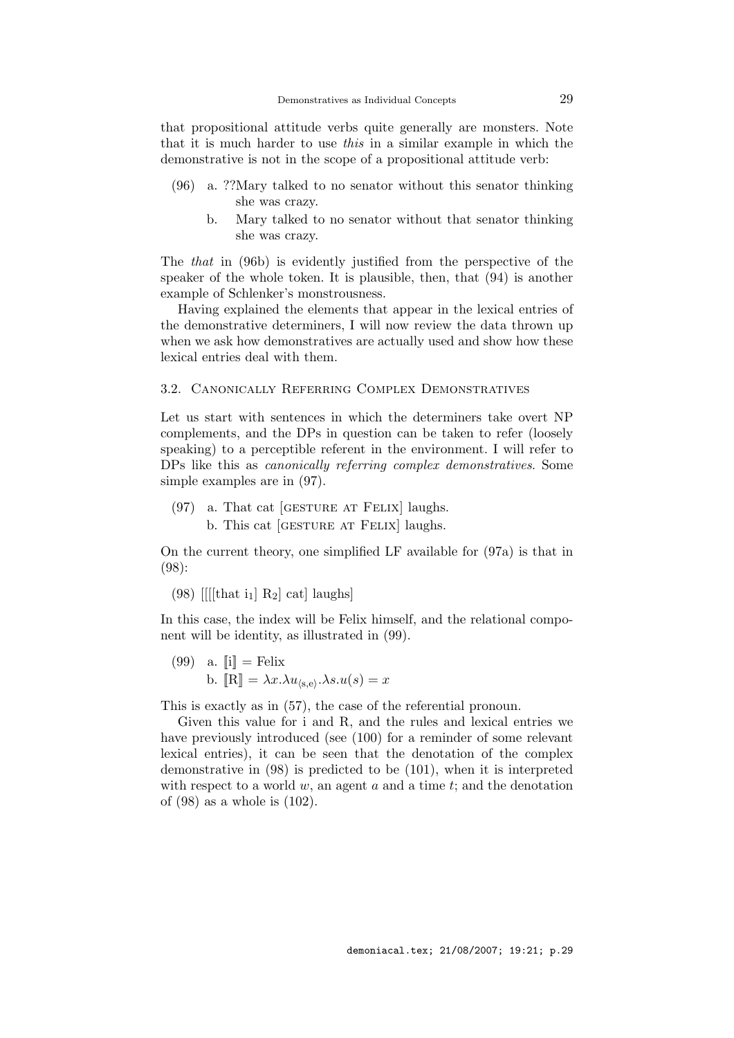that propositional attitude verbs quite generally are monsters. Note that it is much harder to use *this* in a similar example in which the demonstrative is not in the scope of a propositional attitude verb:

(96) a. ??Mary talked to no senator without this senator thinking she was crazy.

b. Mary talked to no senator without that senator thinking she was crazy.

The *that* in (96b) is evidently justified from the perspective of the speaker of the whole token. It is plausible, then, that (94) is another example of Schlenker's monstrousness.

Having explained the elements that appear in the lexical entries of the demonstrative determiners, I will now review the data thrown up when we ask how demonstratives are actually used and show how these lexical entries deal with them.

## 3.2. Canonically Referring Complex Demonstratives

Let us start with sentences in which the determiners take overt NP complements, and the DPs in question can be taken to refer (loosely speaking) to a perceptible referent in the environment. I will refer to DPs like this as *canonically referring complex demonstratives*. Some simple examples are in (97).

(97) a. That cat [GESTURE AT FELIX] laughs.
b. This cat [GESTURE AT FELIX] laughs.

On the current theory, one simplified LF available for (97a) is that in (98):

(98) [[[[that $i_1$] $R_2$] cat] laughs]

In this case, the index will be Felix himself, and the relational component will be identity, as illustrated in (99).

(99) a. $[\![\mathrm{i}]\!] = \text{Felix}$
b. $[\![\mathrm{R}]\!] = \lambda x.\lambda u_{\langle s,e\rangle}.\lambda s.u(s) = x$

This is exactly as in (57), the case of the referential pronoun.

Given this value for i and R, and the rules and lexical entries we have previously introduced (see (100) for a reminder of some relevant lexical entries), it can be seen that the denotation of the complex demonstrative in (98) is predicted to be (101), when it is interpreted with respect to a world $w$, an agent $a$ and a time $t$; and the denotation of (98) as a whole is (102).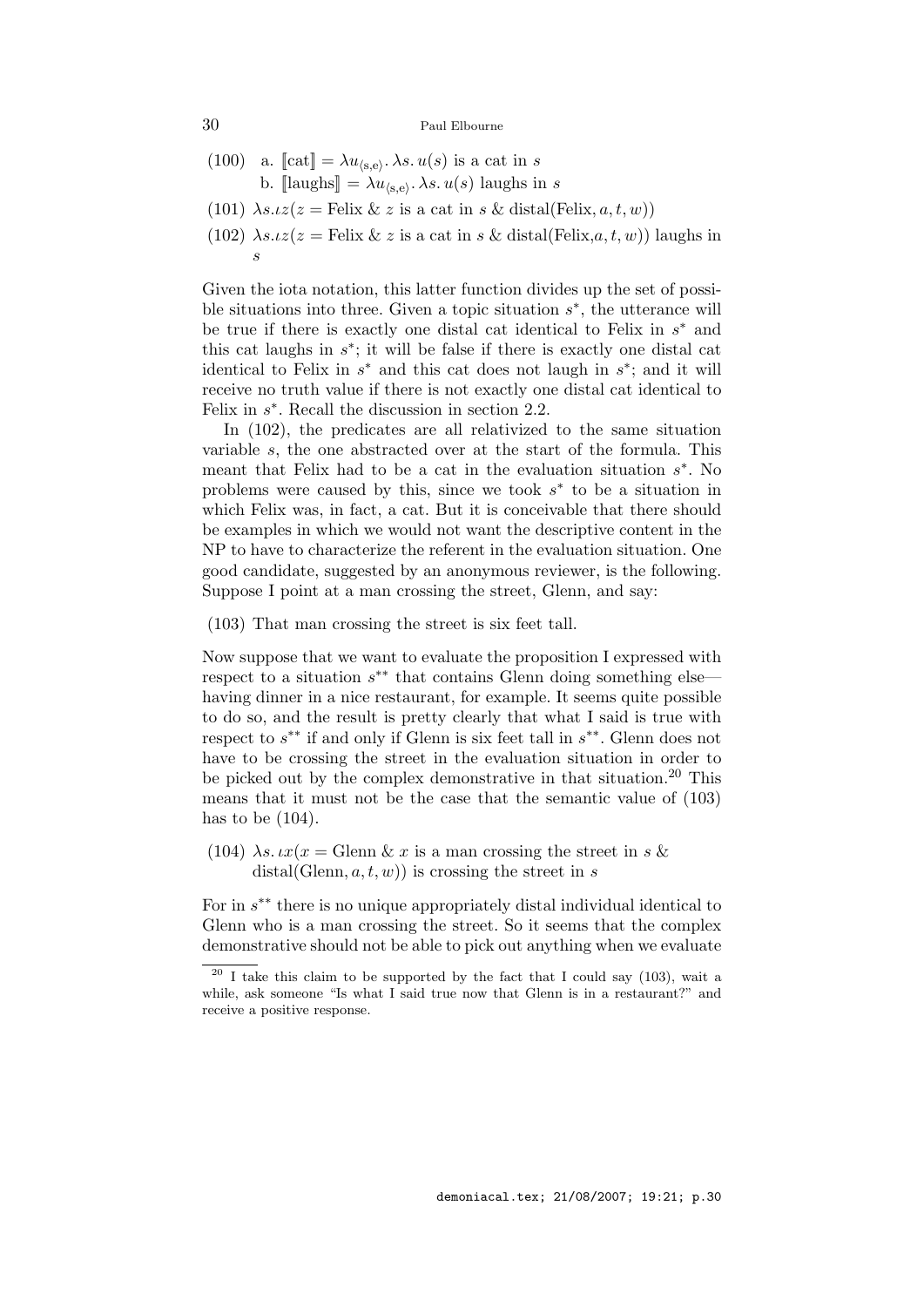(100) a. $[\![\text{cat}]\!] = \lambda u_{\langle s,e\rangle}. \lambda s. u(s)$ is a cat in $s$

b. $[\![\text{laughs}]\!] = \lambda u_{\langle s,e\rangle}. \lambda s. u(s)$ laughs in $s$

(101) $\lambda s. \iota z(z = \text{Felix} \;\&\; z \text{ is a cat in } s \;\&\; \text{distal}(\text{Felix}, a, t, w))$

(102) $\lambda s. \iota z(z = \text{Felix} \;\&\; z \text{ is a cat in } s \;\&\; \text{distal}(\text{Felix}, a, t, w))$ laughs in $s$

Given the iota notation, this latter function divides up the set of possible situations into three. Given a topic situation $s^*$, the utterance will be true if there is exactly one distal cat identical to Felix in $s^*$ and this cat laughs in $s^*$; it will be false if there is exactly one distal cat identical to Felix in $s^*$ and this cat does not laugh in $s^*$; and it will receive no truth value if there is not exactly one distal cat identical to Felix in $s^*$. Recall the discussion in section 2.2.

In (102), the predicates are all relativized to the same situation variable $s$, the one abstracted over at the start of the formula. This meant that Felix had to be a cat in the evaluation situation $s^*$. No problems were caused by this, since we took $s^*$ to be a situation in which Felix was, in fact, a cat. But it is conceivable that there should be examples in which we would not want the descriptive content in the NP to have to characterize the referent in the evaluation situation. One good candidate, suggested by an anonymous reviewer, is the following. Suppose I point at a man crossing the street, Glenn, and say:

(103) That man crossing the street is six feet tall.

Now suppose that we want to evaluate the proposition I expressed with respect to a situation $s^{**}$ that contains Glenn doing something else—having dinner in a nice restaurant, for example. It seems quite possible to do so, and the result is pretty clearly that what I said is true with respect to $s^{**}$ if and only if Glenn is six feet tall in $s^{**}$. Glenn does not have to be crossing the street in the evaluation situation in order to be picked out by the complex demonstrative in that situation.[20] This means that it must not be the case that the semantic value of (103) has to be (104).

(104) $\lambda s. \iota x(x = \text{Glenn} \;\&\; x \text{ is a man crossing the street in } s \;\&\; \text{distal}(\text{Glenn}, a, t, w))$ is crossing the street in $s$

For in $s^{**}$ there is no unique appropriately distal individual identical to Glenn who is a man crossing the street. So it seems that the complex demonstrative should not be able to pick out anything when we evaluate

[20] I take this claim to be supported by the fact that I could say (103), wait a while, ask someone "Is what I said true now that Glenn is in a restaurant?" and receive a positive response.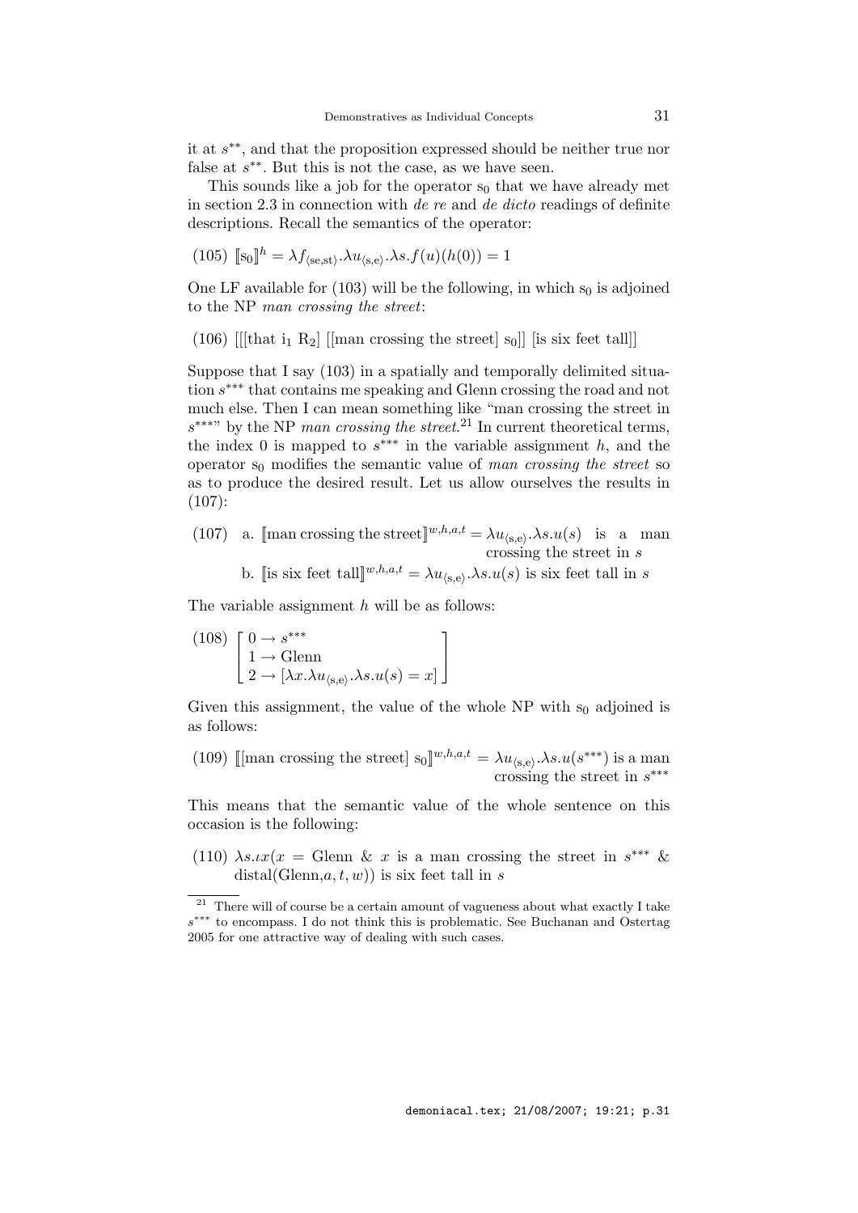it at $s^{**}$, and that the proposition expressed should be neither true nor false at $s^{**}$. But this is not the case, as we have seen.

This sounds like a job for the operator $s_0$ that we have already met in section 2.3 in connection with *de re* and *de dicto* readings of definite descriptions. Recall the semantics of the operator:

(105) $[\![s_0]\!]^h = \lambda f_{\langle se,st\rangle}.\lambda u_{\langle s,e\rangle}.\lambda s.f(u)(h(0)) = 1$

One LF available for (103) will be the following, in which $s_0$ is adjoined to the NP *man crossing the street*:

(106) [[[that $i_1$ $R_2$] [[man crossing the street] $s_0$]] [is six feet tall]]

Suppose that I say (103) in a spatially and temporally delimited situation $s^{***}$ that contains me speaking and Glenn crossing the road and not much else. Then I can mean something like "man crossing the street in $s^{***}$" by the NP *man crossing the street*.[21] In current theoretical terms, the index 0 is mapped to $s^{***}$ in the variable assignment $h$, and the operator $s_0$ modifies the semantic value of *man crossing the street* so as to produce the desired result. Let us allow ourselves the results in (107):

(107) a. $[\![\text{man crossing the street}]\!]^{w,h,a,t} = \lambda u_{\langle s,e\rangle}.\lambda s.u(s)$ is a man crossing the street in $s$

b. $[\![\text{is six feet tall}]\!]^{w,h,a,t} = \lambda u_{\langle s,e\rangle}.\lambda s.u(s)$ is six feet tall in $s$

The variable assignment $h$ will be as follows:

(108) $$\begin{bmatrix} 0 \rightarrow s^{***} \\ 1 \rightarrow \text{Glenn} \\ 2 \rightarrow [\lambda x.\lambda u_{\langle s,e\rangle}.\lambda s.u(s) = x] \end{bmatrix}$$

Given this assignment, the value of the whole NP with $s_0$ adjoined is as follows:

(109) $[\![\text{[man crossing the street] } s_0]\!]^{w,h,a,t} = \lambda u_{\langle s,e\rangle}.\lambda s.u(s^{***})$ is a man crossing the street in $s^{***}$

This means that the semantic value of the whole sentence on this occasion is the following:

(110) $\lambda s.\iota x(x = \text{Glenn}\ \&\ x$ is a man crossing the street in $s^{***}\ \&\ \text{distal}(\text{Glenn}, a, t, w))$ is six feet tall in $s$

[21] There will of course be a certain amount of vagueness about what exactly I take $s^{***}$ to encompass. I do not think this is problematic. See Buchanan and Ostertag 2005 for one attractive way of dealing with such cases.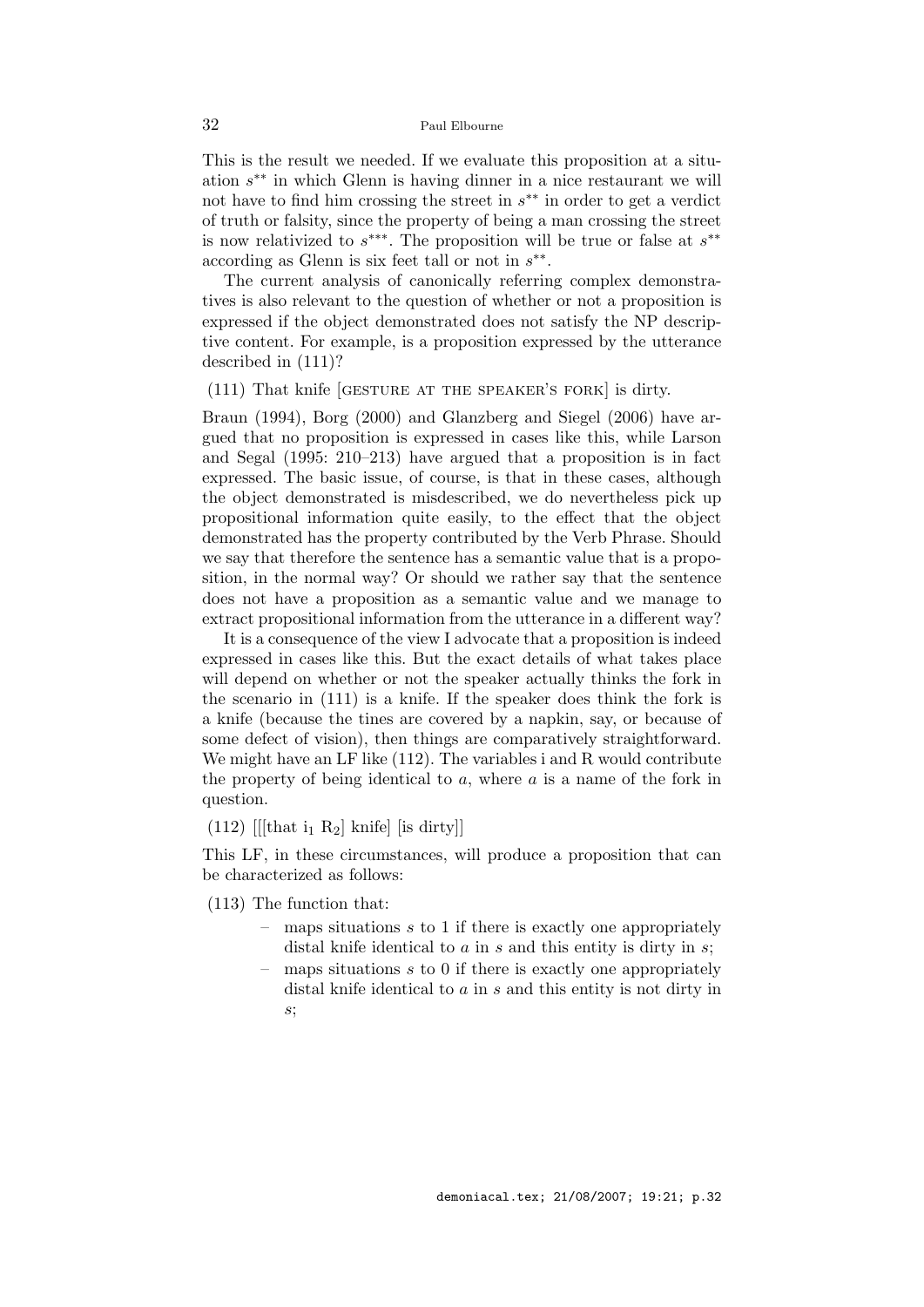This is the result we needed. If we evaluate this proposition at a situation $s^{**}$ in which Glenn is having dinner in a nice restaurant we will not have to find him crossing the street in $s^{**}$ in order to get a verdict of truth or falsity, since the property of being a man crossing the street is now relativized to $s^{***}$. The proposition will be true or false at $s^{**}$ according as Glenn is six feet tall or not in $s^{**}$.

The current analysis of canonically referring complex demonstratives is also relevant to the question of whether or not a proposition is expressed if the object demonstrated does not satisfy the NP descriptive content. For example, is a proposition expressed by the utterance described in (111)?

(111) That knife [GESTURE AT THE SPEAKER'S FORK] is dirty.

Braun (1994), Borg (2000) and Glanzberg and Siegel (2006) have argued that no proposition is expressed in cases like this, while Larson and Segal (1995: 210–213) have argued that a proposition is in fact expressed. The basic issue, of course, is that in these cases, although the object demonstrated is misdescribed, we do nevertheless pick up propositional information quite easily, to the effect that the object demonstrated has the property contributed by the Verb Phrase. Should we say that therefore the sentence has a semantic value that is a proposition, in the normal way? Or should we rather say that the sentence does not have a proposition as a semantic value and we manage to extract propositional information from the utterance in a different way?

It is a consequence of the view I advocate that a proposition is indeed expressed in cases like this. But the exact details of what takes place will depend on whether or not the speaker actually thinks the fork in the scenario in (111) is a knife. If the speaker does think the fork is a knife (because the tines are covered by a napkin, say, or because of some defect of vision), then things are comparatively straightforward. We might have an LF like (112). The variables i and R would contribute the property of being identical to $a$, where $a$ is a name of the fork in question.

(112) [[[that $i_1$ $R_2$] knife] [is dirty]]

This LF, in these circumstances, will produce a proposition that can be characterized as follows:

(113) The function that:

- maps situations $s$ to 1 if there is exactly one appropriately distal knife identical to $a$ in $s$ and this entity is dirty in $s$;
- maps situations $s$ to 0 if there is exactly one appropriately distal knife identical to $a$ in $s$ and this entity is not dirty in $s$;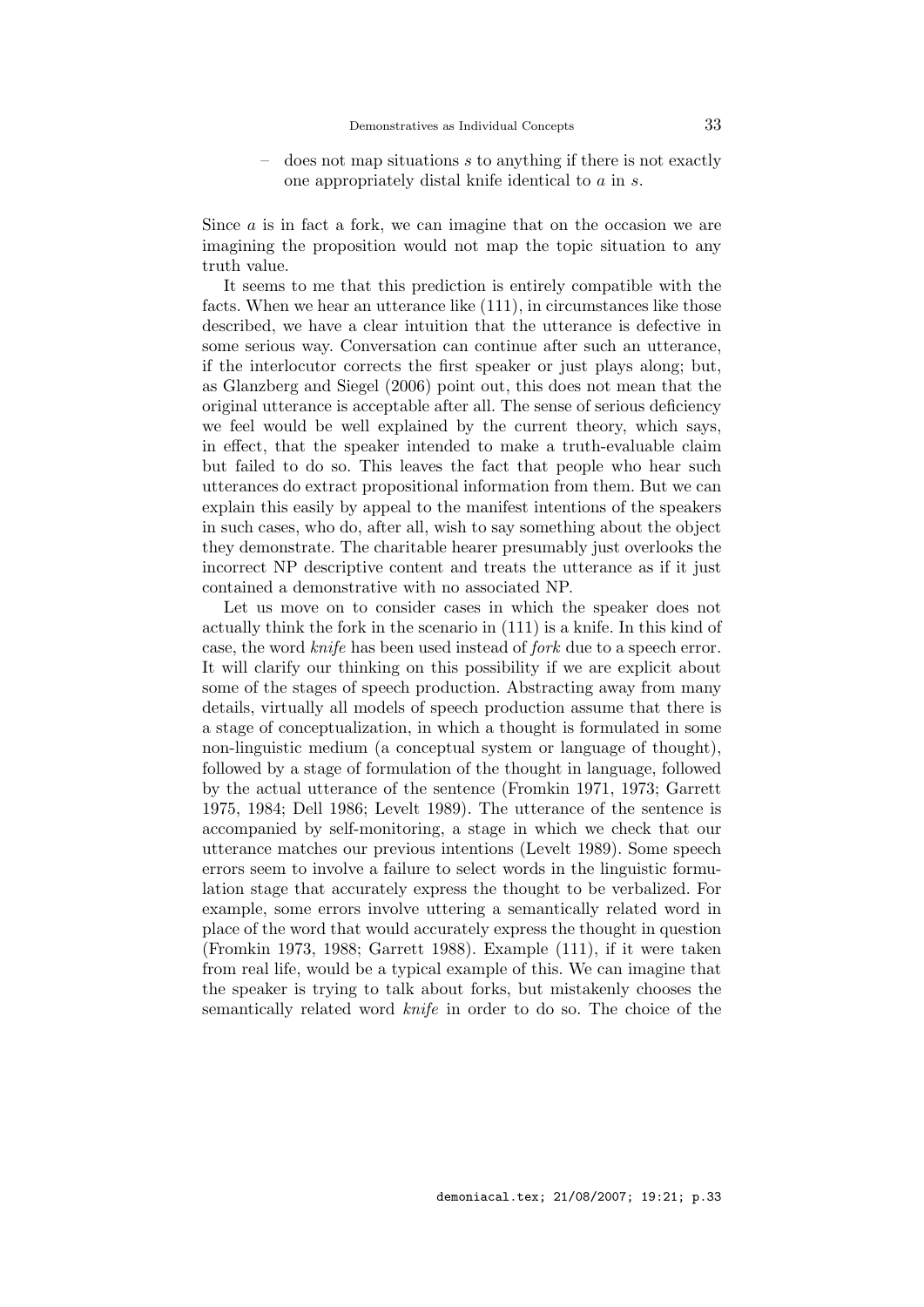– does not map situations $s$ to anything if there is not exactly one appropriately distal knife identical to $a$ in $s$.

Since $a$ is in fact a fork, we can imagine that on the occasion we are imagining the proposition would not map the topic situation to any truth value.

It seems to me that this prediction is entirely compatible with the facts. When we hear an utterance like (111), in circumstances like those described, we have a clear intuition that the utterance is defective in some serious way. Conversation can continue after such an utterance, if the interlocutor corrects the first speaker or just plays along; but, as Glanzberg and Siegel (2006) point out, this does not mean that the original utterance is acceptable after all. The sense of serious deficiency we feel would be well explained by the current theory, which says, in effect, that the speaker intended to make a truth-evaluable claim but failed to do so. This leaves the fact that people who hear such utterances do extract propositional information from them. But we can explain this easily by appeal to the manifest intentions of the speakers in such cases, who do, after all, wish to say something about the object they demonstrate. The charitable hearer presumably just overlooks the incorrect NP descriptive content and treats the utterance as if it just contained a demonstrative with no associated NP.

Let us move on to consider cases in which the speaker does not actually think the fork in the scenario in (111) is a knife. In this kind of case, the word *knife* has been used instead of *fork* due to a speech error. It will clarify our thinking on this possibility if we are explicit about some of the stages of speech production. Abstracting away from many details, virtually all models of speech production assume that there is a stage of conceptualization, in which a thought is formulated in some non-linguistic medium (a conceptual system or language of thought), followed by a stage of formulation of the thought in language, followed by the actual utterance of the sentence (Fromkin 1971, 1973; Garrett 1975, 1984; Dell 1986; Levelt 1989). The utterance of the sentence is accompanied by self-monitoring, a stage in which we check that our utterance matches our previous intentions (Levelt 1989). Some speech errors seem to involve a failure to select words in the linguistic formulation stage that accurately express the thought to be verbalized. For example, some errors involve uttering a semantically related word in place of the word that would accurately express the thought in question (Fromkin 1973, 1988; Garrett 1988). Example (111), if it were taken from real life, would be a typical example of this. We can imagine that the speaker is trying to talk about forks, but mistakenly chooses the semantically related word *knife* in order to do so. The choice of the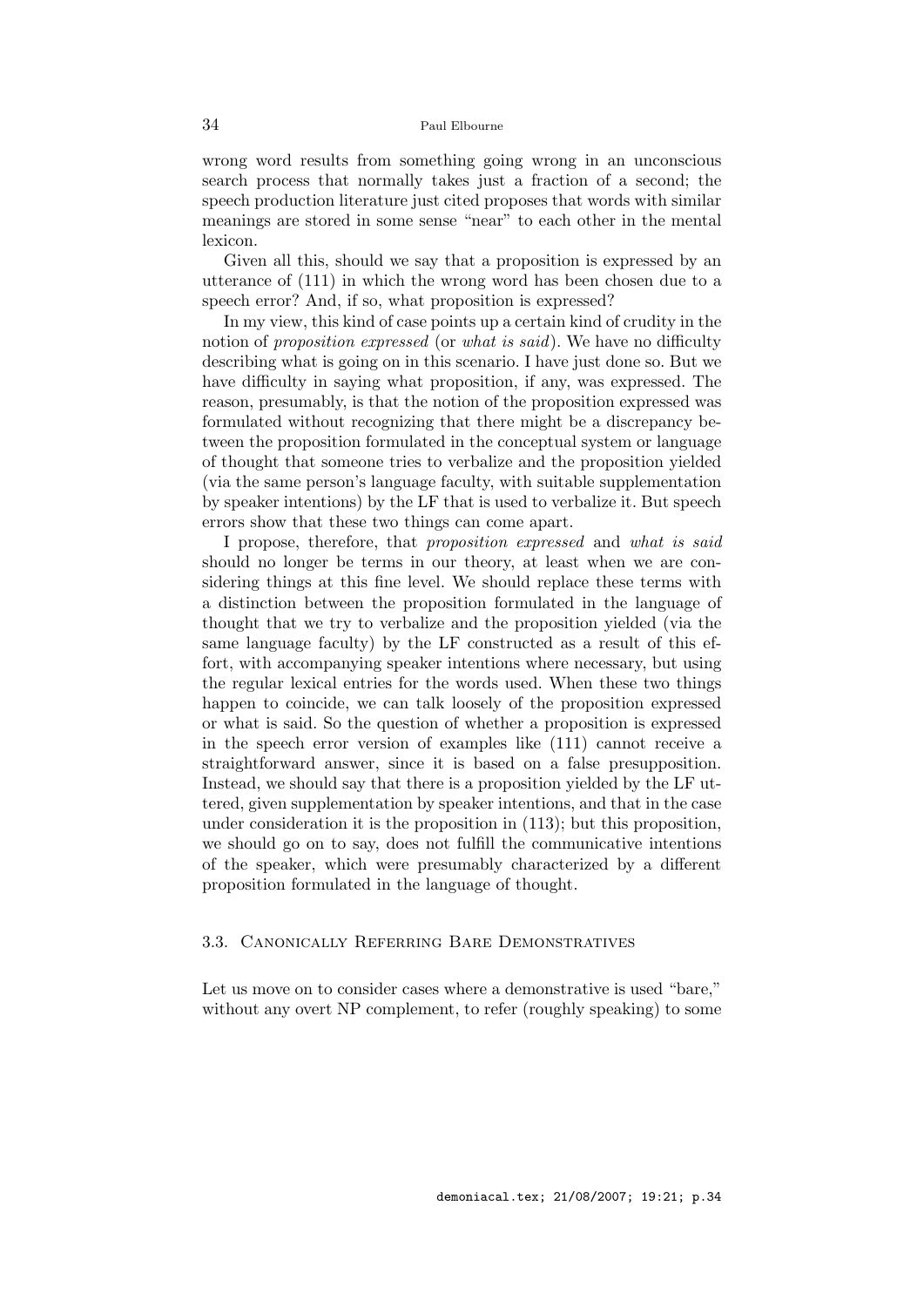wrong word results from something going wrong in an unconscious search process that normally takes just a fraction of a second; the speech production literature just cited proposes that words with similar meanings are stored in some sense "near" to each other in the mental lexicon.

Given all this, should we say that a proposition is expressed by an utterance of (111) in which the wrong word has been chosen due to a speech error? And, if so, what proposition is expressed?

In my view, this kind of case points up a certain kind of crudity in the notion of *proposition expressed* (or *what is said*). We have no difficulty describing what is going on in this scenario. I have just done so. But we have difficulty in saying what proposition, if any, was expressed. The reason, presumably, is that the notion of the proposition expressed was formulated without recognizing that there might be a discrepancy between the proposition formulated in the conceptual system or language of thought that someone tries to verbalize and the proposition yielded (via the same person's language faculty, with suitable supplementation by speaker intentions) by the LF that is used to verbalize it. But speech errors show that these two things can come apart.

I propose, therefore, that *proposition expressed* and *what is said* should no longer be terms in our theory, at least when we are considering things at this fine level. We should replace these terms with a distinction between the proposition formulated in the language of thought that we try to verbalize and the proposition yielded (via the same language faculty) by the LF constructed as a result of this effort, with accompanying speaker intentions where necessary, but using the regular lexical entries for the words used. When these two things happen to coincide, we can talk loosely of the proposition expressed or what is said. So the question of whether a proposition is expressed in the speech error version of examples like (111) cannot receive a straightforward answer, since it is based on a false presupposition. Instead, we should say that there is a proposition yielded by the LF uttered, given supplementation by speaker intentions, and that in the case under consideration it is the proposition in (113); but this proposition, we should go on to say, does not fulfill the communicative intentions of the speaker, which were presumably characterized by a different proposition formulated in the language of thought.

### 3.3. Canonically Referring Bare Demonstratives

Let us move on to consider cases where a demonstrative is used "bare," without any overt NP complement, to refer (roughly speaking) to some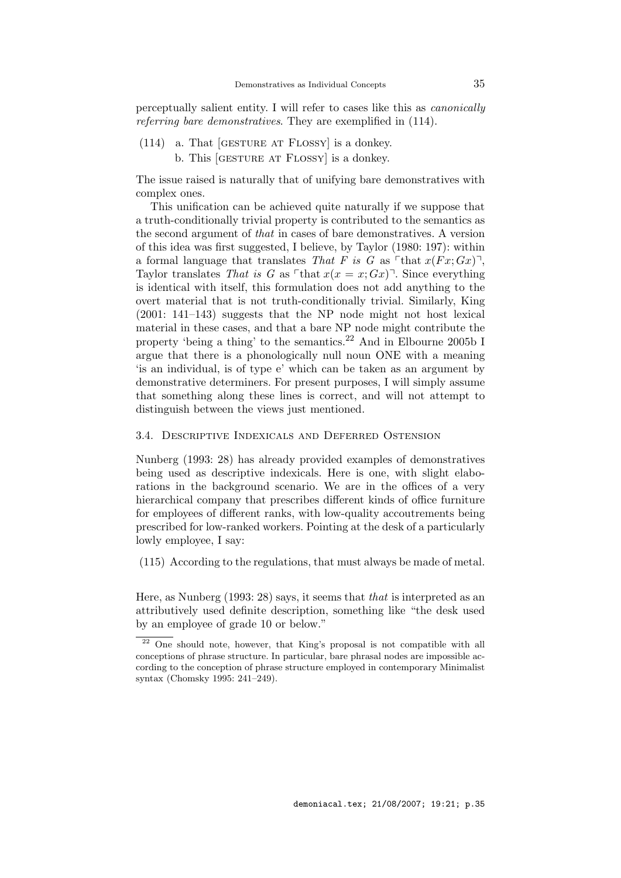perceptually salient entity. I will refer to cases like this as *canonically referring bare demonstratives*. They are exemplified in (114).

(114) a. That [GESTURE AT FLOSSY] is a donkey.
b. This [GESTURE AT FLOSSY] is a donkey.

The issue raised is naturally that of unifying bare demonstratives with complex ones.

This unification can be achieved quite naturally if we suppose that a truth-conditionally trivial property is contributed to the semantics as the second argument of *that* in cases of bare demonstratives. A version of this idea was first suggested, I believe, by Taylor (1980: 197): within a formal language that translates *That F is G* as $\ulcorner$that $x(Fx; Gx)\urcorner$, Taylor translates *That is G* as $\ulcorner$that $x(x = x; Gx)\urcorner$. Since everything is identical with itself, this formulation does not add anything to the overt material that is not truth-conditionally trivial. Similarly, King (2001: 141–143) suggests that the NP node might not host lexical material in these cases, and that a bare NP node might contribute the property 'being a thing' to the semantics.[22] And in Elbourne 2005b I argue that there is a phonologically null noun ONE with a meaning 'is an individual, is of type e' which can be taken as an argument by demonstrative determiners. For present purposes, I will simply assume that something along these lines is correct, and will not attempt to distinguish between the views just mentioned.

## 3.4. Descriptive Indexicals and Deferred Ostension

Nunberg (1993: 28) has already provided examples of demonstratives being used as descriptive indexicals. Here is one, with slight elaborations in the background scenario. We are in the offices of a very hierarchical company that prescribes different kinds of office furniture for employees of different ranks, with low-quality accoutrements being prescribed for low-ranked workers. Pointing at the desk of a particularly lowly employee, I say:

(115) According to the regulations, that must always be made of metal.

Here, as Nunberg (1993: 28) says, it seems that *that* is interpreted as an attributively used definite description, something like "the desk used by an employee of grade 10 or below."

[22] One should note, however, that King's proposal is not compatible with all conceptions of phrase structure. In particular, bare phrasal nodes are impossible according to the conception of phrase structure employed in contemporary Minimalist syntax (Chomsky 1995: 241–249).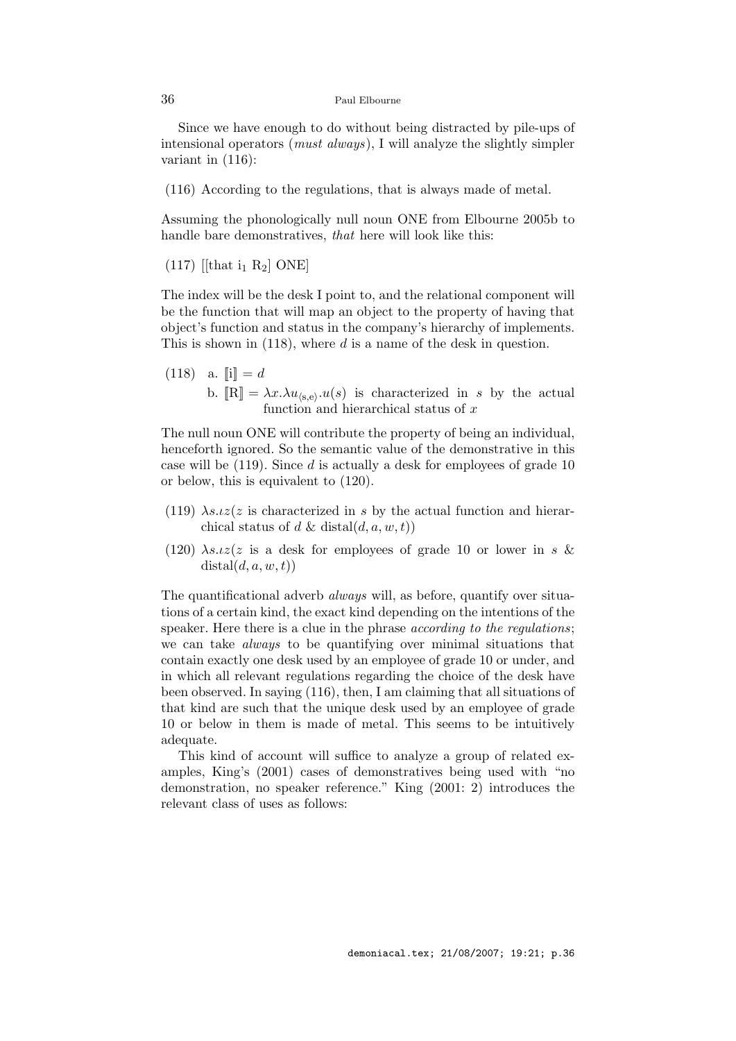Since we have enough to do without being distracted by pile-ups of intensional operators (*must always*), I will analyze the slightly simpler variant in (116):

(116) According to the regulations, that is always made of metal.

Assuming the phonologically null noun ONE from Elbourne 2005b to handle bare demonstratives, *that* here will look like this:

(117) [[that $\mathrm{i}_1$ $\mathrm{R}_2$] ONE]

The index will be the desk I point to, and the relational component will be the function that will map an object to the property of having that object's function and status in the company's hierarchy of implements. This is shown in (118), where $d$ is a name of the desk in question.

(118) a. $[\![\mathrm{i}]\!] = d$

b. $[\![\mathrm{R}]\!] = \lambda x.\lambda u_{\langle s,e\rangle}.u(s)$ is characterized in $s$ by the actual function and hierarchical status of $x$

The null noun ONE will contribute the property of being an individual, henceforth ignored. So the semantic value of the demonstrative in this case will be (119). Since $d$ is actually a desk for employees of grade 10 or below, this is equivalent to (120).

(119) $\lambda s.\iota z(z$ is characterized in $s$ by the actual function and hierarchical status of $d$ & $\mathrm{distal}(d, a, w, t))$

(120) $\lambda s.\iota z(z$ is a desk for employees of grade 10 or lower in $s$ & $\mathrm{distal}(d, a, w, t))$

The quantificational adverb *always* will, as before, quantify over situations of a certain kind, the exact kind depending on the intentions of the speaker. Here there is a clue in the phrase *according to the regulations*; we can take *always* to be quantifying over minimal situations that contain exactly one desk used by an employee of grade 10 or under, and in which all relevant regulations regarding the choice of the desk have been observed. In saying (116), then, I am claiming that all situations of that kind are such that the unique desk used by an employee of grade 10 or below in them is made of metal. This seems to be intuitively adequate.

This kind of account will suffice to analyze a group of related examples, King's (2001) cases of demonstratives being used with "no demonstration, no speaker reference." King (2001: 2) introduces the relevant class of uses as follows: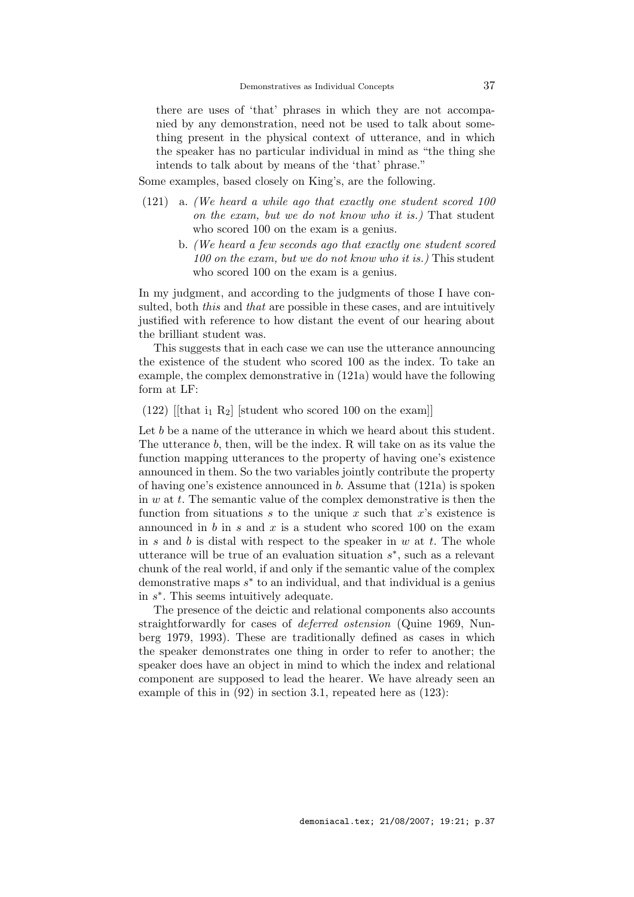there are uses of 'that' phrases in which they are not accompanied by any demonstration, need not be used to talk about something present in the physical context of utterance, and in which the speaker has no particular individual in mind as "the thing she intends to talk about by means of the 'that' phrase."

Some examples, based closely on King's, are the following.

(121) a. *(We heard a while ago that exactly one student scored 100 on the exam, but we do not know who it is.)* That student who scored 100 on the exam is a genius.

b. *(We heard a few seconds ago that exactly one student scored 100 on the exam, but we do not know who it is.)* This student who scored 100 on the exam is a genius.

In my judgment, and according to the judgments of those I have consulted, both *this* and *that* are possible in these cases, and are intuitively justified with reference to how distant the event of our hearing about the brilliant student was.

This suggests that in each case we can use the utterance announcing the existence of the student who scored 100 as the index. To take an example, the complex demonstrative in (121a) would have the following form at LF:

(122) [[that $i_1$ $R_2$] [student who scored 100 on the exam]]

Let $b$ be a name of the utterance in which we heard about this student. The utterance $b$, then, will be the index. R will take on as its value the function mapping utterances to the property of having one's existence announced in them. So the two variables jointly contribute the property of having one's existence announced in $b$. Assume that (121a) is spoken in $w$ at $t$. The semantic value of the complex demonstrative is then the function from situations $s$ to the unique $x$ such that $x$'s existence is announced in $b$ in $s$ and $x$ is a student who scored 100 on the exam in $s$ and $b$ is distal with respect to the speaker in $w$ at $t$. The whole utterance will be true of an evaluation situation $s^*$, such as a relevant chunk of the real world, if and only if the semantic value of the complex demonstrative maps $s^*$ to an individual, and that individual is a genius in $s^*$. This seems intuitively adequate.

The presence of the deictic and relational components also accounts straightforwardly for cases of *deferred ostension* (Quine 1969, Nunberg 1979, 1993). These are traditionally defined as cases in which the speaker demonstrates one thing in order to refer to another; the speaker does have an object in mind to which the index and relational component are supposed to lead the hearer. We have already seen an example of this in (92) in section 3.1, repeated here as (123):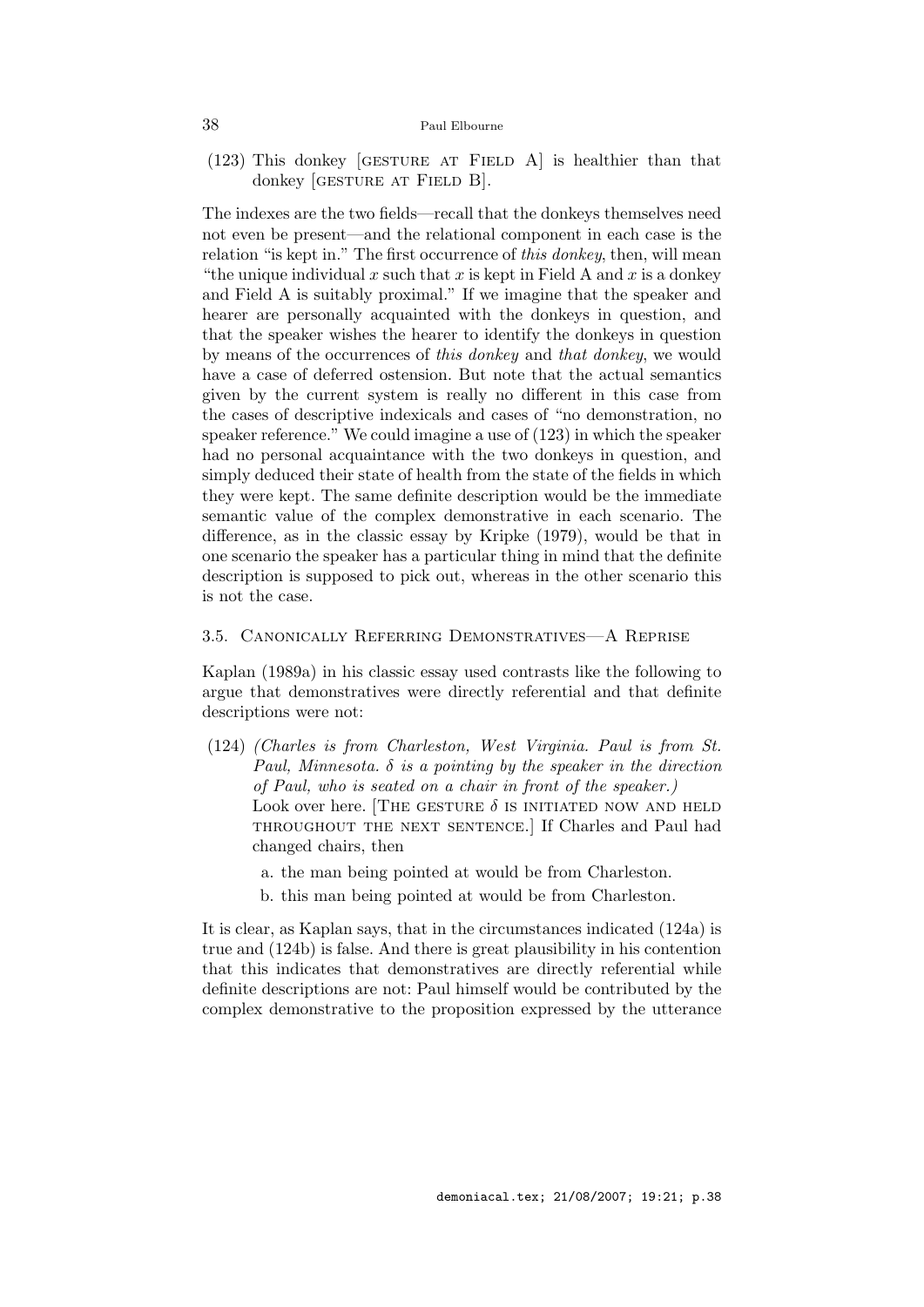(123) This donkey [GESTURE AT FIELD A] is healthier than that donkey [GESTURE AT FIELD B].

The indexes are the two fields—recall that the donkeys themselves need not even be present—and the relational component in each case is the relation "is kept in." The first occurrence of *this donkey*, then, will mean "the unique individual $x$ such that $x$ is kept in Field A and $x$ is a donkey and Field A is suitably proximal." If we imagine that the speaker and hearer are personally acquainted with the donkeys in question, and that the speaker wishes the hearer to identify the donkeys in question by means of the occurrences of *this donkey* and *that donkey*, we would have a case of deferred ostension. But note that the actual semantics given by the current system is really no different in this case from the cases of descriptive indexicals and cases of "no demonstration, no speaker reference." We could imagine a use of (123) in which the speaker had no personal acquaintance with the two donkeys in question, and simply deduced their state of health from the state of the fields in which they were kept. The same definite description would be the immediate semantic value of the complex demonstrative in each scenario. The difference, as in the classic essay by Kripke (1979), would be that in one scenario the speaker has a particular thing in mind that the definite description is supposed to pick out, whereas in the other scenario this is not the case.

### 3.5. Canonically Referring Demonstratives—A Reprise

Kaplan (1989a) in his classic essay used contrasts like the following to argue that demonstratives were directly referential and that definite descriptions were not:

(124) *(Charles is from Charleston, West Virginia. Paul is from St. Paul, Minnesota. $\delta$ is a pointing by the speaker in the direction of Paul, who is seated on a chair in front of the speaker.)*
Look over here. [THE GESTURE $\delta$ IS INITIATED NOW AND HELD THROUGHOUT THE NEXT SENTENCE.] If Charles and Paul had changed chairs, then

a. the man being pointed at would be from Charleston.

b. this man being pointed at would be from Charleston.

It is clear, as Kaplan says, that in the circumstances indicated (124a) is true and (124b) is false. And there is great plausibility in his contention that this indicates that demonstratives are directly referential while definite descriptions are not: Paul himself would be contributed by the complex demonstrative to the proposition expressed by the utterance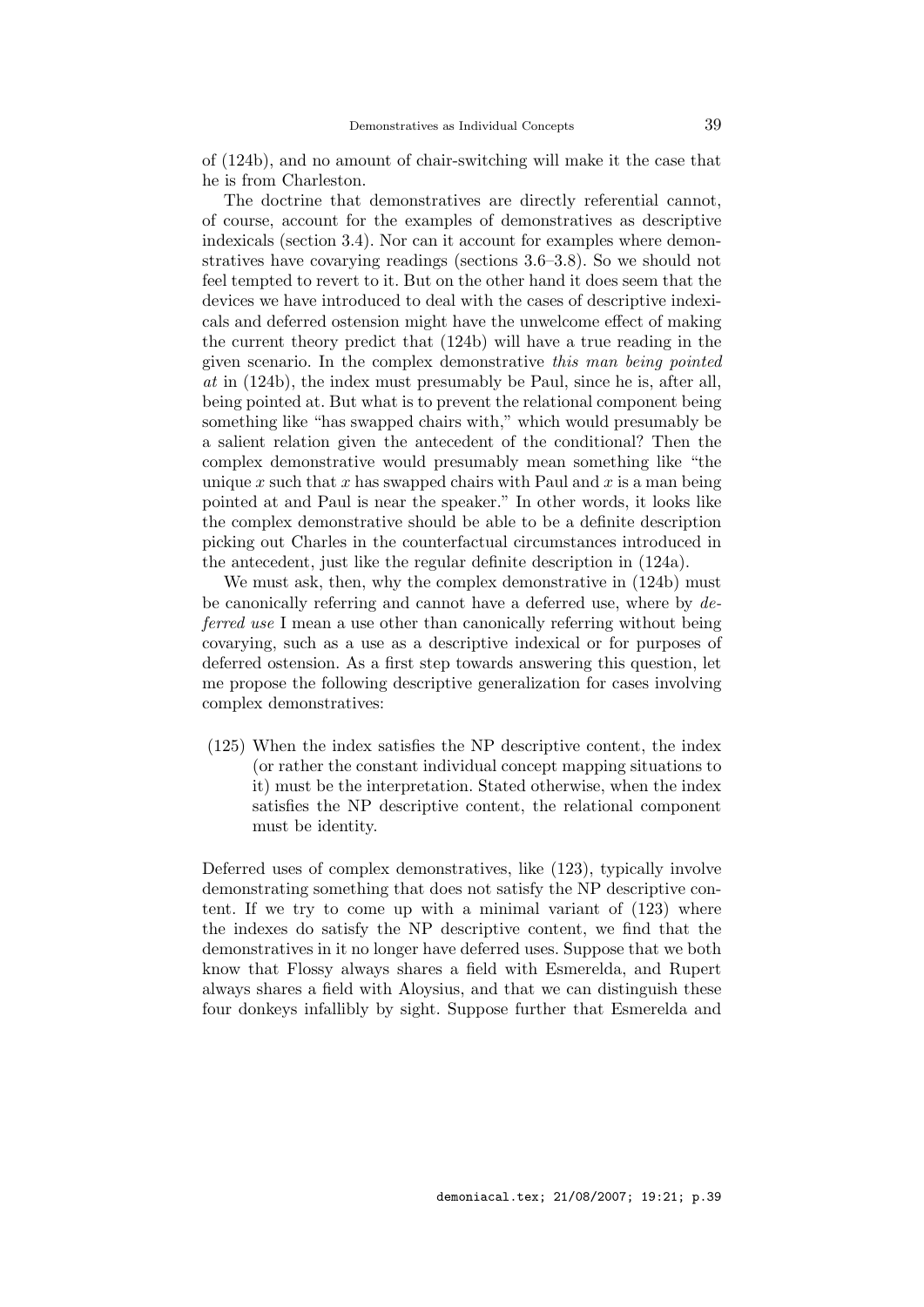of (124b), and no amount of chair-switching will make it the case that he is from Charleston.

The doctrine that demonstratives are directly referential cannot, of course, account for the examples of demonstratives as descriptive indexicals (section 3.4). Nor can it account for examples where demonstratives have covarying readings (sections 3.6–3.8). So we should not feel tempted to revert to it. But on the other hand it does seem that the devices we have introduced to deal with the cases of descriptive indexicals and deferred ostension might have the unwelcome effect of making the current theory predict that (124b) will have a true reading in the given scenario. In the complex demonstrative *this man being pointed at* in (124b), the index must presumably be Paul, since he is, after all, being pointed at. But what is to prevent the relational component being something like "has swapped chairs with," which would presumably be a salient relation given the antecedent of the conditional? Then the complex demonstrative would presumably mean something like "the unique $x$ such that $x$ has swapped chairs with Paul and $x$ is a man being pointed at and Paul is near the speaker." In other words, it looks like the complex demonstrative should be able to be a definite description picking out Charles in the counterfactual circumstances introduced in the antecedent, just like the regular definite description in (124a).

We must ask, then, why the complex demonstrative in (124b) must be canonically referring and cannot have a deferred use, where by *deferred use* I mean a use other than canonically referring without being covarying, such as a use as a descriptive indexical or for purposes of deferred ostension. As a first step towards answering this question, let me propose the following descriptive generalization for cases involving complex demonstratives:

(125) When the index satisfies the NP descriptive content, the index (or rather the constant individual concept mapping situations to it) must be the interpretation. Stated otherwise, when the index satisfies the NP descriptive content, the relational component must be identity.

Deferred uses of complex demonstratives, like (123), typically involve demonstrating something that does not satisfy the NP descriptive content. If we try to come up with a minimal variant of (123) where the indexes do satisfy the NP descriptive content, we find that the demonstratives in it no longer have deferred uses. Suppose that we both know that Flossy always shares a field with Esmerelda, and Rupert always shares a field with Aloysius, and that we can distinguish these four donkeys infallibly by sight. Suppose further that Esmerelda and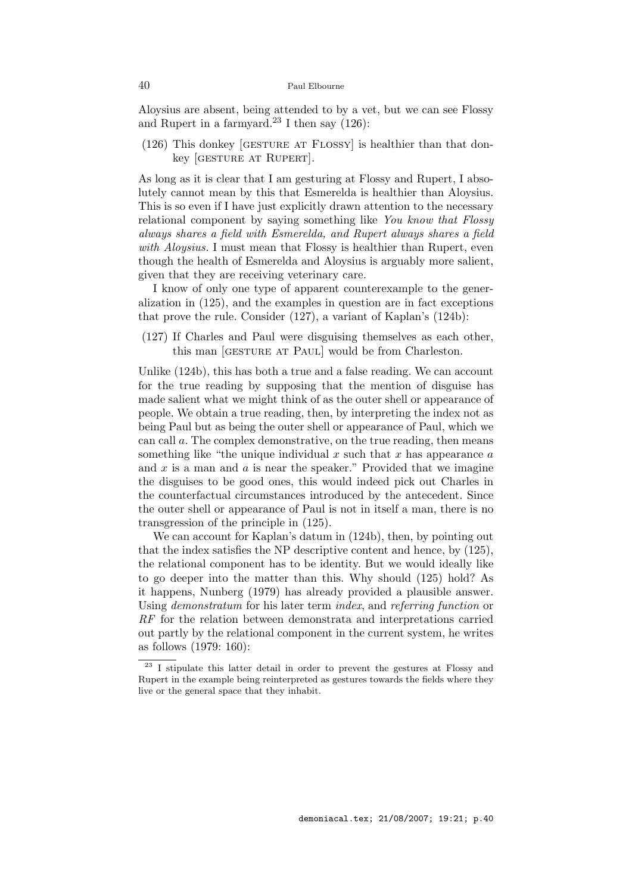Aloysius are absent, being attended to by a vet, but we can see Flossy and Rupert in a farmyard.[23] I then say (126):

(126) This donkey [GESTURE AT FLOSSY] is healthier than that donkey [GESTURE AT RUPERT].

As long as it is clear that I am gesturing at Flossy and Rupert, I absolutely cannot mean by this that Esmerelda is healthier than Aloysius. This is so even if I have just explicitly drawn attention to the necessary relational component by saying something like *You know that Flossy always shares a field with Esmerelda, and Rupert always shares a field with Aloysius.* I must mean that Flossy is healthier than Rupert, even though the health of Esmerelda and Aloysius is arguably more salient, given that they are receiving veterinary care.

I know of only one type of apparent counterexample to the generalization in (125), and the examples in question are in fact exceptions that prove the rule. Consider (127), a variant of Kaplan's (124b):

(127) If Charles and Paul were disguising themselves as each other, this man [GESTURE AT PAUL] would be from Charleston.

Unlike (124b), this has both a true and a false reading. We can account for the true reading by supposing that the mention of disguise has made salient what we might think of as the outer shell or appearance of people. We obtain a true reading, then, by interpreting the index not as being Paul but as being the outer shell or appearance of Paul, which we can call $a$. The complex demonstrative, on the true reading, then means something like "the unique individual $x$ such that $x$ has appearance $a$ and $x$ is a man and $a$ is near the speaker." Provided that we imagine the disguises to be good ones, this would indeed pick out Charles in the counterfactual circumstances introduced by the antecedent. Since the outer shell or appearance of Paul is not in itself a man, there is no transgression of the principle in (125).

We can account for Kaplan's datum in (124b), then, by pointing out that the index satisfies the NP descriptive content and hence, by (125), the relational component has to be identity. But we would ideally like to go deeper into the matter than this. Why should (125) hold? As it happens, Nunberg (1979) has already provided a plausible answer. Using *demonstratum* for his later term *index*, and *referring function* or *RF* for the relation between demonstrata and interpretations carried out partly by the relational component in the current system, he writes as follows (1979: 160):

[23] I stipulate this latter detail in order to prevent the gestures at Flossy and Rupert in the example being reinterpreted as gestures towards the fields where they live or the general space that they inhabit.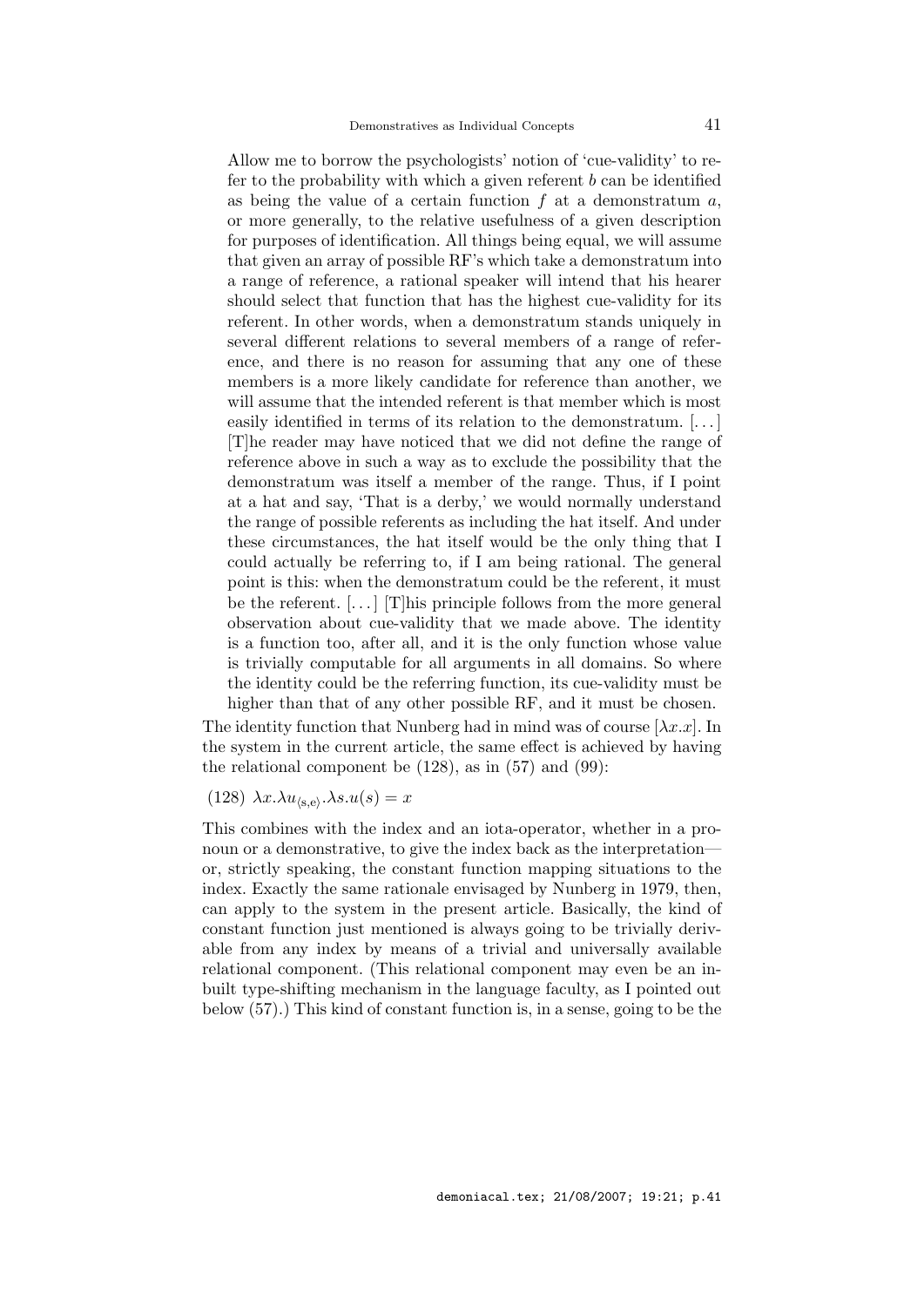> Allow me to borrow the psychologists' notion of 'cue-validity' to refer to the probability with which a given referent $b$ can be identified as being the value of a certain function $f$ at a demonstratum $a$, or more generally, to the relative usefulness of a given description for purposes of identification. All things being equal, we will assume that given an array of possible RF's which take a demonstratum into a range of reference, a rational speaker will intend that his hearer should select that function that has the highest cue-validity for its referent. In other words, when a demonstratum stands uniquely in several different relations to several members of a range of reference, and there is no reason for assuming that any one of these members is a more likely candidate for reference than another, we will assume that the intended referent is that member which is most easily identified in terms of its relation to the demonstratum. [...] [T]he reader may have noticed that we did not define the range of reference above in such a way as to exclude the possibility that the demonstratum was itself a member of the range. Thus, if I point at a hat and say, 'That is a derby,' we would normally understand the range of possible referents as including the hat itself. And under these circumstances, the hat itself would be the only thing that I could actually be referring to, if I am being rational. The general point is this: when the demonstratum could be the referent, it must be the referent. [...] [T]his principle follows from the more general observation about cue-validity that we made above. The identity is a function too, after all, and it is the only function whose value is trivially computable for all arguments in all domains. So where the identity could be the referring function, its cue-validity must be higher than that of any other possible RF, and it must be chosen.

The identity function that Nunberg had in mind was of course $[\lambda x.x]$. In the system in the current article, the same effect is achieved by having the relational component be (128), as in (57) and (99):

(128) $\lambda x.\lambda u_{\langle s,e\rangle}.\lambda s.u(s) = x$

This combines with the index and an iota-operator, whether in a pronoun or a demonstrative, to give the index back as the interpretation—or, strictly speaking, the constant function mapping situations to the index. Exactly the same rationale envisaged by Nunberg in 1979, then, can apply to the system in the present article. Basically, the kind of constant function just mentioned is always going to be trivially derivable from any index by means of a trivial and universally available relational component. (This relational component may even be an inbuilt type-shifting mechanism in the language faculty, as I pointed out below (57).) This kind of constant function is, in a sense, going to be the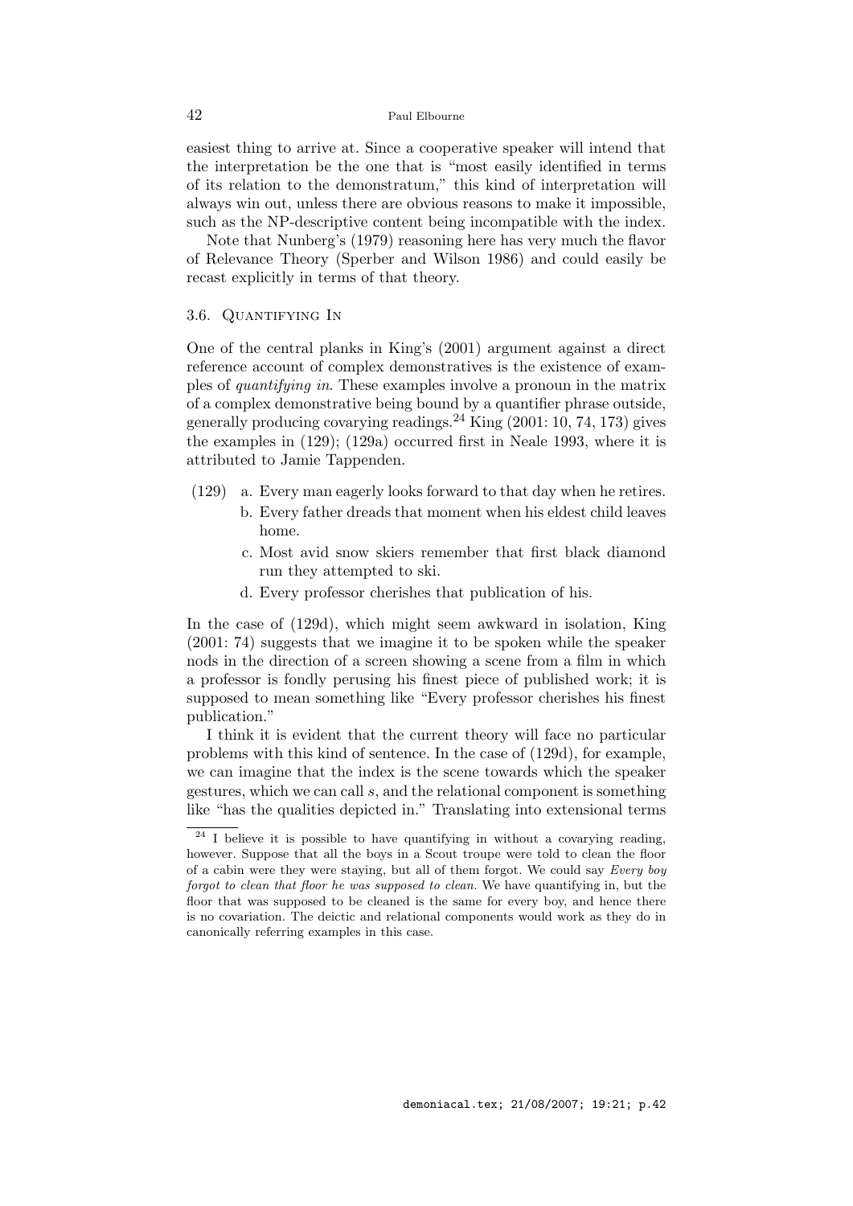easiest thing to arrive at. Since a cooperative speaker will intend that the interpretation be the one that is "most easily identified in terms of its relation to the demonstratum," this kind of interpretation will always win out, unless there are obvious reasons to make it impossible, such as the NP-descriptive content being incompatible with the index.

Note that Nunberg's (1979) reasoning here has very much the flavor of Relevance Theory (Sperber and Wilson 1986) and could easily be recast explicitly in terms of that theory.

### 3.6. Quantifying In

One of the central planks in King's (2001) argument against a direct reference account of complex demonstratives is the existence of examples of *quantifying in*. These examples involve a pronoun in the matrix of a complex demonstrative being bound by a quantifier phrase outside, generally producing covarying readings.[24] King (2001: 10, 74, 173) gives the examples in (129); (129a) occurred first in Neale 1993, where it is attributed to Jamie Tappenden.

(129) a. Every man eagerly looks forward to that day when he retires.
 b. Every father dreads that moment when his eldest child leaves home.
 c. Most avid snow skiers remember that first black diamond run they attempted to ski.
 d. Every professor cherishes that publication of his.

In the case of (129d), which might seem awkward in isolation, King (2001: 74) suggests that we imagine it to be spoken while the speaker nods in the direction of a screen showing a scene from a film in which a professor is fondly perusing his finest piece of published work; it is supposed to mean something like "Every professor cherishes his finest publication."

I think it is evident that the current theory will face no particular problems with this kind of sentence. In the case of (129d), for example, we can imagine that the index is the scene towards which the speaker gestures, which we can call $s$, and the relational component is something like "has the qualities depicted in." Translating into extensional terms

[24] I believe it is possible to have quantifying in without a covarying reading, however. Suppose that all the boys in a Scout troupe were told to clean the floor of a cabin were they were staying, but all of them forgot. We could say *Every boy forgot to clean that floor he was supposed to clean.* We have quantifying in, but the floor that was supposed to be cleaned is the same for every boy, and hence there is no covariation. The deictic and relational components would work as they do in canonically referring examples in this case.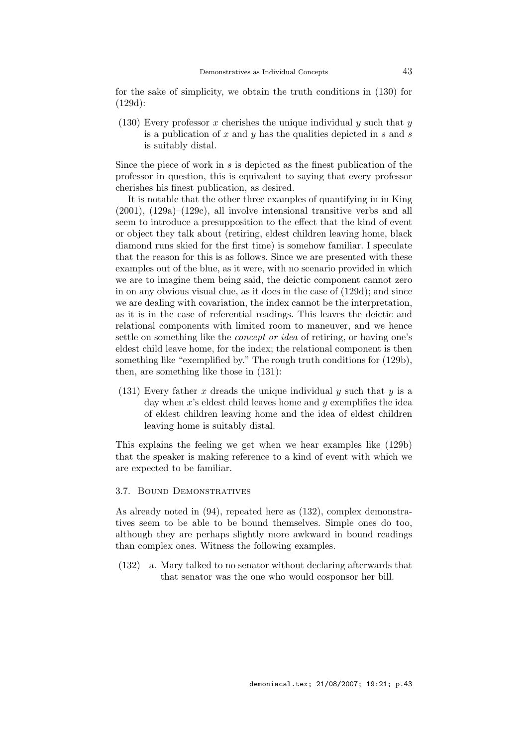for the sake of simplicity, we obtain the truth conditions in (130) for (129d):

(130) Every professor $x$ cherishes the unique individual $y$ such that $y$ is a publication of $x$ and $y$ has the qualities depicted in $s$ and $s$ is suitably distal.

Since the piece of work in $s$ is depicted as the finest publication of the professor in question, this is equivalent to saying that every professor cherishes his finest publication, as desired.

It is notable that the other three examples of quantifying in in King (2001), (129a)–(129c), all involve intensional transitive verbs and all seem to introduce a presupposition to the effect that the kind of event or object they talk about (retiring, eldest children leaving home, black diamond runs skied for the first time) is somehow familiar. I speculate that the reason for this is as follows. Since we are presented with these examples out of the blue, as it were, with no scenario provided in which we are to imagine them being said, the deictic component cannot zero in on any obvious visual clue, as it does in the case of (129d); and since we are dealing with covariation, the index cannot be the interpretation, as it is in the case of referential readings. This leaves the deictic and relational components with limited room to maneuver, and we hence settle on something like the *concept or idea* of retiring, or having one's eldest child leave home, for the index; the relational component is then something like "exemplified by." The rough truth conditions for (129b), then, are something like those in (131):

(131) Every father $x$ dreads the unique individual $y$ such that $y$ is a day when $x$'s eldest child leaves home and $y$ exemplifies the idea of eldest children leaving home and the idea of eldest children leaving home is suitably distal.

This explains the feeling we get when we hear examples like (129b) that the speaker is making reference to a kind of event with which we are expected to be familiar.

### 3.7. Bound Demonstratives

As already noted in (94), repeated here as (132), complex demonstratives seem to be able to be bound themselves. Simple ones do too, although they are perhaps slightly more awkward in bound readings than complex ones. Witness the following examples.

(132) a. Mary talked to no senator without declaring afterwards that that senator was the one who would cosponsor her bill.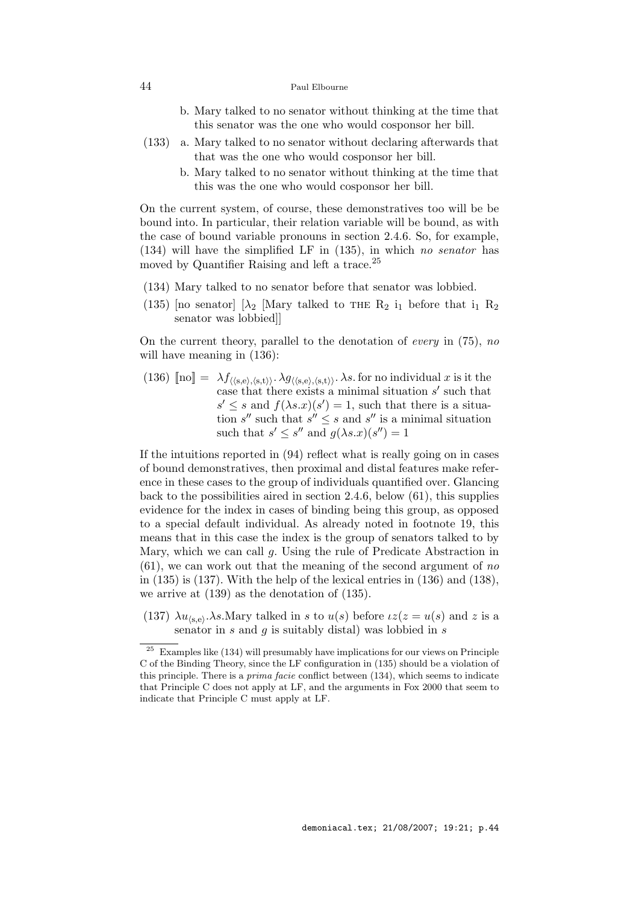b. Mary talked to no senator without thinking at the time that this senator was the one who would cosponsor her bill.

(133) a. Mary talked to no senator without declaring afterwards that that was the one who would cosponsor her bill.

b. Mary talked to no senator without thinking at the time that this was the one who would cosponsor her bill.

On the current system, of course, these demonstratives too will be be bound into. In particular, their relation variable will be bound, as with the case of bound variable pronouns in section 2.4.6. So, for example, (134) will have the simplified LF in (135), in which *no senator* has moved by Quantifier Raising and left a trace.[25]

(134) Mary talked to no senator before that senator was lobbied.

(135) [no senator] [$\lambda_2$ [Mary talked to THE $R_2$ $i_1$ before that $i_1$ $R_2$ senator was lobbied]]

On the current theory, parallel to the denotation of *every* in (75), *no* will have meaning in (136):

(136) $[\![\text{no}]\!] = \lambda f_{\langle\langle s,e\rangle,\langle s,t\rangle\rangle}.\lambda g_{\langle\langle s,e\rangle,\langle s,t\rangle\rangle}.\lambda s.$ for no individual $x$ is it the case that there exists a minimal situation $s'$ such that $s' \leq s$ and $f(\lambda s.x)(s') = 1$, such that there is a situation $s''$ such that $s'' \leq s$ and $s''$ is a minimal situation such that $s' \leq s''$ and $g(\lambda s.x)(s'') = 1$

If the intuitions reported in (94) reflect what is really going on in cases of bound demonstratives, then proximal and distal features make reference in these cases to the group of individuals quantified over. Glancing back to the possibilities aired in section 2.4.6, below (61), this supplies evidence for the index in cases of binding being this group, as opposed to a special default individual. As already noted in footnote 19, this means that in this case the index is the group of senators talked to by Mary, which we can call $g$. Using the rule of Predicate Abstraction in (61), we can work out that the meaning of the second argument of *no* in (135) is (137). With the help of the lexical entries in (136) and (138), we arrive at (139) as the denotation of (135).

(137) $\lambda u_{\langle s,e\rangle}.\lambda s.$Mary talked in $s$ to $u(s)$ before $\iota z(z = u(s)$ and $z$ is a senator in $s$ and $g$ is suitably distal) was lobbied in $s$

[25] Examples like (134) will presumably have implications for our views on Principle C of the Binding Theory, since the LF configuration in (135) should be a violation of this principle. There is a *prima facie* conflict between (134), which seems to indicate that Principle C does not apply at LF, and the arguments in Fox 2000 that seem to indicate that Principle C must apply at LF.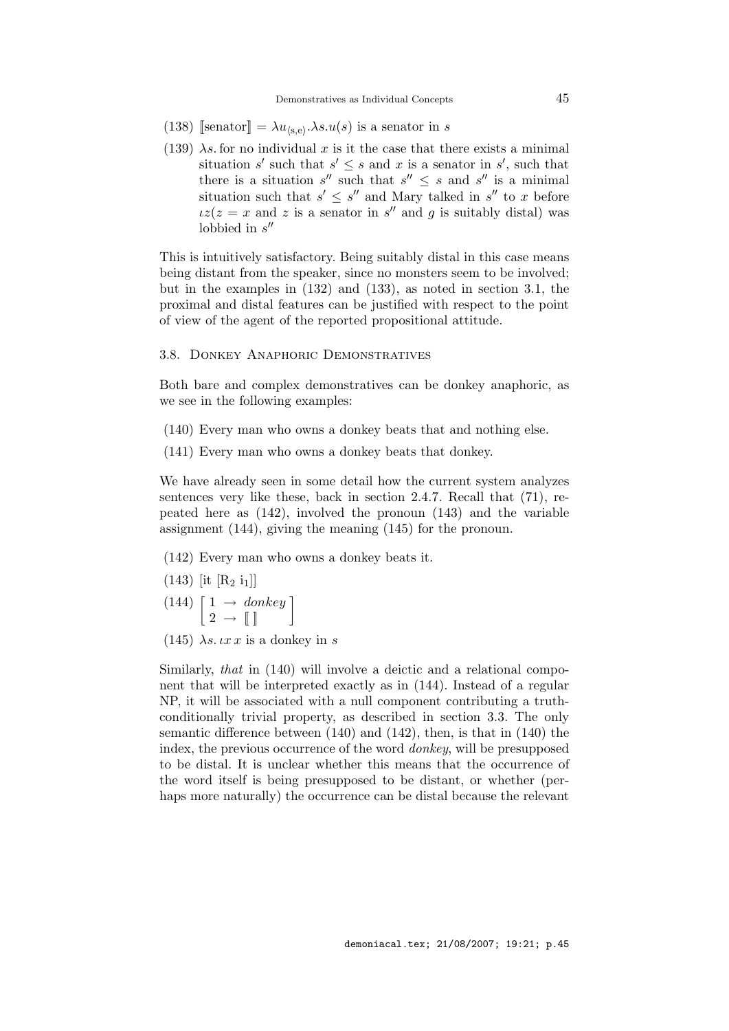(138) $[\![\text{senator}]\!] = \lambda u_{\langle s,e \rangle}.\lambda s.u(s)$ is a senator in $s$

(139) $\lambda s.$ for no individual $x$ is it the case that there exists a minimal situation $s'$ such that $s' \leq s$ and $x$ is a senator in $s'$, such that there is a situation $s''$ such that $s'' \leq s$ and $s''$ is a minimal situation such that $s' \leq s''$ and Mary talked in $s''$ to $x$ before $\iota z$($z = x$ and $z$ is a senator in $s''$ and $g$ is suitably distal) was lobbied in $s''$

This is intuitively satisfactory. Being suitably distal in this case means being distant from the speaker, since no monsters seem to be involved; but in the examples in (132) and (133), as noted in section 3.1, the proximal and distal features can be justified with respect to the point of view of the agent of the reported propositional attitude.

### 3.8. Donkey Anaphoric Demonstratives

Both bare and complex demonstratives can be donkey anaphoric, as we see in the following examples:

(140) Every man who owns a donkey beats that and nothing else.

(141) Every man who owns a donkey beats that donkey.

We have already seen in some detail how the current system analyzes sentences very like these, back in section 2.4.7. Recall that (71), repeated here as (142), involved the pronoun (143) and the variable assignment (144), giving the meaning (145) for the pronoun.

(142) Every man who owns a donkey beats it.

(143) [it [$R_2$ $i_1$]]

(144) $\begin{bmatrix} 1 \rightarrow \textit{donkey} \\ 2 \rightarrow [\![\,]\!] \end{bmatrix}$

(145) $\lambda s.\, \iota x\, x$ is a donkey in $s$

Similarly, *that* in (140) will involve a deictic and a relational component that will be interpreted exactly as in (144). Instead of a regular NP, it will be associated with a null component contributing a truth-conditionally trivial property, as described in section 3.3. The only semantic difference between (140) and (142), then, is that in (140) the index, the previous occurrence of the word *donkey*, will be presupposed to be distal. It is unclear whether this means that the occurrence of the word itself is being presupposed to be distant, or whether (perhaps more naturally) the occurrence can be distal because the relevant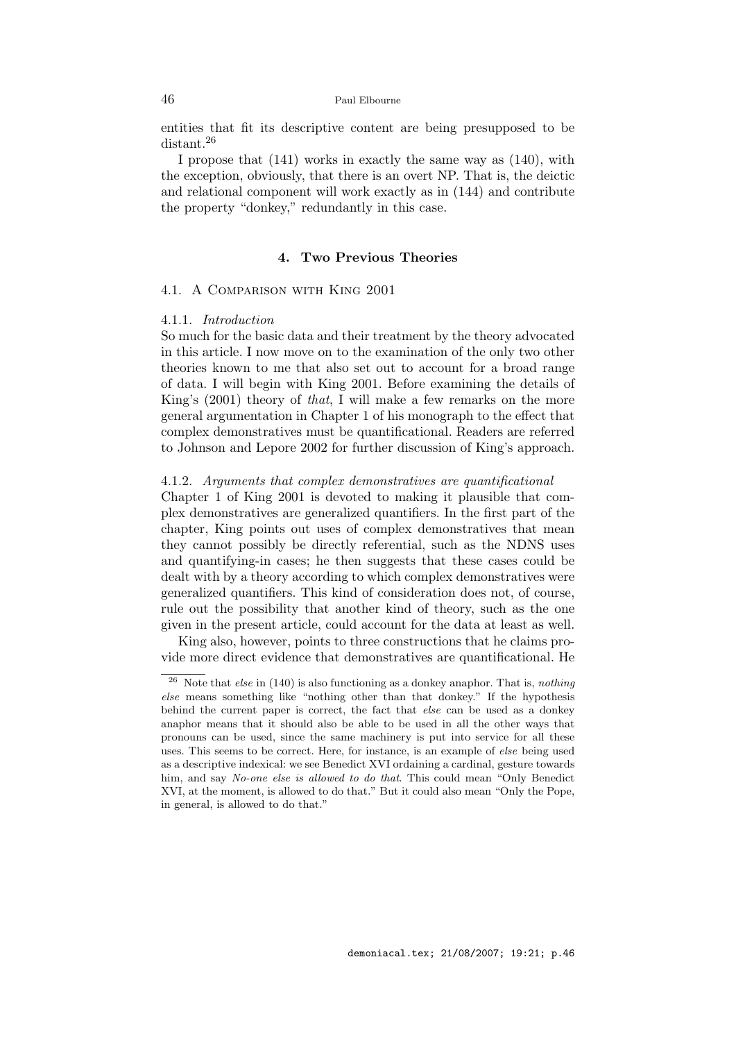entities that fit its descriptive content are being presupposed to be distant.[26]

I propose that (141) works in exactly the same way as (140), with the exception, obviously, that there is an overt NP. That is, the deictic and relational component will work exactly as in (144) and contribute the property "donkey," redundantly in this case.

## 4. Two Previous Theories

### 4.1. A Comparison with King 2001

#### 4.1.1. *Introduction*

So much for the basic data and their treatment by the theory advocated in this article. I now move on to the examination of the only two other theories known to me that also set out to account for a broad range of data. I will begin with King 2001. Before examining the details of King's (2001) theory of *that*, I will make a few remarks on the more general argumentation in Chapter 1 of his monograph to the effect that complex demonstratives must be quantificational. Readers are referred to Johnson and Lepore 2002 for further discussion of King's approach.

#### 4.1.2. *Arguments that complex demonstratives are quantificational*

Chapter 1 of King 2001 is devoted to making it plausible that complex demonstratives are generalized quantifiers. In the first part of the chapter, King points out uses of complex demonstratives that mean they cannot possibly be directly referential, such as the NDNS uses and quantifying-in cases; he then suggests that these cases could be dealt with by a theory according to which complex demonstratives were generalized quantifiers. This kind of consideration does not, of course, rule out the possibility that another kind of theory, such as the one given in the present article, could account for the data at least as well.

King also, however, points to three constructions that he claims provide more direct evidence that demonstratives are quantificational. He

[26] Note that *else* in (140) is also functioning as a donkey anaphor. That is, *nothing else* means something like "nothing other than that donkey." If the hypothesis behind the current paper is correct, the fact that *else* can be used as a donkey anaphor means that it should also be able to be used in all the other ways that pronouns can be used, since the same machinery is put into service for all these uses. This seems to be correct. Here, for instance, is an example of *else* being used as a descriptive indexical: we see Benedict XVI ordaining a cardinal, gesture towards him, and say *No-one else is allowed to do that*. This could mean "Only Benedict XVI, at the moment, is allowed to do that." But it could also mean "Only the Pope, in general, is allowed to do that."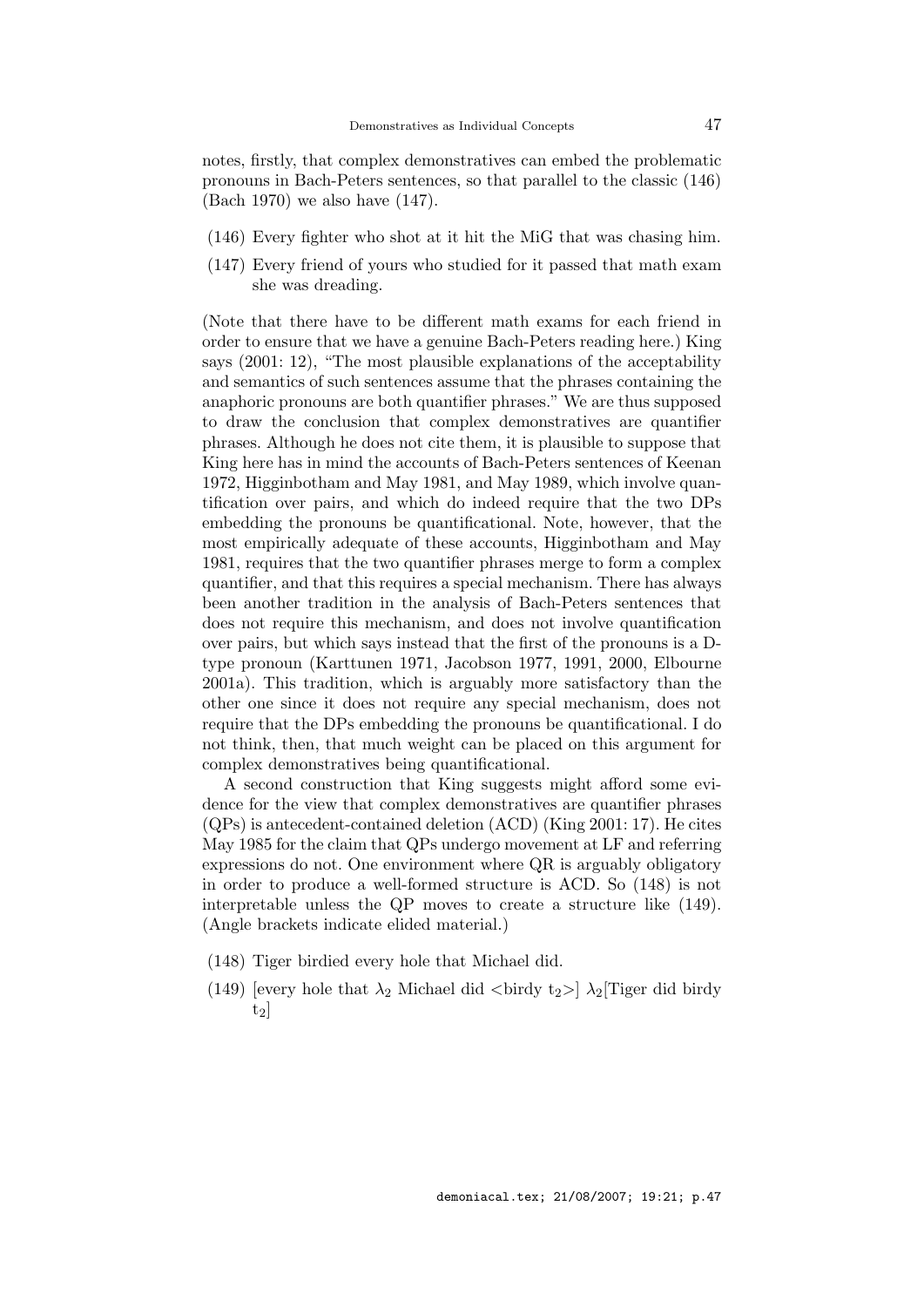notes, firstly, that complex demonstratives can embed the problematic pronouns in Bach-Peters sentences, so that parallel to the classic (146) (Bach 1970) we also have (147).

(146) Every fighter who shot at it hit the MiG that was chasing him.

(147) Every friend of yours who studied for it passed that math exam she was dreading.

(Note that there have to be different math exams for each friend in order to ensure that we have a genuine Bach-Peters reading here.) King says (2001: 12), "The most plausible explanations of the acceptability and semantics of such sentences assume that the phrases containing the anaphoric pronouns are both quantifier phrases." We are thus supposed to draw the conclusion that complex demonstratives are quantifier phrases. Although he does not cite them, it is plausible to suppose that King here has in mind the accounts of Bach-Peters sentences of Keenan 1972, Higginbotham and May 1981, and May 1989, which involve quantification over pairs, and which do indeed require that the two DPs embedding the pronouns be quantificational. Note, however, that the most empirically adequate of these accounts, Higginbotham and May 1981, requires that the two quantifier phrases merge to form a complex quantifier, and that this requires a special mechanism. There has always been another tradition in the analysis of Bach-Peters sentences that does not require this mechanism, and does not involve quantification over pairs, but which says instead that the first of the pronouns is a D-type pronoun (Karttunen 1971, Jacobson 1977, 1991, 2000, Elbourne 2001a). This tradition, which is arguably more satisfactory than the other one since it does not require any special mechanism, does not require that the DPs embedding the pronouns be quantificational. I do not think, then, that much weight can be placed on this argument for complex demonstratives being quantificational.

A second construction that King suggests might afford some evidence for the view that complex demonstratives are quantifier phrases (QPs) is antecedent-contained deletion (ACD) (King 2001: 17). He cites May 1985 for the claim that QPs undergo movement at LF and referring expressions do not. One environment where QR is arguably obligatory in order to produce a well-formed structure is ACD. So (148) is not interpretable unless the QP moves to create a structure like (149). (Angle brackets indicate elided material.)

(148) Tiger birdied every hole that Michael did.

(149) [every hole that $\lambda_2$ Michael did <birdy $t_2$>] $\lambda_2$[Tiger did birdy $t_2$]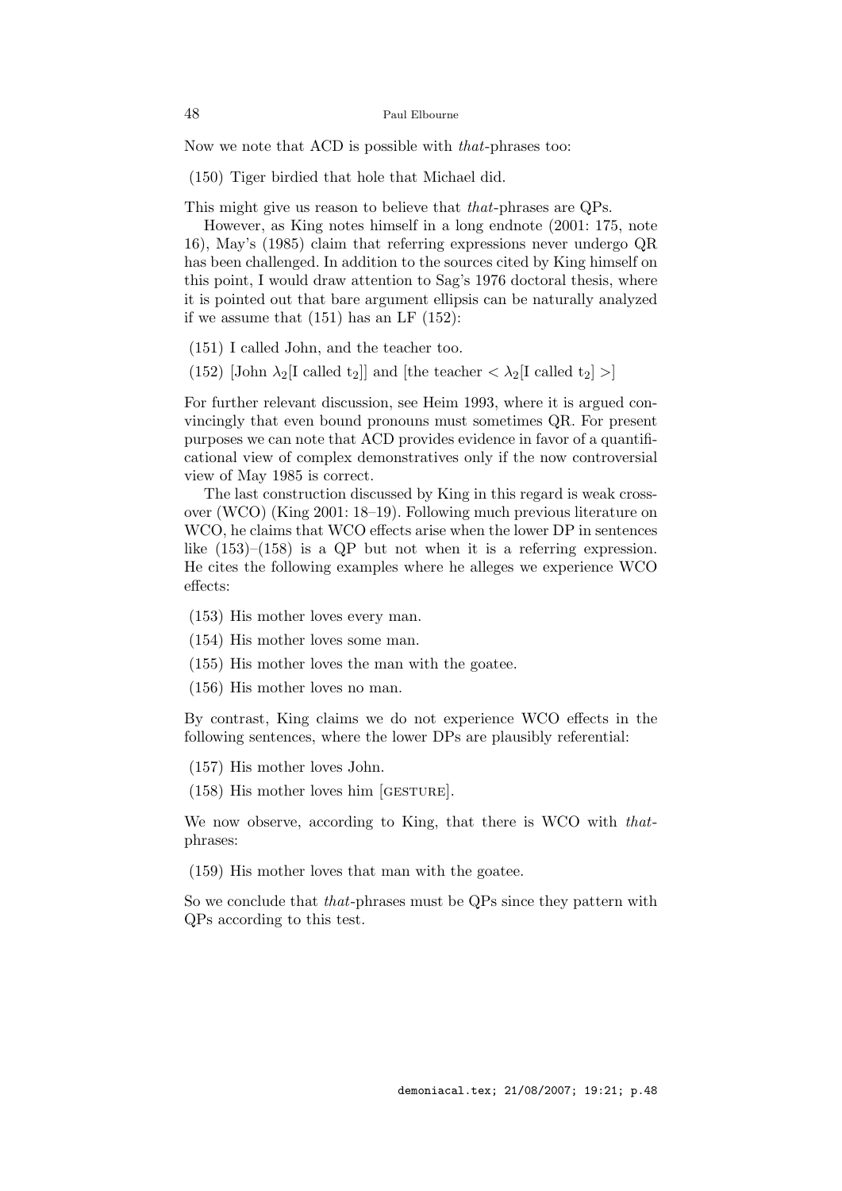Now we note that ACD is possible with *that*-phrases too:

(150) Tiger birdied that hole that Michael did.

This might give us reason to believe that *that*-phrases are QPs.

However, as King notes himself in a long endnote (2001: 175, note 16), May's (1985) claim that referring expressions never undergo QR has been challenged. In addition to the sources cited by King himself on this point, I would draw attention to Sag's 1976 doctoral thesis, where it is pointed out that bare argument ellipsis can be naturally analyzed if we assume that (151) has an LF (152):

(151) I called John, and the teacher too.

(152) [John $\lambda_2$[I called $t_2$]] and [the teacher $< \lambda_2$[I called $t_2$] $>$]

For further relevant discussion, see Heim 1993, where it is argued convincingly that even bound pronouns must sometimes QR. For present purposes we can note that ACD provides evidence in favor of a quantificational view of complex demonstratives only if the now controversial view of May 1985 is correct.

The last construction discussed by King in this regard is weak crossover (WCO) (King 2001: 18–19). Following much previous literature on WCO, he claims that WCO effects arise when the lower DP in sentences like (153)–(158) is a QP but not when it is a referring expression. He cites the following examples where he alleges we experience WCO effects:

(153) His mother loves every man.

(154) His mother loves some man.

(155) His mother loves the man with the goatee.

(156) His mother loves no man.

By contrast, King claims we do not experience WCO effects in the following sentences, where the lower DPs are plausibly referential:

(157) His mother loves John.

(158) His mother loves him [GESTURE].

We now observe, according to King, that there is WCO with *that*-phrases:

(159) His mother loves that man with the goatee.

So we conclude that *that*-phrases must be QPs since they pattern with QPs according to this test.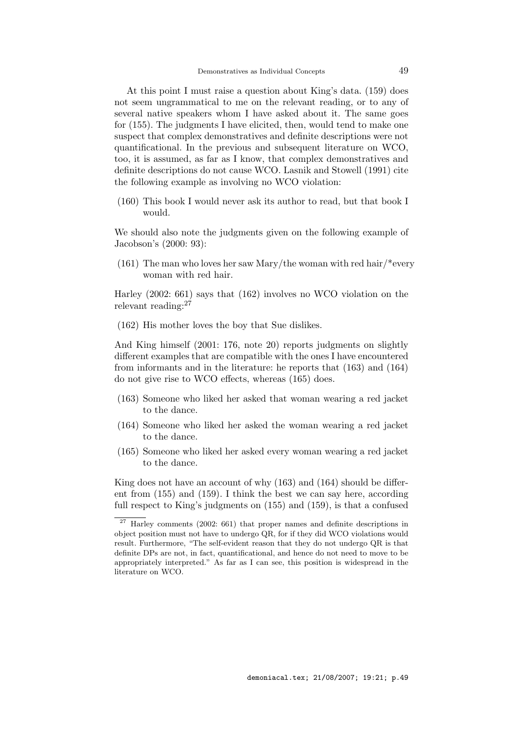At this point I must raise a question about King's data. (159) does not seem ungrammatical to me on the relevant reading, or to any of several native speakers whom I have asked about it. The same goes for (155). The judgments I have elicited, then, would tend to make one suspect that complex demonstratives and definite descriptions were not quantificational. In the previous and subsequent literature on WCO, too, it is assumed, as far as I know, that complex demonstratives and definite descriptions do not cause WCO. Lasnik and Stowell (1991) cite the following example as involving no WCO violation:

(160) This book I would never ask its author to read, but that book I would.

We should also note the judgments given on the following example of Jacobson's (2000: 93):

(161) The man who loves her saw Mary/the woman with red hair/*every woman with red hair.

Harley (2002: 661) says that (162) involves no WCO violation on the relevant reading:[27]

(162) His mother loves the boy that Sue dislikes.

And King himself (2001: 176, note 20) reports judgments on slightly different examples that are compatible with the ones I have encountered from informants and in the literature: he reports that (163) and (164) do not give rise to WCO effects, whereas (165) does.

(163) Someone who liked her asked that woman wearing a red jacket to the dance.

(164) Someone who liked her asked the woman wearing a red jacket to the dance.

(165) Someone who liked her asked every woman wearing a red jacket to the dance.

King does not have an account of why (163) and (164) should be different from (155) and (159). I think the best we can say here, according full respect to King's judgments on (155) and (159), is that a confused

---

[27] Harley comments (2002: 661) that proper names and definite descriptions in object position must not have to undergo QR, for if they did WCO violations would result. Furthermore, "The self-evident reason that they do not undergo QR is that definite DPs are not, in fact, quantificational, and hence do not need to move to be appropriately interpreted." As far as I can see, this position is widespread in the literature on WCO.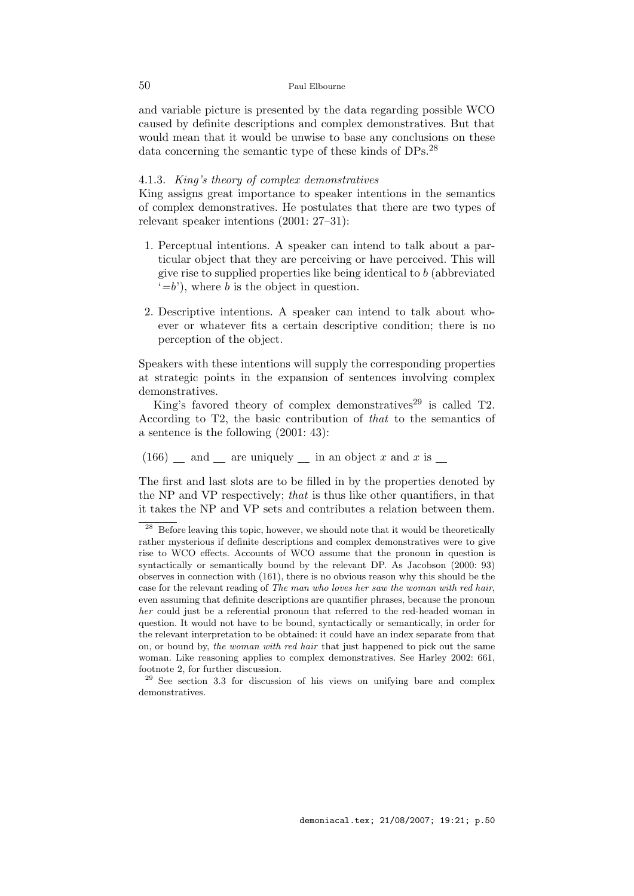and variable picture is presented by the data regarding possible WCO caused by definite descriptions and complex demonstratives. But that would mean that it would be unwise to base any conclusions on these data concerning the semantic type of these kinds of DPs.[28]

#### 4.1.3. *King's theory of complex demonstratives*

King assigns great importance to speaker intentions in the semantics of complex demonstratives. He postulates that there are two types of relevant speaker intentions (2001: 27–31):

1. Perceptual intentions. A speaker can intend to talk about a particular object that they are perceiving or have perceived. This will give rise to supplied properties like being identical to $b$ (abbreviated '$=b$'), where $b$ is the object in question.

2. Descriptive intentions. A speaker can intend to talk about whoever or whatever fits a certain descriptive condition; there is no perception of the object.

Speakers with these intentions will supply the corresponding properties at strategic points in the expansion of sentences involving complex demonstratives.

King's favored theory of complex demonstratives[29] is called T2. According to T2, the basic contribution of *that* to the semantics of a sentence is the following (2001: 43):

(166) \_\_ and \_\_ are uniquely \_\_ in an object $x$ and $x$ is \_\_

The first and last slots are to be filled in by the properties denoted by the NP and VP respectively; *that* is thus like other quantifiers, in that it takes the NP and VP sets and contributes a relation between them.

---

[28] Before leaving this topic, however, we should note that it would be theoretically rather mysterious if definite descriptions and complex demonstratives were to give rise to WCO effects. Accounts of WCO assume that the pronoun in question is syntactically or semantically bound by the relevant DP. As Jacobson (2000: 93) observes in connection with (161), there is no obvious reason why this should be the case for the relevant reading of *The man who loves her saw the woman with red hair*, even assuming that definite descriptions are quantifier phrases, because the pronoun *her* could just be a referential pronoun that referred to the red-headed woman in question. It would not have to be bound, syntactically or semantically, in order for the relevant interpretation to be obtained: it could have an index separate from that on, or bound by, *the woman with red hair* that just happened to pick out the same woman. Like reasoning applies to complex demonstratives. See Harley 2002: 661, footnote 2, for further discussion.

[29] See section 3.3 for discussion of his views on unifying bare and complex demonstratives.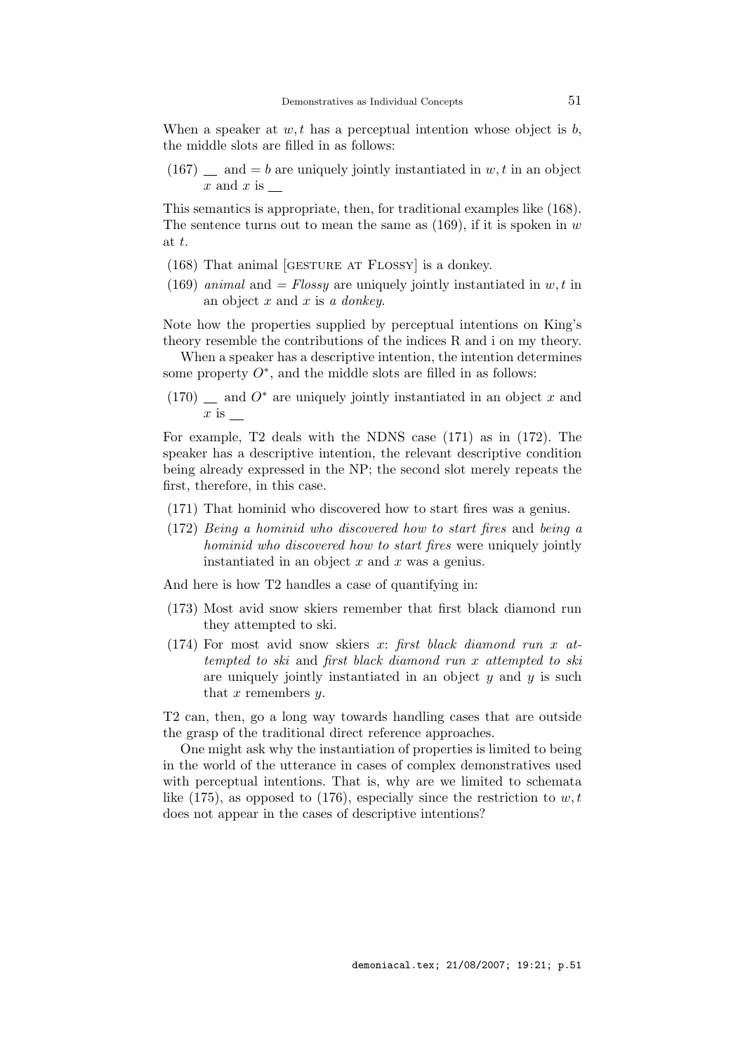When a speaker at $w, t$ has a perceptual intention whose object is $b$, the middle slots are filled in as follows:

(167) __ and $= b$ are uniquely jointly instantiated in $w, t$ in an object $x$ and $x$ is __

This semantics is appropriate, then, for traditional examples like (168). The sentence turns out to mean the same as (169), if it is spoken in $w$ at $t$.

(168) That animal [GESTURE AT FLOSSY] is a donkey.

(169) *animal* and $=$ *Flossy* are uniquely jointly instantiated in $w, t$ in an object $x$ and $x$ is *a donkey*.

Note how the properties supplied by perceptual intentions on King's theory resemble the contributions of the indices R and i on my theory.

When a speaker has a descriptive intention, the intention determines some property $O^*$, and the middle slots are filled in as follows:

(170) __ and $O^*$ are uniquely jointly instantiated in an object $x$ and $x$ is __

For example, T2 deals with the NDNS case (171) as in (172). The speaker has a descriptive intention, the relevant descriptive condition being already expressed in the NP; the second slot merely repeats the first, therefore, in this case.

(171) That hominid who discovered how to start fires was a genius.

(172) *Being a hominid who discovered how to start fires* and *being a hominid who discovered how to start fires* were uniquely jointly instantiated in an object $x$ and $x$ was a genius.

And here is how T2 handles a case of quantifying in:

(173) Most avid snow skiers remember that first black diamond run they attempted to ski.

(174) For most avid snow skiers $x$: *first black diamond run $x$ attempted to ski* and *first black diamond run $x$ attempted to ski* are uniquely jointly instantiated in an object $y$ and $y$ is such that $x$ remembers $y$.

T2 can, then, go a long way towards handling cases that are outside the grasp of the traditional direct reference approaches.

One might ask why the instantiation of properties is limited to being in the world of the utterance in cases of complex demonstratives used with perceptual intentions. That is, why are we limited to schemata like (175), as opposed to (176), especially since the restriction to $w, t$ does not appear in the cases of descriptive intentions?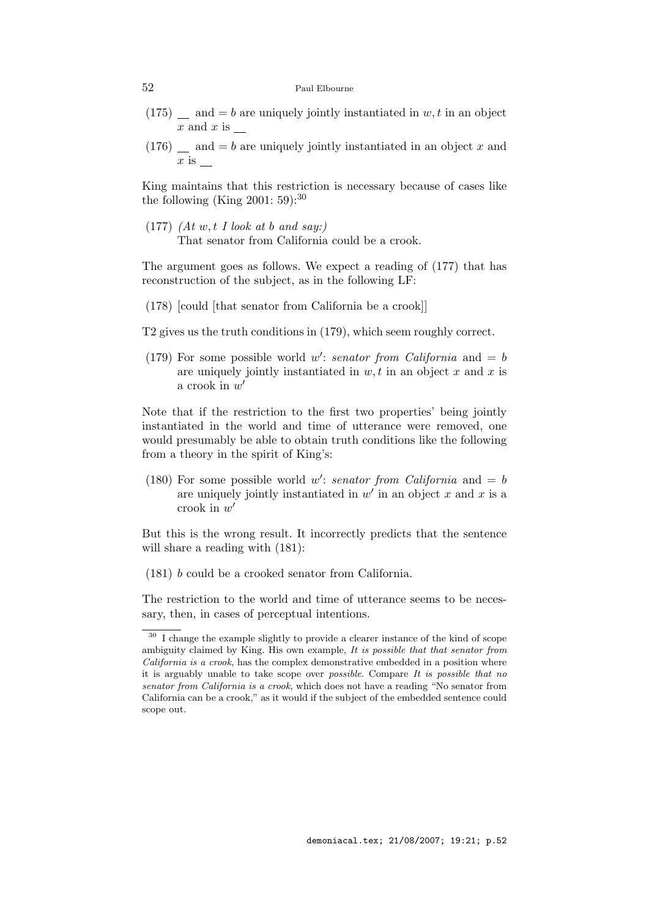(175) __ and $= b$ are uniquely jointly instantiated in $w, t$ in an object $x$ and $x$ is __

(176) __ and $= b$ are uniquely jointly instantiated in an object $x$ and $x$ is __

King maintains that this restriction is necessary because of cases like the following (King 2001: 59):[30]

(177) *(At $w, t$ I look at $b$ and say:)*
That senator from California could be a crook.

The argument goes as follows. We expect a reading of (177) that has reconstruction of the subject, as in the following LF:

(178) [could [that senator from California be a crook]]

T2 gives us the truth conditions in (179), which seem roughly correct.

(179) For some possible world $w'$: *senator from California* and $= b$ are uniquely jointly instantiated in $w, t$ in an object $x$ and $x$ is a crook in $w'$

Note that if the restriction to the first two properties' being jointly instantiated in the world and time of utterance were removed, one would presumably be able to obtain truth conditions like the following from a theory in the spirit of King's:

(180) For some possible world $w'$: *senator from California* and $= b$ are uniquely jointly instantiated in $w'$ in an object $x$ and $x$ is a crook in $w'$

But this is the wrong result. It incorrectly predicts that the sentence will share a reading with (181):

(181) $b$ could be a crooked senator from California.

The restriction to the world and time of utterance seems to be necessary, then, in cases of perceptual intentions.

---

[30] I change the example slightly to provide a clearer instance of the kind of scope ambiguity claimed by King. His own example, *It is possible that that senator from California is a crook*, has the complex demonstrative embedded in a position where it is arguably unable to take scope over *possible*. Compare *It is possible that no senator from California is a crook*, which does not have a reading "No senator from California can be a crook," as it would if the subject of the embedded sentence could scope out.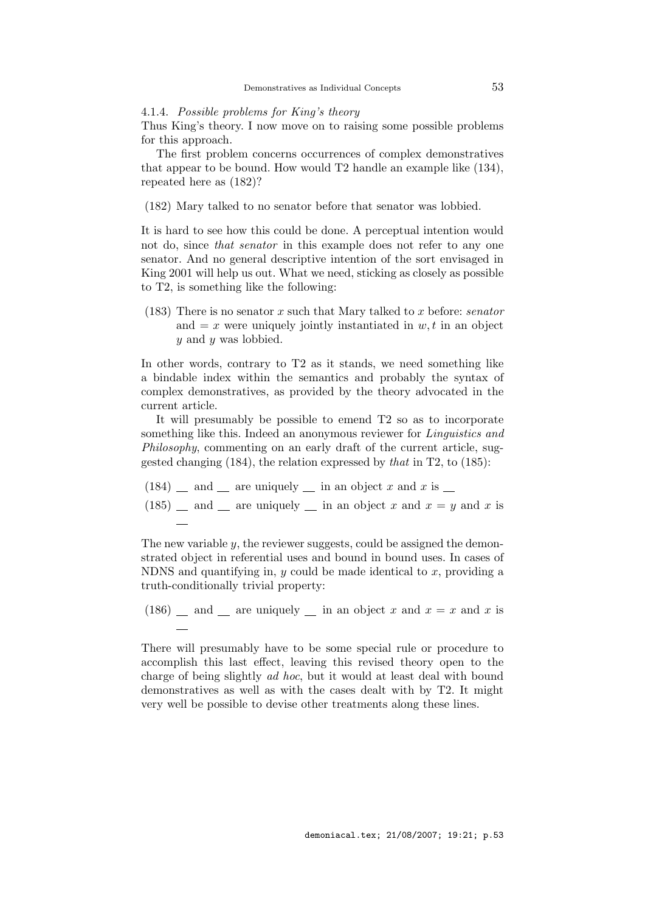#### 4.1.4. *Possible problems for King's theory*

Thus King's theory. I now move on to raising some possible problems for this approach.

The first problem concerns occurrences of complex demonstratives that appear to be bound. How would T2 handle an example like (134), repeated here as (182)?

(182) Mary talked to no senator before that senator was lobbied.

It is hard to see how this could be done. A perceptual intention would not do, since *that senator* in this example does not refer to any one senator. And no general descriptive intention of the sort envisaged in King 2001 will help us out. What we need, sticking as closely as possible to T2, is something like the following:

(183) There is no senator $x$ such that Mary talked to $x$ before: *senator* and $= x$ were uniquely jointly instantiated in $w, t$ in an object $y$ and $y$ was lobbied.

In other words, contrary to T2 as it stands, we need something like a bindable index within the semantics and probably the syntax of complex demonstratives, as provided by the theory advocated in the current article.

It will presumably be possible to emend T2 so as to incorporate something like this. Indeed an anonymous reviewer for *Linguistics and Philosophy*, commenting on an early draft of the current article, suggested changing (184), the relation expressed by *that* in T2, to (185):

(184) __ and __ are uniquely __ in an object $x$ and $x$ is __

(185) __ and __ are uniquely __ in an object $x$ and $x = y$ and $x$ is __

The new variable $y$, the reviewer suggests, could be assigned the demonstrated object in referential uses and bound in bound uses. In cases of NDNS and quantifying in, $y$ could be made identical to $x$, providing a truth-conditionally trivial property:

(186) __ and __ are uniquely __ in an object $x$ and $x = x$ and $x$ is __

There will presumably have to be some special rule or procedure to accomplish this last effect, leaving this revised theory open to the charge of being slightly *ad hoc*, but it would at least deal with bound demonstratives as well as with the cases dealt with by T2. It might very well be possible to devise other treatments along these lines.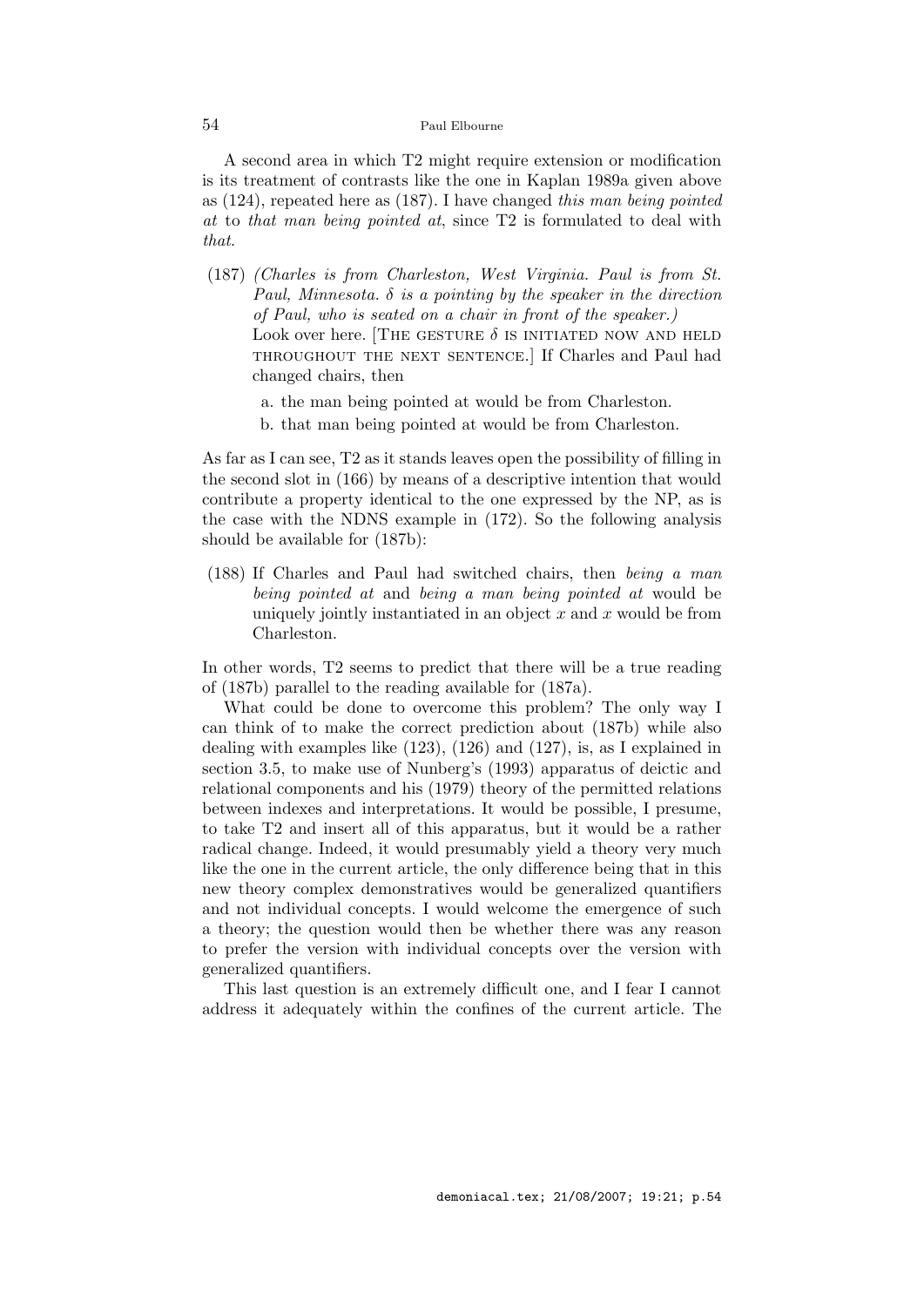A second area in which T2 might require extension or modification is its treatment of contrasts like the one in Kaplan 1989a given above as (124), repeated here as (187). I have changed *this man being pointed at* to *that man being pointed at*, since T2 is formulated to deal with *that*.

(187) *(Charles is from Charleston, West Virginia. Paul is from St. Paul, Minnesota. $\delta$ is a pointing by the speaker in the direction of Paul, who is seated on a chair in front of the speaker.)*
Look over here. [The gesture $\delta$ is initiated now and held throughout the next sentence.] If Charles and Paul had changed chairs, then

a. the man being pointed at would be from Charleston.

b. that man being pointed at would be from Charleston.

As far as I can see, T2 as it stands leaves open the possibility of filling in the second slot in (166) by means of a descriptive intention that would contribute a property identical to the one expressed by the NP, as is the case with the NDNS example in (172). So the following analysis should be available for (187b):

(188) If Charles and Paul had switched chairs, then *being a man being pointed at* and *being a man being pointed at* would be uniquely jointly instantiated in an object $x$ and $x$ would be from Charleston.

In other words, T2 seems to predict that there will be a true reading of (187b) parallel to the reading available for (187a).

What could be done to overcome this problem? The only way I can think of to make the correct prediction about (187b) while also dealing with examples like (123), (126) and (127), is, as I explained in section 3.5, to make use of Nunberg's (1993) apparatus of deictic and relational components and his (1979) theory of the permitted relations between indexes and interpretations. It would be possible, I presume, to take T2 and insert all of this apparatus, but it would be a rather radical change. Indeed, it would presumably yield a theory very much like the one in the current article, the only difference being that in this new theory complex demonstratives would be generalized quantifiers and not individual concepts. I would welcome the emergence of such a theory; the question would then be whether there was any reason to prefer the version with individual concepts over the version with generalized quantifiers.

This last question is an extremely difficult one, and I fear I cannot address it adequately within the confines of the current article. The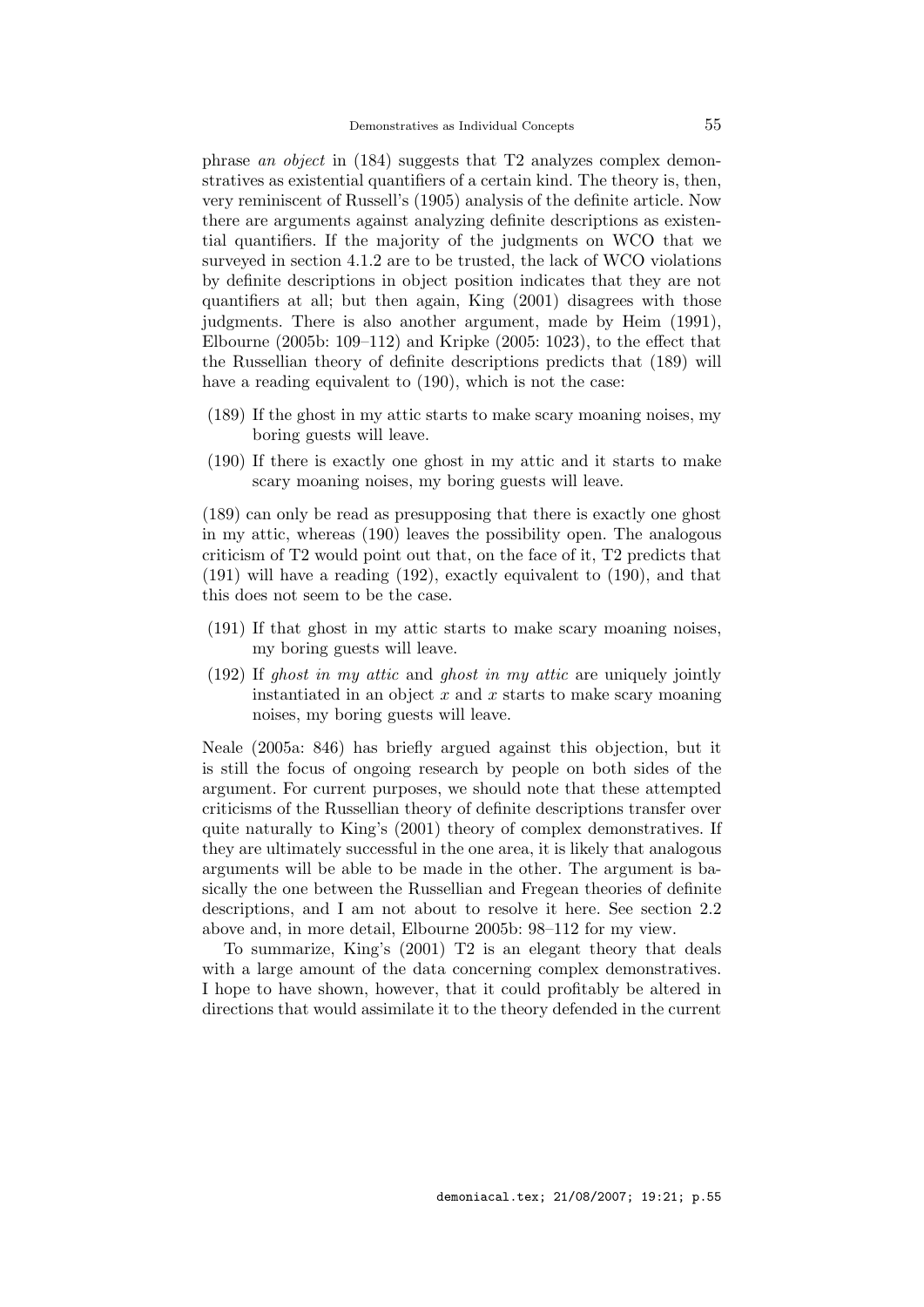phrase *an object* in (184) suggests that T2 analyzes complex demonstratives as existential quantifiers of a certain kind. The theory is, then, very reminiscent of Russell's (1905) analysis of the definite article. Now there are arguments against analyzing definite descriptions as existential quantifiers. If the majority of the judgments on WCO that we surveyed in section 4.1.2 are to be trusted, the lack of WCO violations by definite descriptions in object position indicates that they are not quantifiers at all; but then again, King (2001) disagrees with those judgments. There is also another argument, made by Heim (1991), Elbourne (2005b: 109–112) and Kripke (2005: 1023), to the effect that the Russellian theory of definite descriptions predicts that (189) will have a reading equivalent to (190), which is not the case:

(189) If the ghost in my attic starts to make scary moaning noises, my boring guests will leave.

(190) If there is exactly one ghost in my attic and it starts to make scary moaning noises, my boring guests will leave.

(189) can only be read as presupposing that there is exactly one ghost in my attic, whereas (190) leaves the possibility open. The analogous criticism of T2 would point out that, on the face of it, T2 predicts that (191) will have a reading (192), exactly equivalent to (190), and that this does not seem to be the case.

(191) If that ghost in my attic starts to make scary moaning noises, my boring guests will leave.

(192) If *ghost in my attic* and *ghost in my attic* are uniquely jointly instantiated in an object $x$ and $x$ starts to make scary moaning noises, my boring guests will leave.

Neale (2005a: 846) has briefly argued against this objection, but it is still the focus of ongoing research by people on both sides of the argument. For current purposes, we should note that these attempted criticisms of the Russellian theory of definite descriptions transfer over quite naturally to King's (2001) theory of complex demonstratives. If they are ultimately successful in the one area, it is likely that analogous arguments will be able to be made in the other. The argument is basically the one between the Russellian and Fregean theories of definite descriptions, and I am not about to resolve it here. See section 2.2 above and, in more detail, Elbourne 2005b: 98–112 for my view.

To summarize, King's (2001) T2 is an elegant theory that deals with a large amount of the data concerning complex demonstratives. I hope to have shown, however, that it could profitably be altered in directions that would assimilate it to the theory defended in the current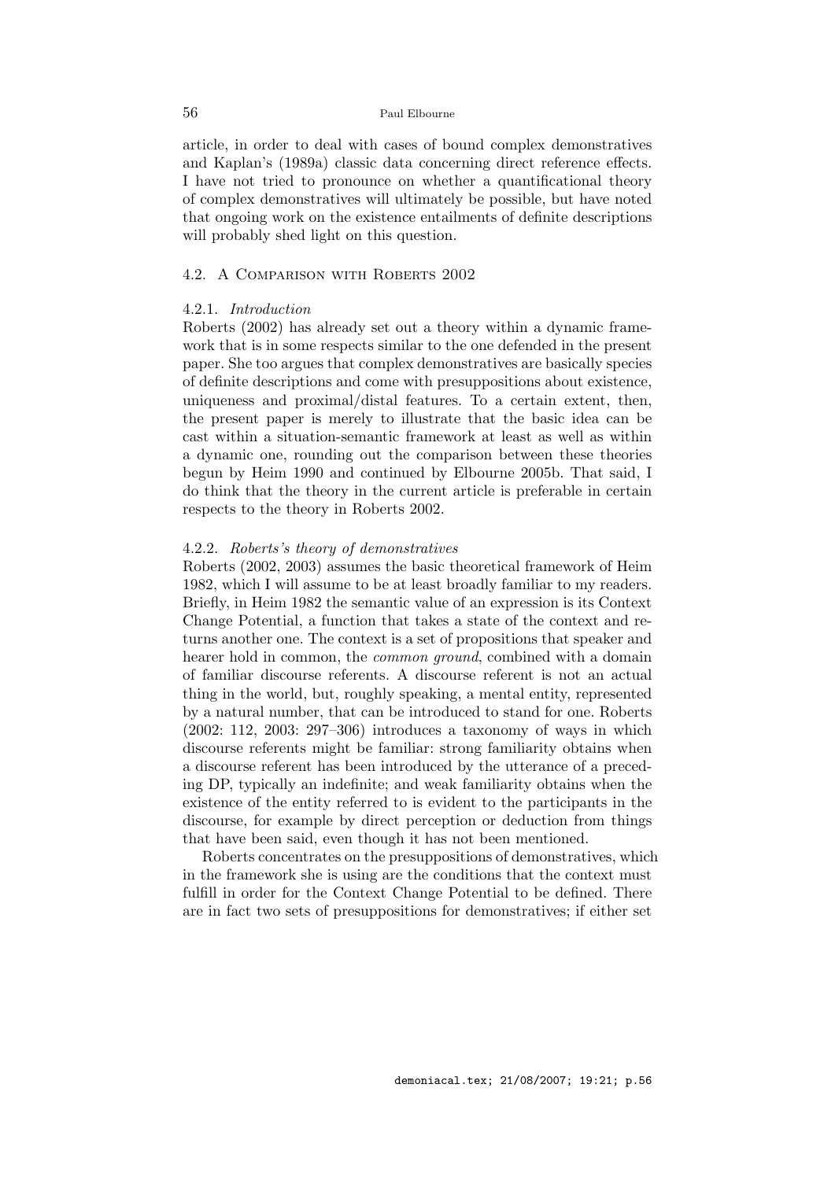article, in order to deal with cases of bound complex demonstratives and Kaplan's (1989a) classic data concerning direct reference effects. I have not tried to pronounce on whether a quantificational theory of complex demonstratives will ultimately be possible, but have noted that ongoing work on the existence entailments of definite descriptions will probably shed light on this question.

### 4.2. A Comparison with Roberts 2002

#### 4.2.1. *Introduction*

Roberts (2002) has already set out a theory within a dynamic framework that is in some respects similar to the one defended in the present paper. She too argues that complex demonstratives are basically species of definite descriptions and come with presuppositions about existence, uniqueness and proximal/distal features. To a certain extent, then, the present paper is merely to illustrate that the basic idea can be cast within a situation-semantic framework at least as well as within a dynamic one, rounding out the comparison between these theories begun by Heim 1990 and continued by Elbourne 2005b. That said, I do think that the theory in the current article is preferable in certain respects to the theory in Roberts 2002.

#### 4.2.2. *Roberts's theory of demonstratives*

Roberts (2002, 2003) assumes the basic theoretical framework of Heim 1982, which I will assume to be at least broadly familiar to my readers. Briefly, in Heim 1982 the semantic value of an expression is its Context Change Potential, a function that takes a state of the context and returns another one. The context is a set of propositions that speaker and hearer hold in common, the *common ground*, combined with a domain of familiar discourse referents. A discourse referent is not an actual thing in the world, but, roughly speaking, a mental entity, represented by a natural number, that can be introduced to stand for one. Roberts (2002: 112, 2003: 297–306) introduces a taxonomy of ways in which discourse referents might be familiar: strong familiarity obtains when a discourse referent has been introduced by the utterance of a preceding DP, typically an indefinite; and weak familiarity obtains when the existence of the entity referred to is evident to the participants in the discourse, for example by direct perception or deduction from things that have been said, even though it has not been mentioned.

Roberts concentrates on the presuppositions of demonstratives, which in the framework she is using are the conditions that the context must fulfill in order for the Context Change Potential to be defined. There are in fact two sets of presuppositions for demonstratives; if either set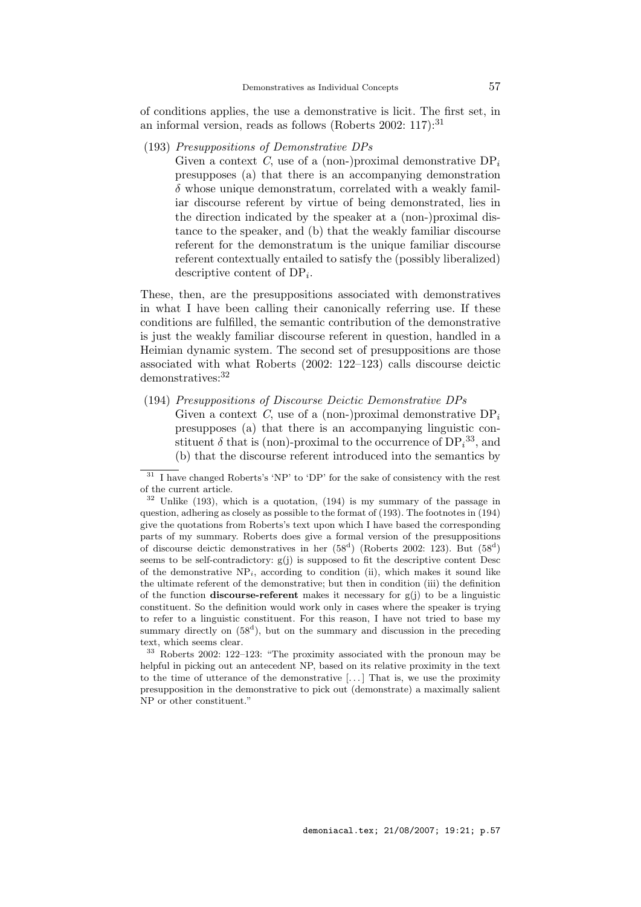of conditions applies, the use a demonstrative is licit. The first set, in an informal version, reads as follows (Roberts 2002: 117):[31]

(193) *Presuppositions of Demonstrative DPs*
Given a context $C$, use of a (non-)proximal demonstrative $\mathrm{DP}_i$ presupposes (a) that there is an accompanying demonstration $\delta$ whose unique demonstratum, correlated with a weakly familiar discourse referent by virtue of being demonstrated, lies in the direction indicated by the speaker at a (non-)proximal distance to the speaker, and (b) that the weakly familiar discourse referent for the demonstratum is the unique familiar discourse referent contextually entailed to satisfy the (possibly liberalized) descriptive content of $\mathrm{DP}_i$.

These, then, are the presuppositions associated with demonstratives in what I have been calling their canonically referring use. If these conditions are fulfilled, the semantic contribution of the demonstrative is just the weakly familiar discourse referent in question, handled in a Heimian dynamic system. The second set of presuppositions are those associated with what Roberts (2002: 122–123) calls discourse deictic demonstratives:[32]

(194) *Presuppositions of Discourse Deictic Demonstrative DPs*
Given a context $C$, use of a (non-)proximal demonstrative $\mathrm{DP}_i$ presupposes (a) that there is an accompanying linguistic constituent $\delta$ that is (non)-proximal to the occurrence of $\mathrm{DP}_i$[33], and (b) that the discourse referent introduced into the semantics by

---

[31] I have changed Roberts's 'NP' to 'DP' for the sake of consistency with the rest of the current article.

[32] Unlike (193), which is a quotation, (194) is my summary of the passage in question, adhering as closely as possible to the format of (193). The footnotes in (194) give the quotations from Roberts's text upon which I have based the corresponding parts of my summary. Roberts does give a formal version of the presuppositions of discourse deictic demonstratives in her ($58^{\mathrm{d}}$) (Roberts 2002: 123). But ($58^{\mathrm{d}}$) seems to be self-contradictory: g(j) is supposed to fit the descriptive content Desc of the demonstrative $\mathrm{NP}_i$, according to condition (ii), which makes it sound like the ultimate referent of the demonstrative; but then in condition (iii) the definition of the function **discourse-referent** makes it necessary for g(j) to be a linguistic constituent. So the definition would work only in cases where the speaker is trying to refer to a linguistic constituent. For this reason, I have not tried to base my summary directly on ($58^{\mathrm{d}}$), but on the summary and discussion in the preceding text, which seems clear.

[33] Roberts 2002: 122–123: "The proximity associated with the pronoun may be helpful in picking out an antecedent NP, based on its relative proximity in the text to the time of utterance of the demonstrative [...] That is, we use the proximity presupposition in the demonstrative to pick out (demonstrate) a maximally salient NP or other constituent."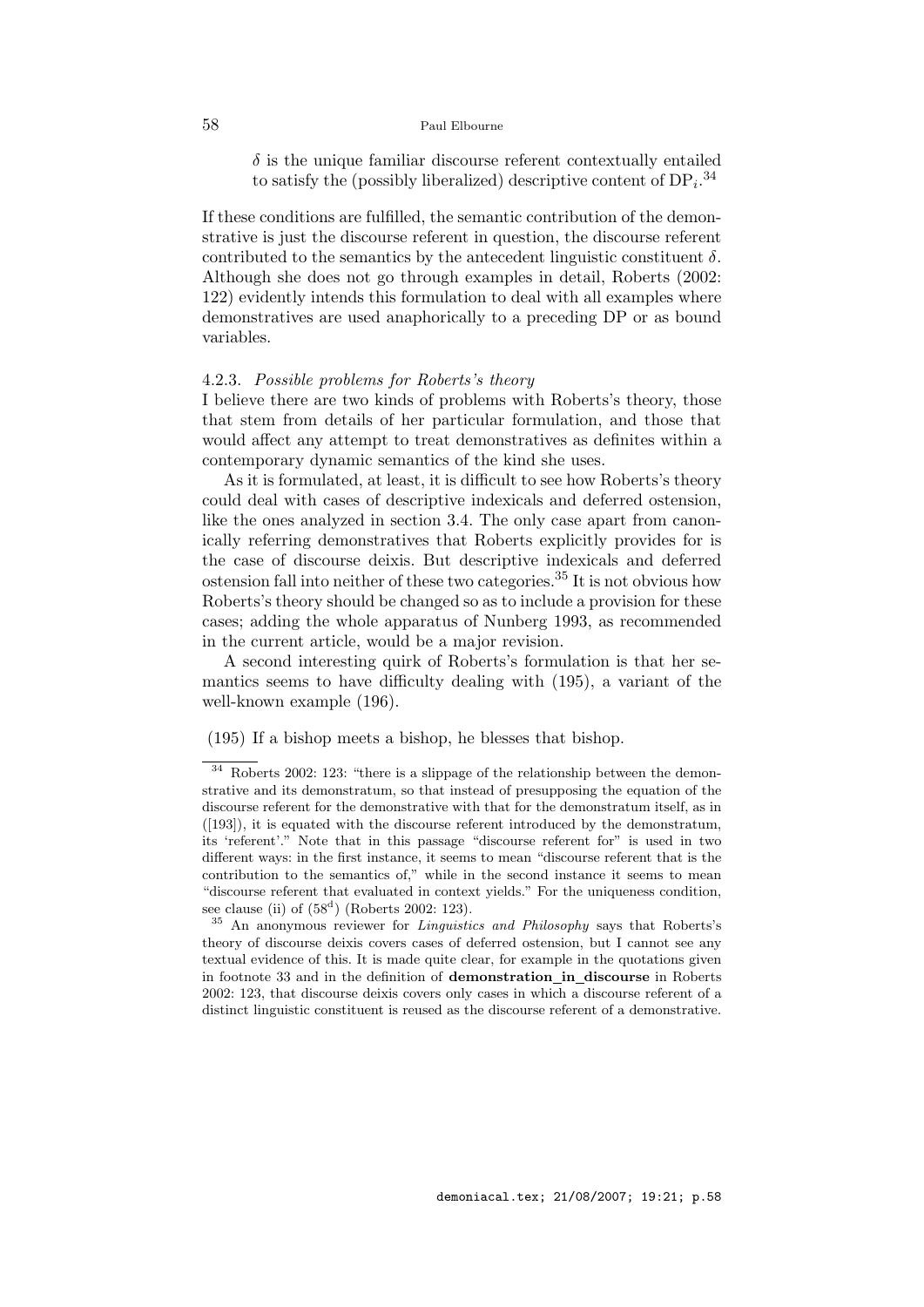$\delta$ is the unique familiar discourse referent contextually entailed to satisfy the (possibly liberalized) descriptive content of $\mathrm{DP}_i$.[34]

If these conditions are fulfilled, the semantic contribution of the demonstrative is just the discourse referent in question, the discourse referent contributed to the semantics by the antecedent linguistic constituent $\delta$. Although she does not go through examples in detail, Roberts (2002: 122) evidently intends this formulation to deal with all examples where demonstratives are used anaphorically to a preceding DP or as bound variables.

### 4.2.3. *Possible problems for Roberts's theory*

I believe there are two kinds of problems with Roberts's theory, those that stem from details of her particular formulation, and those that would affect any attempt to treat demonstratives as definites within a contemporary dynamic semantics of the kind she uses.

As it is formulated, at least, it is difficult to see how Roberts's theory could deal with cases of descriptive indexicals and deferred ostension, like the ones analyzed in section 3.4. The only case apart from canonically referring demonstratives that Roberts explicitly provides for is the case of discourse deixis. But descriptive indexicals and deferred ostension fall into neither of these two categories.[35] It is not obvious how Roberts's theory should be changed so as to include a provision for these cases; adding the whole apparatus of Nunberg 1993, as recommended in the current article, would be a major revision.

A second interesting quirk of Roberts's formulation is that her semantics seems to have difficulty dealing with (195), a variant of the well-known example (196).

(195) If a bishop meets a bishop, he blesses that bishop.

---

[34] Roberts 2002: 123: "there is a slippage of the relationship between the demonstrative and its demonstratum, so that instead of presupposing the equation of the discourse referent for the demonstrative with that for the demonstratum itself, as in ([193]), it is equated with the discourse referent introduced by the demonstratum, its 'referent'." Note that in this passage "discourse referent for" is used in two different ways: in the first instance, it seems to mean "discourse referent that is the contribution to the semantics of," while in the second instance it seems to mean "discourse referent that evaluated in context yields." For the uniqueness condition, see clause (ii) of ($58^d$) (Roberts 2002: 123).

[35] An anonymous reviewer for *Linguistics and Philosophy* says that Roberts's theory of discourse deixis covers cases of deferred ostension, but I cannot see any textual evidence of this. It is made quite clear, for example in the quotations given in footnote 33 and in the definition of **demonstration_in_discourse** in Roberts 2002: 123, that discourse deixis covers only cases in which a discourse referent of a distinct linguistic constituent is reused as the discourse referent of a demonstrative.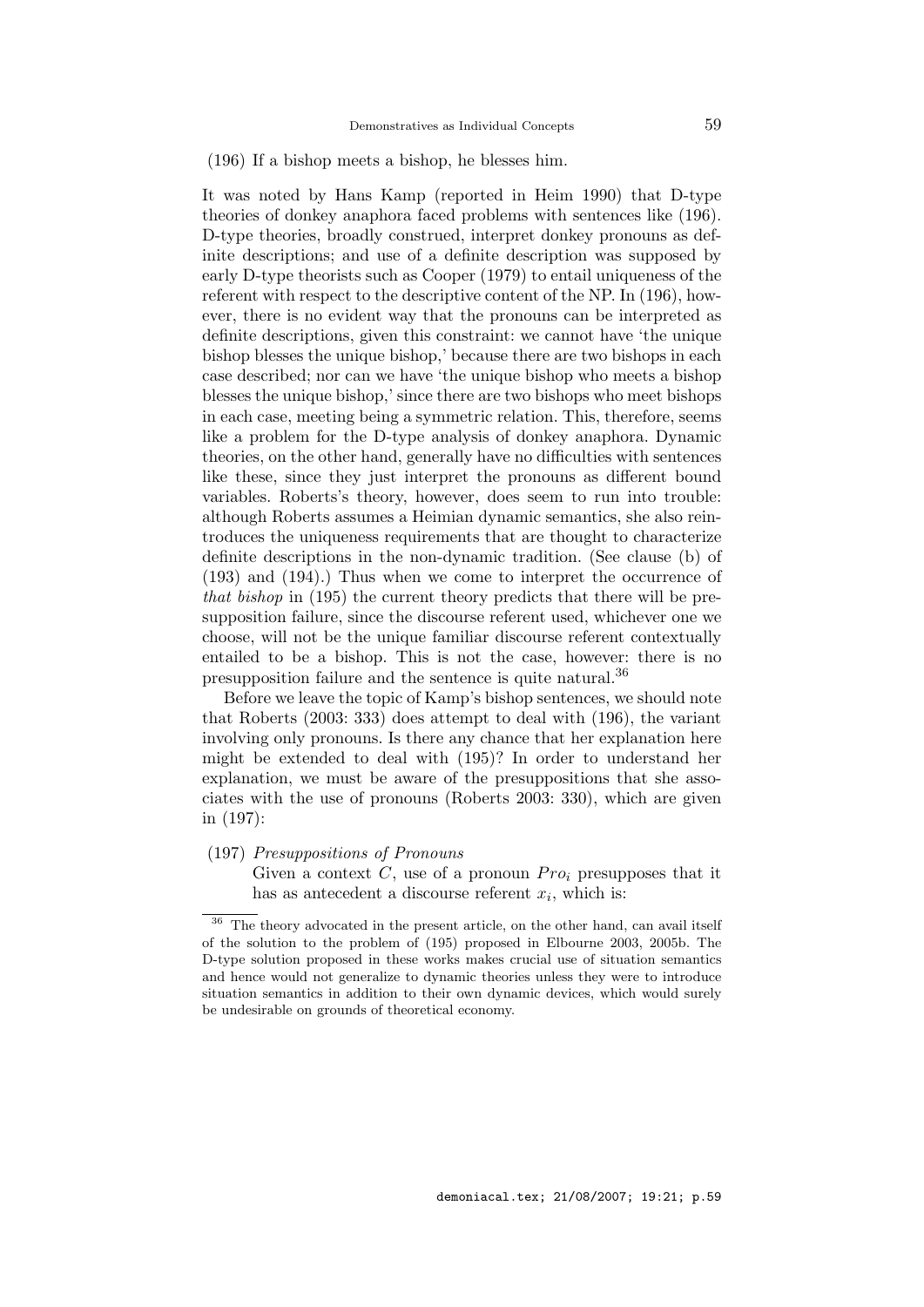(196) If a bishop meets a bishop, he blesses him.

It was noted by Hans Kamp (reported in Heim 1990) that D-type theories of donkey anaphora faced problems with sentences like (196). D-type theories, broadly construed, interpret donkey pronouns as definite descriptions; and use of a definite description was supposed by early D-type theorists such as Cooper (1979) to entail uniqueness of the referent with respect to the descriptive content of the NP. In (196), however, there is no evident way that the pronouns can be interpreted as definite descriptions, given this constraint: we cannot have 'the unique bishop blesses the unique bishop,' because there are two bishops in each case described; nor can we have 'the unique bishop who meets a bishop blesses the unique bishop,' since there are two bishops who meet bishops in each case, meeting being a symmetric relation. This, therefore, seems like a problem for the D-type analysis of donkey anaphora. Dynamic theories, on the other hand, generally have no difficulties with sentences like these, since they just interpret the pronouns as different bound variables. Roberts's theory, however, does seem to run into trouble: although Roberts assumes a Heimian dynamic semantics, she also reintroduces the uniqueness requirements that are thought to characterize definite descriptions in the non-dynamic tradition. (See clause (b) of (193) and (194).) Thus when we come to interpret the occurrence of *that bishop* in (195) the current theory predicts that there will be presupposition failure, since the discourse referent used, whichever one we choose, will not be the unique familiar discourse referent contextually entailed to be a bishop. This is not the case, however: there is no presupposition failure and the sentence is quite natural.[36]

Before we leave the topic of Kamp's bishop sentences, we should note that Roberts (2003: 333) does attempt to deal with (196), the variant involving only pronouns. Is there any chance that her explanation here might be extended to deal with (195)? In order to understand her explanation, we must be aware of the presuppositions that she associates with the use of pronouns (Roberts 2003: 330), which are given in (197):

(197) *Presuppositions of Pronouns*
Given a context $C$, use of a pronoun $Pro_i$ presupposes that it has as antecedent a discourse referent $x_i$, which is:

[36] The theory advocated in the present article, on the other hand, can avail itself of the solution to the problem of (195) proposed in Elbourne 2003, 2005b. The D-type solution proposed in these works makes crucial use of situation semantics and hence would not generalize to dynamic theories unless they were to introduce situation semantics in addition to their own dynamic devices, which would surely be undesirable on grounds of theoretical economy.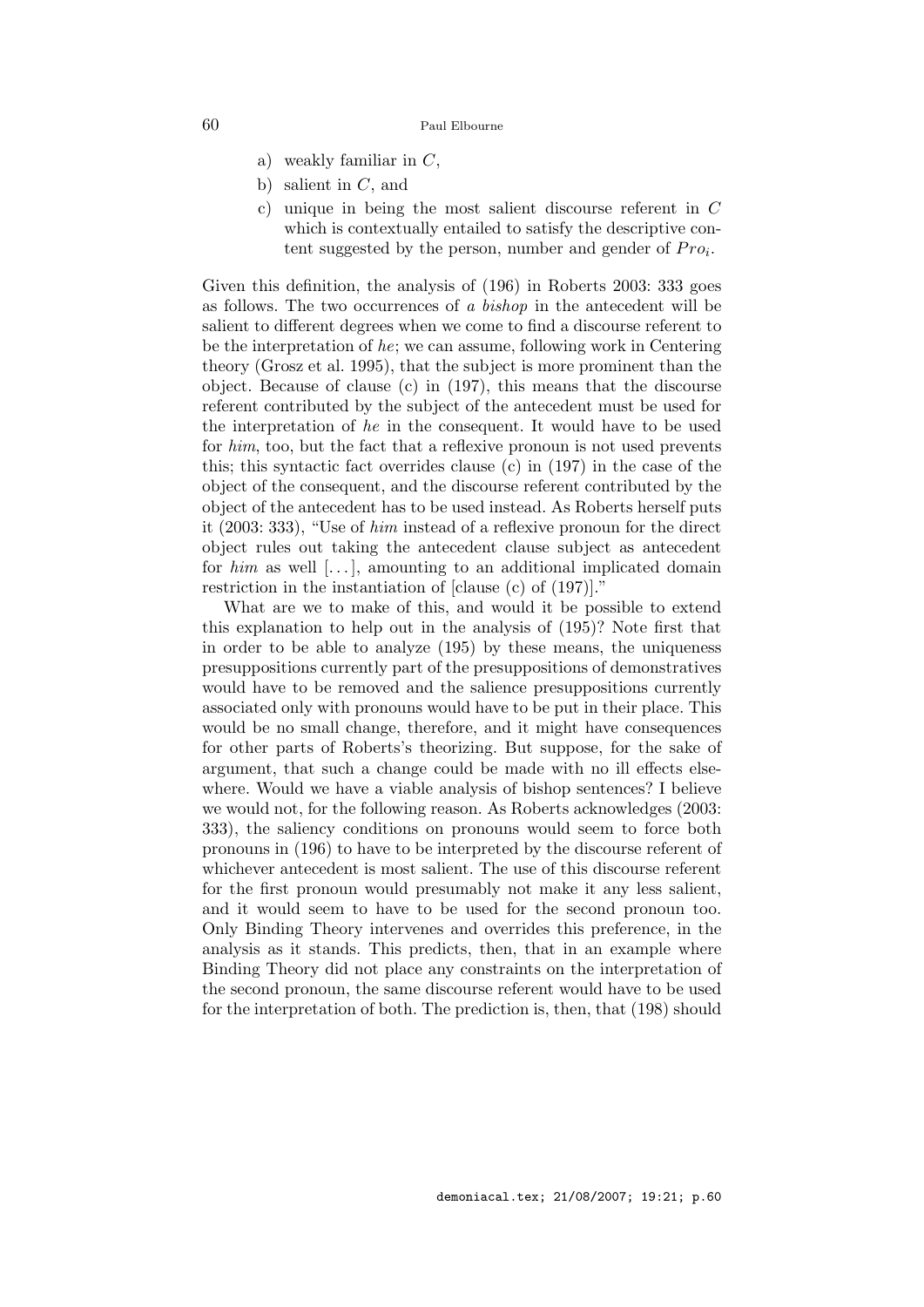a) weakly familiar in $C$,
b) salient in $C$, and
c) unique in being the most salient discourse referent in $C$ which is contextually entailed to satisfy the descriptive content suggested by the person, number and gender of $Pro_i$.

Given this definition, the analysis of (196) in Roberts 2003: 333 goes as follows. The two occurrences of *a bishop* in the antecedent will be salient to different degrees when we come to find a discourse referent to be the interpretation of *he*; we can assume, following work in Centering theory (Grosz et al. 1995), that the subject is more prominent than the object. Because of clause (c) in (197), this means that the discourse referent contributed by the subject of the antecedent must be used for the interpretation of *he* in the consequent. It would have to be used for *him*, too, but the fact that a reflexive pronoun is not used prevents this; this syntactic fact overrides clause (c) in (197) in the case of the object of the consequent, and the discourse referent contributed by the object of the antecedent has to be used instead. As Roberts herself puts it (2003: 333), "Use of *him* instead of a reflexive pronoun for the direct object rules out taking the antecedent clause subject as antecedent for *him* as well [...], amounting to an additional implicated domain restriction in the instantiation of [clause (c) of (197)]."

What are we to make of this, and would it be possible to extend this explanation to help out in the analysis of (195)? Note first that in order to be able to analyze (195) by these means, the uniqueness presuppositions currently part of the presuppositions of demonstratives would have to be removed and the salience presuppositions currently associated only with pronouns would have to be put in their place. This would be no small change, therefore, and it might have consequences for other parts of Roberts's theorizing. But suppose, for the sake of argument, that such a change could be made with no ill effects elsewhere. Would we have a viable analysis of bishop sentences? I believe we would not, for the following reason. As Roberts acknowledges (2003: 333), the saliency conditions on pronouns would seem to force both pronouns in (196) to have to be interpreted by the discourse referent of whichever antecedent is most salient. The use of this discourse referent for the first pronoun would presumably not make it any less salient, and it would seem to have to be used for the second pronoun too. Only Binding Theory intervenes and overrides this preference, in the analysis as it stands. This predicts, then, that in an example where Binding Theory did not place any constraints on the interpretation of the second pronoun, the same discourse referent would have to be used for the interpretation of both. The prediction is, then, that (198) should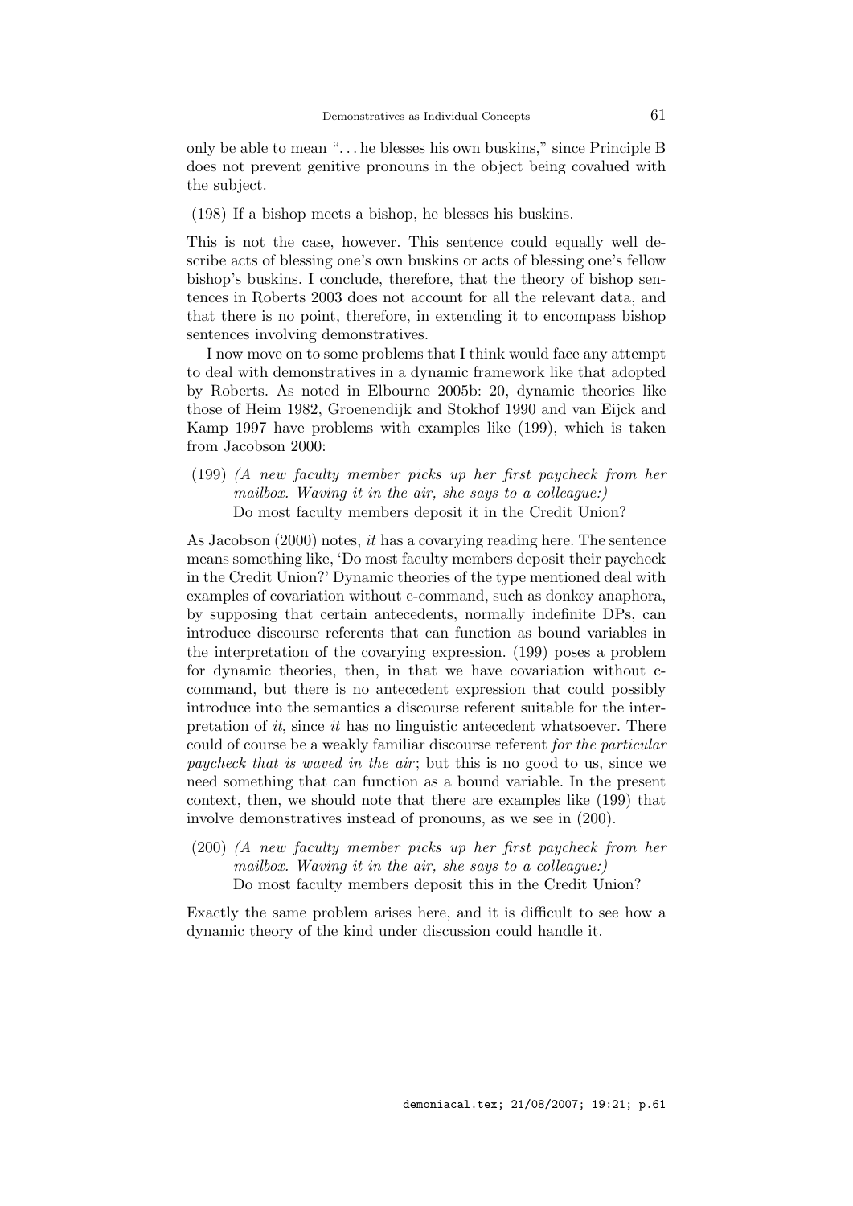only be able to mean "... he blesses his own buskins," since Principle B does not prevent genitive pronouns in the object being covalued with the subject.

(198) If a bishop meets a bishop, he blesses his buskins.

This is not the case, however. This sentence could equally well describe acts of blessing one's own buskins or acts of blessing one's fellow bishop's buskins. I conclude, therefore, that the theory of bishop sentences in Roberts 2003 does not account for all the relevant data, and that there is no point, therefore, in extending it to encompass bishop sentences involving demonstratives.

I now move on to some problems that I think would face any attempt to deal with demonstratives in a dynamic framework like that adopted by Roberts. As noted in Elbourne 2005b: 20, dynamic theories like those of Heim 1982, Groenendijk and Stokhof 1990 and van Eijck and Kamp 1997 have problems with examples like (199), which is taken from Jacobson 2000:

(199) *(A new faculty member picks up her first paycheck from her mailbox. Waving it in the air, she says to a colleague:)*
Do most faculty members deposit it in the Credit Union?

As Jacobson (2000) notes, *it* has a covarying reading here. The sentence means something like, 'Do most faculty members deposit their paycheck in the Credit Union?' Dynamic theories of the type mentioned deal with examples of covariation without c-command, such as donkey anaphora, by supposing that certain antecedents, normally indefinite DPs, can introduce discourse referents that can function as bound variables in the interpretation of the covarying expression. (199) poses a problem for dynamic theories, then, in that we have covariation without c-command, but there is no antecedent expression that could possibly introduce into the semantics a discourse referent suitable for the interpretation of *it*, since *it* has no linguistic antecedent whatsoever. There could of course be a weakly familiar discourse referent *for the particular paycheck that is waved in the air*; but this is no good to us, since we need something that can function as a bound variable. In the present context, then, we should note that there are examples like (199) that involve demonstratives instead of pronouns, as we see in (200).

(200) *(A new faculty member picks up her first paycheck from her mailbox. Waving it in the air, she says to a colleague:)*
Do most faculty members deposit this in the Credit Union?

Exactly the same problem arises here, and it is difficult to see how a dynamic theory of the kind under discussion could handle it.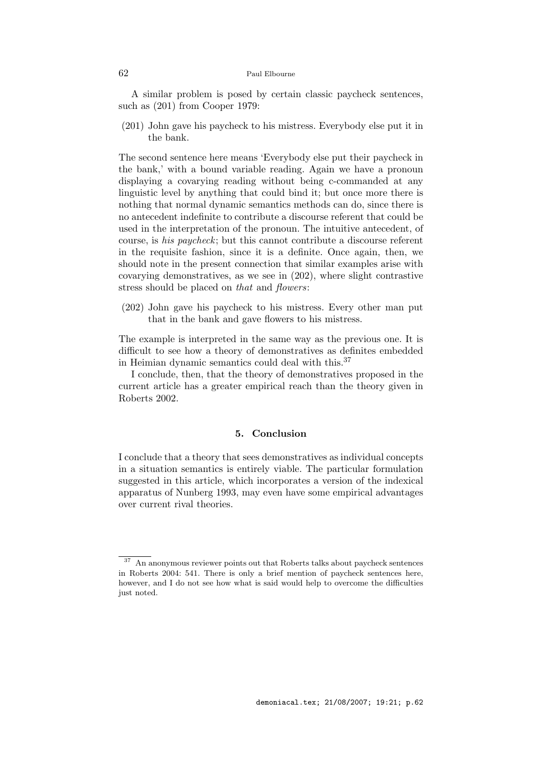A similar problem is posed by certain classic paycheck sentences, such as (201) from Cooper 1979:

(201) John gave his paycheck to his mistress. Everybody else put it in the bank.

The second sentence here means 'Everybody else put their paycheck in the bank,' with a bound variable reading. Again we have a pronoun displaying a covarying reading without being c-commanded at any linguistic level by anything that could bind it; but once more there is nothing that normal dynamic semantics methods can do, since there is no antecedent indefinite to contribute a discourse referent that could be used in the interpretation of the pronoun. The intuitive antecedent, of course, is *his paycheck*; but this cannot contribute a discourse referent in the requisite fashion, since it is a definite. Once again, then, we should note in the present connection that similar examples arise with covarying demonstratives, as we see in (202), where slight contrastive stress should be placed on *that* and *flowers*:

(202) John gave his paycheck to his mistress. Every other man put that in the bank and gave flowers to his mistress.

The example is interpreted in the same way as the previous one. It is difficult to see how a theory of demonstratives as definites embedded in Heimian dynamic semantics could deal with this.[37]

I conclude, then, that the theory of demonstratives proposed in the current article has a greater empirical reach than the theory given in Roberts 2002.

## 5. Conclusion

I conclude that a theory that sees demonstratives as individual concepts in a situation semantics is entirely viable. The particular formulation suggested in this article, which incorporates a version of the indexical apparatus of Nunberg 1993, may even have some empirical advantages over current rival theories.

---

[37] An anonymous reviewer points out that Roberts talks about paycheck sentences in Roberts 2004: 541. There is only a brief mention of paycheck sentences here, however, and I do not see how what is said would help to overcome the difficulties just noted.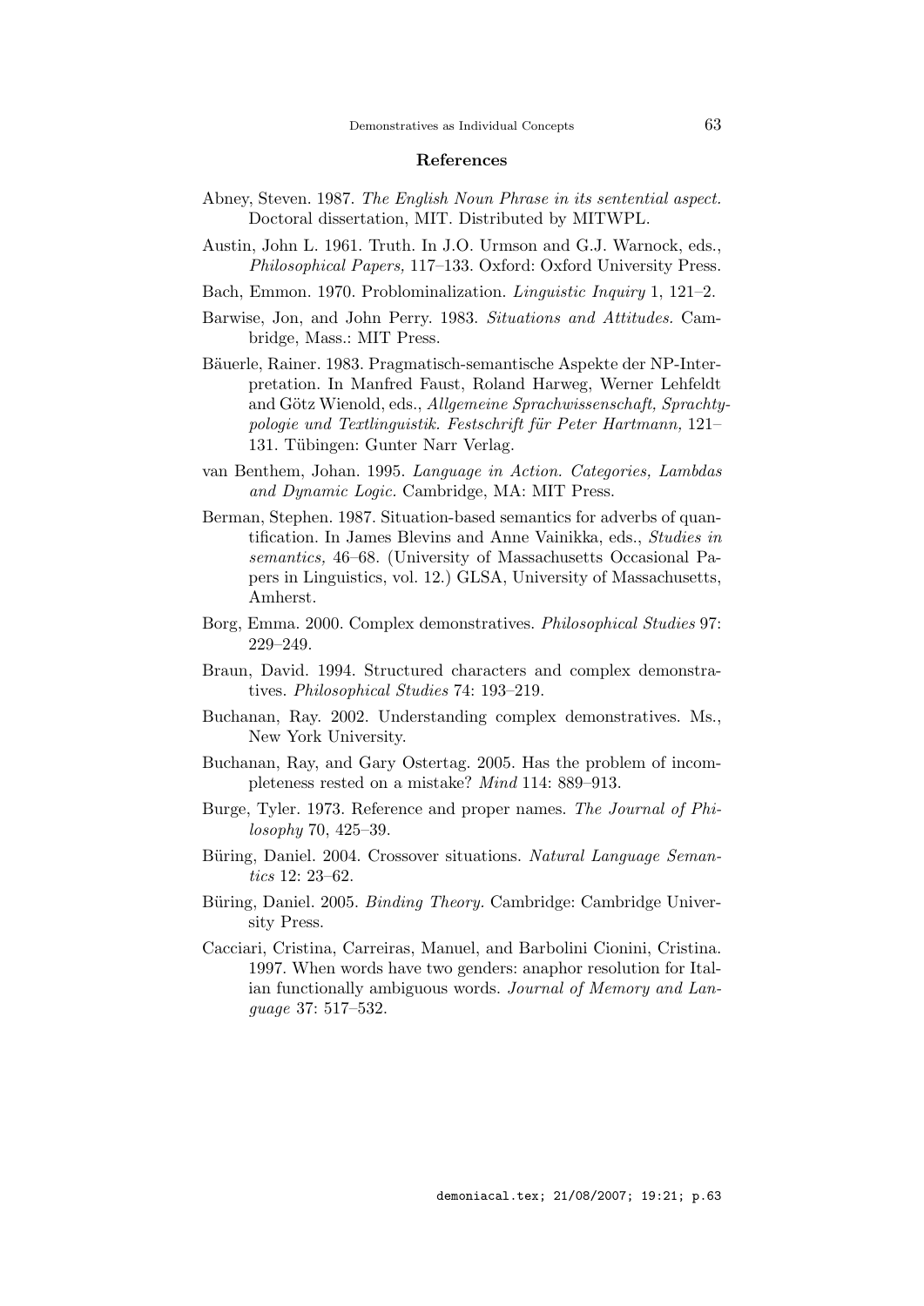## References

Abney, Steven. 1987. *The English Noun Phrase in its sentential aspect.* Doctoral dissertation, MIT. Distributed by MITWPL.

Austin, John L. 1961. Truth. In J.O. Urmson and G.J. Warnock, eds., *Philosophical Papers,* 117–133. Oxford: Oxford University Press.

Bach, Emmon. 1970. Problominalization. *Linguistic Inquiry* 1, 121–2.

Barwise, Jon, and John Perry. 1983. *Situations and Attitudes.* Cambridge, Mass.: MIT Press.

Bäuerle, Rainer. 1983. Pragmatisch-semantische Aspekte der NP-Interpretation. In Manfred Faust, Roland Harweg, Werner Lehfeldt and Götz Wienold, eds., *Allgemeine Sprachwissenschaft, Sprachtypologie und Textlinguistik. Festschrift für Peter Hartmann,* 121–131. Tübingen: Gunter Narr Verlag.

van Benthem, Johan. 1995. *Language in Action. Categories, Lambdas and Dynamic Logic.* Cambridge, MA: MIT Press.

Berman, Stephen. 1987. Situation-based semantics for adverbs of quantification. In James Blevins and Anne Vainikka, eds., *Studies in semantics,* 46–68. (University of Massachusetts Occasional Papers in Linguistics, vol. 12.) GLSA, University of Massachusetts, Amherst.

Borg, Emma. 2000. Complex demonstratives. *Philosophical Studies* 97: 229–249.

Braun, David. 1994. Structured characters and complex demonstratives. *Philosophical Studies* 74: 193–219.

Buchanan, Ray. 2002. Understanding complex demonstratives. Ms., New York University.

Buchanan, Ray, and Gary Ostertag. 2005. Has the problem of incompleteness rested on a mistake? *Mind* 114: 889–913.

Burge, Tyler. 1973. Reference and proper names. *The Journal of Philosophy* 70, 425–39.

Büring, Daniel. 2004. Crossover situations. *Natural Language Semantics* 12: 23–62.

Büring, Daniel. 2005. *Binding Theory.* Cambridge: Cambridge University Press.

Cacciari, Cristina, Carreiras, Manuel, and Barbolini Cionini, Cristina. 1997. When words have two genders: anaphor resolution for Italian functionally ambiguous words. *Journal of Memory and Language* 37: 517–532.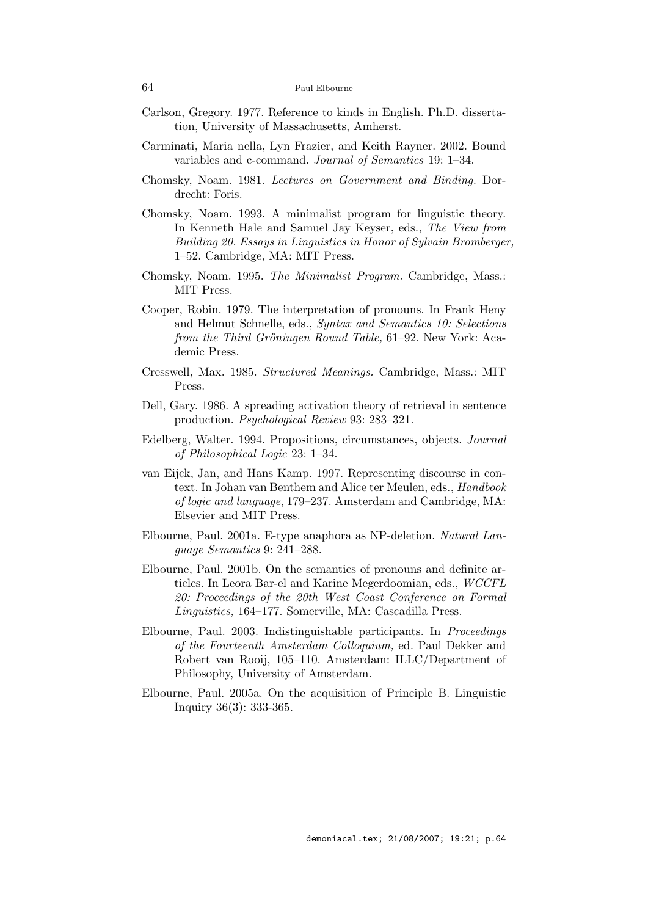Carlson, Gregory. 1977. Reference to kinds in English. Ph.D. dissertation, University of Massachusetts, Amherst.

Carminati, Maria nella, Lyn Frazier, and Keith Rayner. 2002. Bound variables and c-command. *Journal of Semantics* 19: 1–34.

Chomsky, Noam. 1981. *Lectures on Government and Binding.* Dordrecht: Foris.

Chomsky, Noam. 1993. A minimalist program for linguistic theory. In Kenneth Hale and Samuel Jay Keyser, eds., *The View from Building 20. Essays in Linguistics in Honor of Sylvain Bromberger,* 1–52. Cambridge, MA: MIT Press.

Chomsky, Noam. 1995. *The Minimalist Program.* Cambridge, Mass.: MIT Press.

Cooper, Robin. 1979. The interpretation of pronouns. In Frank Heny and Helmut Schnelle, eds., *Syntax and Semantics 10: Selections from the Third Gröningen Round Table,* 61–92. New York: Academic Press.

Cresswell, Max. 1985. *Structured Meanings.* Cambridge, Mass.: MIT Press.

Dell, Gary. 1986. A spreading activation theory of retrieval in sentence production. *Psychological Review* 93: 283–321.

Edelberg, Walter. 1994. Propositions, circumstances, objects. *Journal of Philosophical Logic* 23: 1–34.

van Eijck, Jan, and Hans Kamp. 1997. Representing discourse in context. In Johan van Benthem and Alice ter Meulen, eds., *Handbook of logic and language*, 179–237. Amsterdam and Cambridge, MA: Elsevier and MIT Press.

Elbourne, Paul. 2001a. E-type anaphora as NP-deletion. *Natural Language Semantics* 9: 241–288.

Elbourne, Paul. 2001b. On the semantics of pronouns and definite articles. In Leora Bar-el and Karine Megerdoomian, eds., *WCCFL 20: Proceedings of the 20th West Coast Conference on Formal Linguistics,* 164–177. Somerville, MA: Cascadilla Press.

Elbourne, Paul. 2003. Indistinguishable participants. In *Proceedings of the Fourteenth Amsterdam Colloquium,* ed. Paul Dekker and Robert van Rooij, 105–110. Amsterdam: ILLC/Department of Philosophy, University of Amsterdam.

Elbourne, Paul. 2005a. On the acquisition of Principle B. Linguistic Inquiry 36(3): 333-365.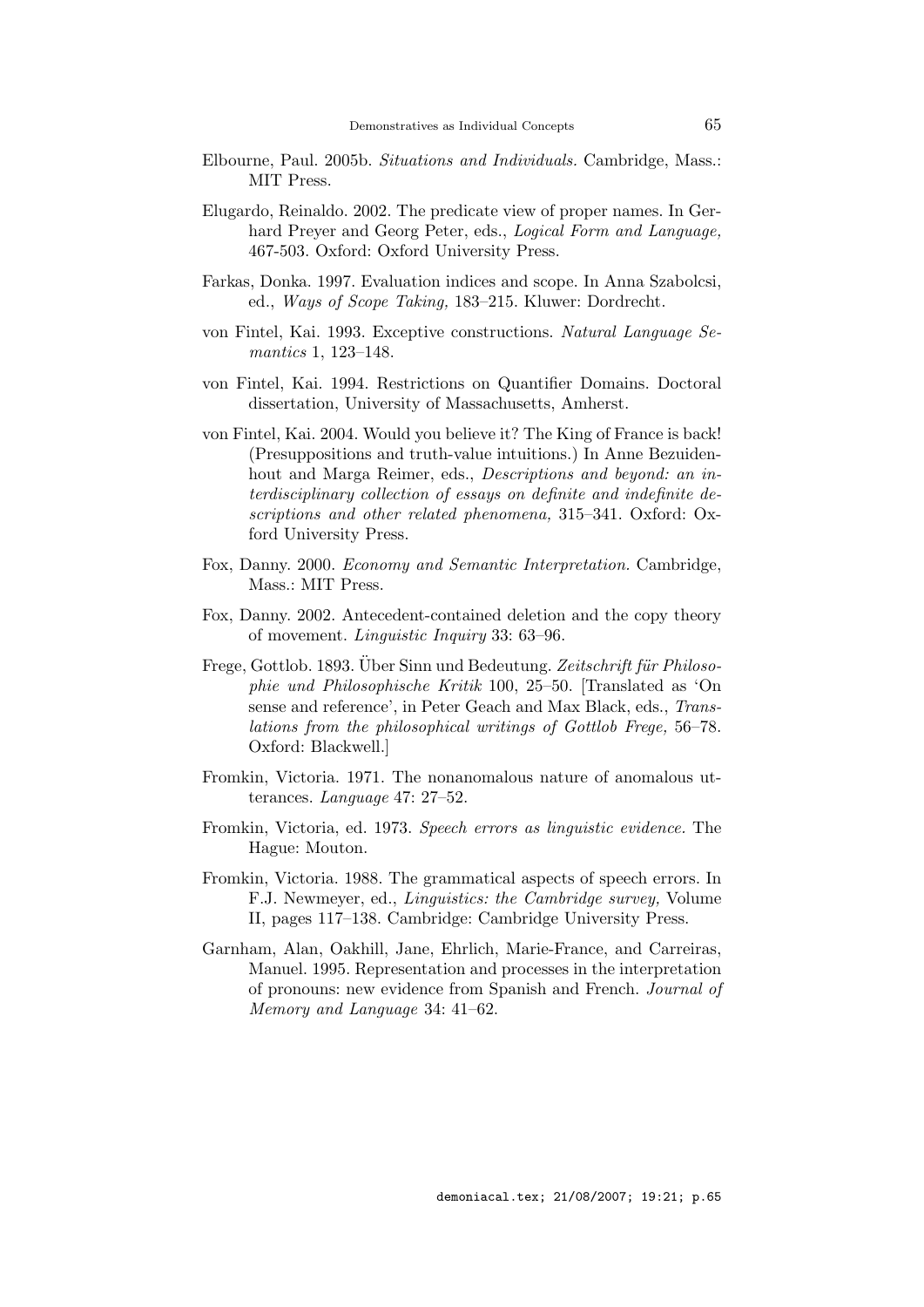Elbourne, Paul. 2005b. *Situations and Individuals.* Cambridge, Mass.: MIT Press.

Elugardo, Reinaldo. 2002. The predicate view of proper names. In Gerhard Preyer and Georg Peter, eds., *Logical Form and Language,* 467-503. Oxford: Oxford University Press.

Farkas, Donka. 1997. Evaluation indices and scope. In Anna Szabolcsi, ed., *Ways of Scope Taking,* 183–215. Kluwer: Dordrecht.

von Fintel, Kai. 1993. Exceptive constructions. *Natural Language Semantics* 1, 123–148.

von Fintel, Kai. 1994. Restrictions on Quantifier Domains. Doctoral dissertation, University of Massachusetts, Amherst.

von Fintel, Kai. 2004. Would you believe it? The King of France is back! (Presuppositions and truth-value intuitions.) In Anne Bezuidenhout and Marga Reimer, eds., *Descriptions and beyond: an interdisciplinary collection of essays on definite and indefinite descriptions and other related phenomena,* 315–341. Oxford: Oxford University Press.

Fox, Danny. 2000. *Economy and Semantic Interpretation*. Cambridge, Mass.: MIT Press.

Fox, Danny. 2002. Antecedent-contained deletion and the copy theory of movement. *Linguistic Inquiry* 33: 63–96.

Frege, Gottlob. 1893. Über Sinn und Bedeutung. *Zeitschrift für Philosophie und Philosophische Kritik* 100, 25–50. [Translated as 'On sense and reference', in Peter Geach and Max Black, eds., *Translations from the philosophical writings of Gottlob Frege,* 56–78. Oxford: Blackwell.]

Fromkin, Victoria. 1971. The nonanomalous nature of anomalous utterances. *Language* 47: 27–52.

Fromkin, Victoria, ed. 1973. *Speech errors as linguistic evidence*. The Hague: Mouton.

Fromkin, Victoria. 1988. The grammatical aspects of speech errors. In F.J. Newmeyer, ed., *Linguistics: the Cambridge survey,* Volume II, pages 117–138. Cambridge: Cambridge University Press.

Garnham, Alan, Oakhill, Jane, Ehrlich, Marie-France, and Carreiras, Manuel. 1995. Representation and processes in the interpretation of pronouns: new evidence from Spanish and French. *Journal of Memory and Language* 34: 41–62.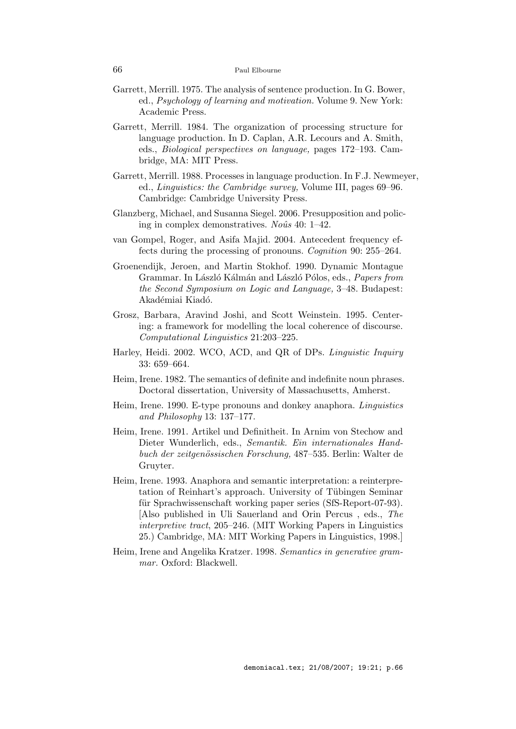Garrett, Merrill. 1975. The analysis of sentence production. In G. Bower, ed., *Psychology of learning and motivation.* Volume 9. New York: Academic Press.

Garrett, Merrill. 1984. The organization of processing structure for language production. In D. Caplan, A.R. Lecours and A. Smith, eds., *Biological perspectives on language,* pages 172–193. Cambridge, MA: MIT Press.

Garrett, Merrill. 1988. Processes in language production. In F.J. Newmeyer, ed., *Linguistics: the Cambridge survey,* Volume III, pages 69–96. Cambridge: Cambridge University Press.

Glanzberg, Michael, and Susanna Siegel. 2006. Presupposition and policing in complex demonstratives. *Noûs* 40: 1–42.

van Gompel, Roger, and Asifa Majid. 2004. Antecedent frequency effects during the processing of pronouns. *Cognition* 90: 255–264.

Groenendijk, Jeroen, and Martin Stokhof. 1990. Dynamic Montague Grammar. In László Kálmán and László Pólos, eds., *Papers from the Second Symposium on Logic and Language,* 3–48. Budapest: Akadémiai Kiadó.

Grosz, Barbara, Aravind Joshi, and Scott Weinstein. 1995. Centering: a framework for modelling the local coherence of discourse. *Computational Linguistics* 21:203–225.

Harley, Heidi. 2002. WCO, ACD, and QR of DPs. *Linguistic Inquiry* 33: 659–664.

Heim, Irene. 1982. The semantics of definite and indefinite noun phrases. Doctoral dissertation, University of Massachusetts, Amherst.

Heim, Irene. 1990. E-type pronouns and donkey anaphora. *Linguistics and Philosophy* 13: 137–177.

Heim, Irene. 1991. Artikel und Definitheit. In Arnim von Stechow and Dieter Wunderlich, eds., *Semantik. Ein internationales Handbuch der zeitgenössischen Forschung,* 487–535. Berlin: Walter de Gruyter.

Heim, Irene. 1993. Anaphora and semantic interpretation: a reinterpretation of Reinhart's approach. University of Tübingen Seminar für Sprachwissenschaft working paper series (SfS-Report-07-93). [Also published in Uli Sauerland and Orin Percus , eds., *The interpretive tract*, 205–246. (MIT Working Papers in Linguistics 25.) Cambridge, MA: MIT Working Papers in Linguistics, 1998.]

Heim, Irene and Angelika Kratzer. 1998. *Semantics in generative grammar.* Oxford: Blackwell.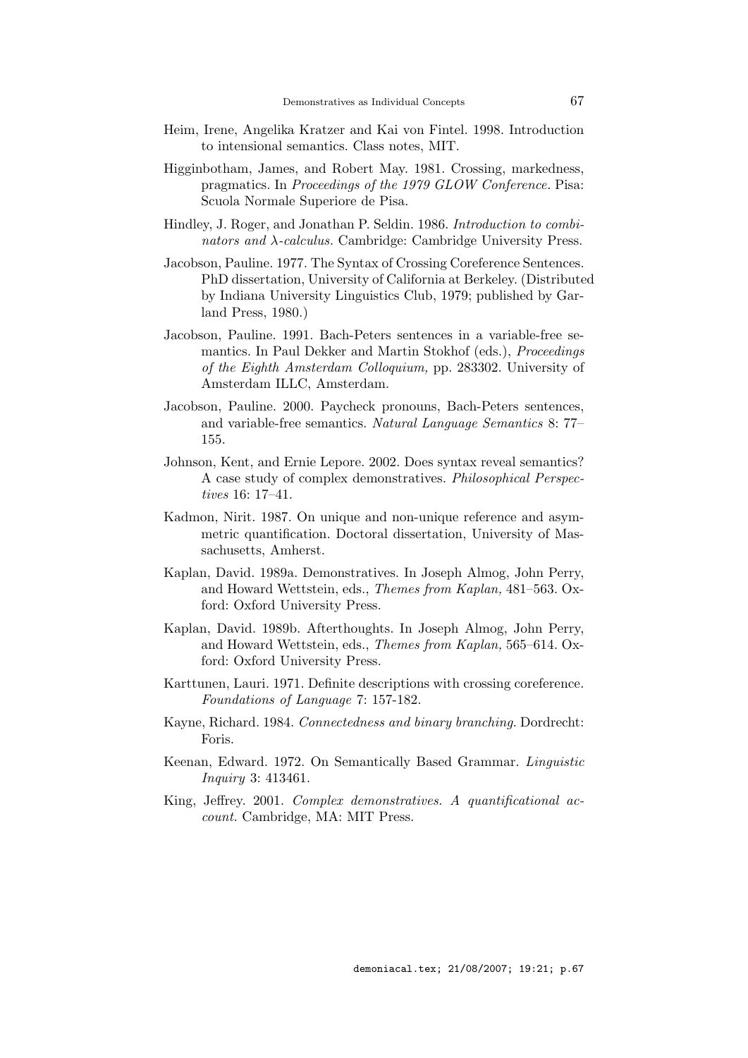Heim, Irene, Angelika Kratzer and Kai von Fintel. 1998. Introduction to intensional semantics. Class notes, MIT.

Higginbotham, James, and Robert May. 1981. Crossing, markedness, pragmatics. In *Proceedings of the 1979 GLOW Conference.* Pisa: Scuola Normale Superiore de Pisa.

Hindley, J. Roger, and Jonathan P. Seldin. 1986. *Introduction to combinators and λ-calculus.* Cambridge: Cambridge University Press.

Jacobson, Pauline. 1977. The Syntax of Crossing Coreference Sentences. PhD dissertation, University of California at Berkeley. (Distributed by Indiana University Linguistics Club, 1979; published by Garland Press, 1980.)

Jacobson, Pauline. 1991. Bach-Peters sentences in a variable-free semantics. In Paul Dekker and Martin Stokhof (eds.), *Proceedings of the Eighth Amsterdam Colloquium,* pp. 283302. University of Amsterdam ILLC, Amsterdam.

Jacobson, Pauline. 2000. Paycheck pronouns, Bach-Peters sentences, and variable-free semantics. *Natural Language Semantics* 8: 77–155.

Johnson, Kent, and Ernie Lepore. 2002. Does syntax reveal semantics? A case study of complex demonstratives. *Philosophical Perspectives* 16: 17–41.

Kadmon, Nirit. 1987. On unique and non-unique reference and asymmetric quantification. Doctoral dissertation, University of Massachusetts, Amherst.

Kaplan, David. 1989a. Demonstratives. In Joseph Almog, John Perry, and Howard Wettstein, eds., *Themes from Kaplan,* 481–563. Oxford: Oxford University Press.

Kaplan, David. 1989b. Afterthoughts. In Joseph Almog, John Perry, and Howard Wettstein, eds., *Themes from Kaplan,* 565–614. Oxford: Oxford University Press.

Karttunen, Lauri. 1971. Definite descriptions with crossing coreference. *Foundations of Language* 7: 157-182.

Kayne, Richard. 1984. *Connectedness and binary branching.* Dordrecht: Foris.

Keenan, Edward. 1972. On Semantically Based Grammar. *Linguistic Inquiry* 3: 413461.

King, Jeffrey. 2001. *Complex demonstratives. A quantificational account.* Cambridge, MA: MIT Press.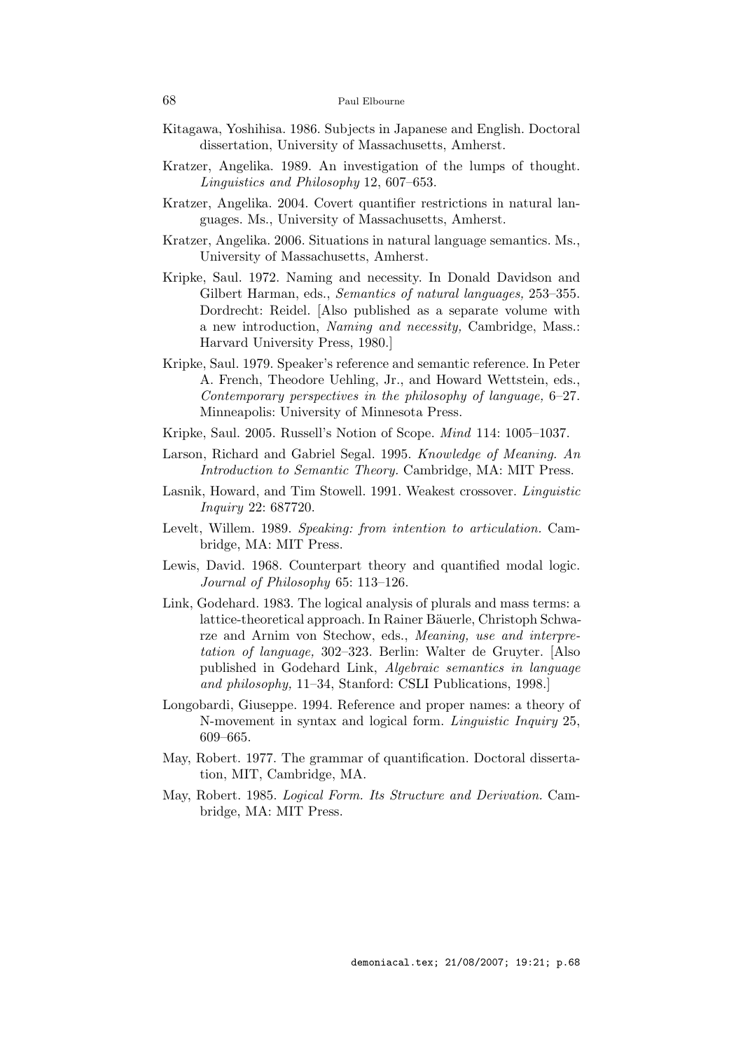Kitagawa, Yoshihisa. 1986. Subjects in Japanese and English. Doctoral dissertation, University of Massachusetts, Amherst.

Kratzer, Angelika. 1989. An investigation of the lumps of thought. *Linguistics and Philosophy* 12, 607–653.

Kratzer, Angelika. 2004. Covert quantifier restrictions in natural languages. Ms., University of Massachusetts, Amherst.

Kratzer, Angelika. 2006. Situations in natural language semantics. Ms., University of Massachusetts, Amherst.

Kripke, Saul. 1972. Naming and necessity. In Donald Davidson and Gilbert Harman, eds., *Semantics of natural languages,* 253–355. Dordrecht: Reidel. [Also published as a separate volume with a new introduction, *Naming and necessity,* Cambridge, Mass.: Harvard University Press, 1980.]

Kripke, Saul. 1979. Speaker's reference and semantic reference. In Peter A. French, Theodore Uehling, Jr., and Howard Wettstein, eds., *Contemporary perspectives in the philosophy of language,* 6–27. Minneapolis: University of Minnesota Press.

Kripke, Saul. 2005. Russell's Notion of Scope. *Mind* 114: 1005–1037.

Larson, Richard and Gabriel Segal. 1995. *Knowledge of Meaning. An Introduction to Semantic Theory.* Cambridge, MA: MIT Press.

Lasnik, Howard, and Tim Stowell. 1991. Weakest crossover. *Linguistic Inquiry* 22: 687720.

Levelt, Willem. 1989. *Speaking: from intention to articulation.* Cambridge, MA: MIT Press.

Lewis, David. 1968. Counterpart theory and quantified modal logic. *Journal of Philosophy* 65: 113–126.

Link, Godehard. 1983. The logical analysis of plurals and mass terms: a lattice-theoretical approach. In Rainer Bäuerle, Christoph Schwarze and Arnim von Stechow, eds., *Meaning, use and interpretation of language,* 302–323. Berlin: Walter de Gruyter. [Also published in Godehard Link, *Algebraic semantics in language and philosophy,* 11–34, Stanford: CSLI Publications, 1998.]

Longobardi, Giuseppe. 1994. Reference and proper names: a theory of N-movement in syntax and logical form. *Linguistic Inquiry* 25, 609–665.

May, Robert. 1977. The grammar of quantification. Doctoral dissertation, MIT, Cambridge, MA.

May, Robert. 1985. *Logical Form. Its Structure and Derivation.* Cambridge, MA: MIT Press.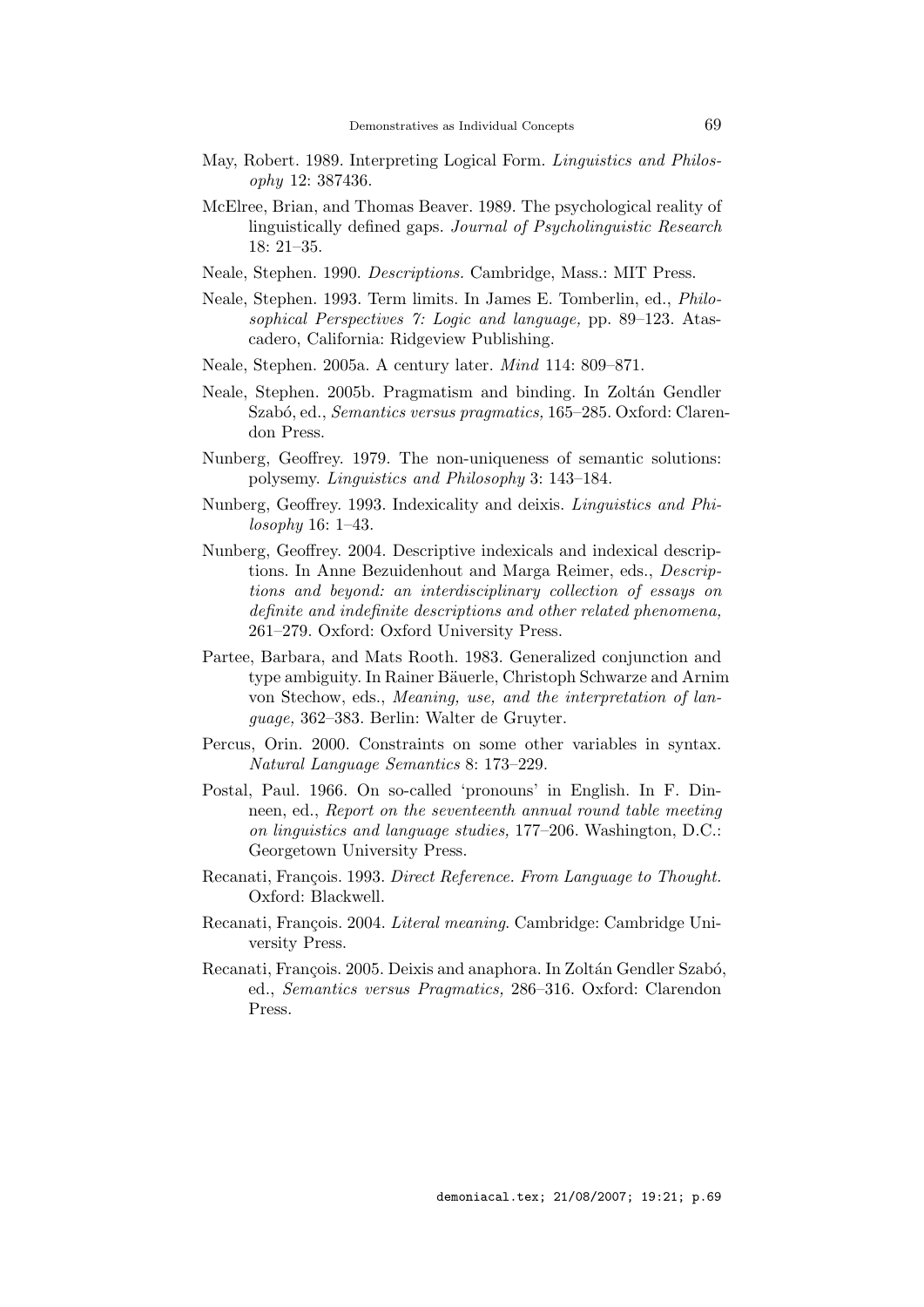May, Robert. 1989. Interpreting Logical Form. *Linguistics and Philosophy* 12: 387436.

McElree, Brian, and Thomas Beaver. 1989. The psychological reality of linguistically defined gaps. *Journal of Psycholinguistic Research* 18: 21–35.

Neale, Stephen. 1990. *Descriptions*. Cambridge, Mass.: MIT Press.

Neale, Stephen. 1993. Term limits. In James E. Tomberlin, ed., *Philosophical Perspectives 7: Logic and language,* pp. 89–123. Atascadero, California: Ridgeview Publishing.

Neale, Stephen. 2005a. A century later. *Mind* 114: 809–871.

Neale, Stephen. 2005b. Pragmatism and binding. In Zoltán Gendler Szabó, ed., *Semantics versus pragmatics,* 165–285. Oxford: Clarendon Press.

Nunberg, Geoffrey. 1979. The non-uniqueness of semantic solutions: polysemy. *Linguistics and Philosophy* 3: 143–184.

Nunberg, Geoffrey. 1993. Indexicality and deixis. *Linguistics and Philosophy* 16: 1–43.

Nunberg, Geoffrey. 2004. Descriptive indexicals and indexical descriptions. In Anne Bezuidenhout and Marga Reimer, eds., *Descriptions and beyond: an interdisciplinary collection of essays on definite and indefinite descriptions and other related phenomena,* 261–279. Oxford: Oxford University Press.

Partee, Barbara, and Mats Rooth. 1983. Generalized conjunction and type ambiguity. In Rainer Bäuerle, Christoph Schwarze and Arnim von Stechow, eds., *Meaning, use, and the interpretation of language,* 362–383. Berlin: Walter de Gruyter.

Percus, Orin. 2000. Constraints on some other variables in syntax. *Natural Language Semantics* 8: 173–229.

Postal, Paul. 1966. On so-called 'pronouns' in English. In F. Dinneen, ed., *Report on the seventeenth annual round table meeting on linguistics and language studies,* 177–206. Washington, D.C.: Georgetown University Press.

Recanati, François. 1993. *Direct Reference. From Language to Thought.* Oxford: Blackwell.

Recanati, François. 2004. *Literal meaning*. Cambridge: Cambridge University Press.

Recanati, François. 2005. Deixis and anaphora. In Zoltán Gendler Szabó, ed., *Semantics versus Pragmatics,* 286–316. Oxford: Clarendon Press.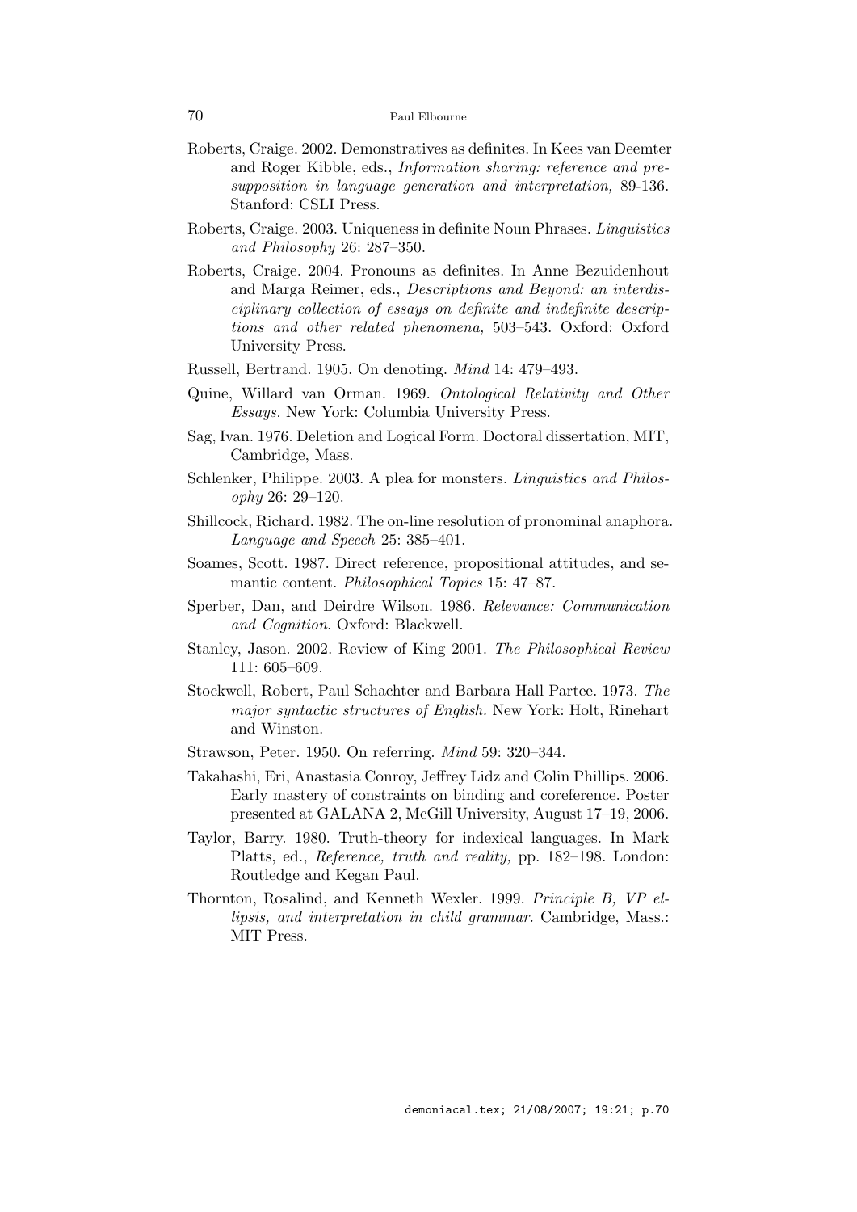Roberts, Craige. 2002. Demonstratives as definites. In Kees van Deemter and Roger Kibble, eds., *Information sharing: reference and presupposition in language generation and interpretation,* 89-136. Stanford: CSLI Press.

Roberts, Craige. 2003. Uniqueness in definite Noun Phrases. *Linguistics and Philosophy* 26: 287–350.

Roberts, Craige. 2004. Pronouns as definites. In Anne Bezuidenhout and Marga Reimer, eds., *Descriptions and Beyond: an interdisciplinary collection of essays on definite and indefinite descriptions and other related phenomena,* 503–543. Oxford: Oxford University Press.

Russell, Bertrand. 1905. On denoting. *Mind* 14: 479–493.

Quine, Willard van Orman. 1969. *Ontological Relativity and Other Essays*. New York: Columbia University Press.

Sag, Ivan. 1976. Deletion and Logical Form. Doctoral dissertation, MIT, Cambridge, Mass.

Schlenker, Philippe. 2003. A plea for monsters. *Linguistics and Philosophy* 26: 29–120.

Shillcock, Richard. 1982. The on-line resolution of pronominal anaphora. *Language and Speech* 25: 385–401.

Soames, Scott. 1987. Direct reference, propositional attitudes, and semantic content. *Philosophical Topics* 15: 47–87.

Sperber, Dan, and Deirdre Wilson. 1986. *Relevance: Communication and Cognition*. Oxford: Blackwell.

Stanley, Jason. 2002. Review of King 2001. *The Philosophical Review* 111: 605–609.

Stockwell, Robert, Paul Schachter and Barbara Hall Partee. 1973. *The major syntactic structures of English*. New York: Holt, Rinehart and Winston.

Strawson, Peter. 1950. On referring. *Mind* 59: 320–344.

Takahashi, Eri, Anastasia Conroy, Jeffrey Lidz and Colin Phillips. 2006. Early mastery of constraints on binding and coreference. Poster presented at GALANA 2, McGill University, August 17–19, 2006.

Taylor, Barry. 1980. Truth-theory for indexical languages. In Mark Platts, ed., *Reference, truth and reality,* pp. 182–198. London: Routledge and Kegan Paul.

Thornton, Rosalind, and Kenneth Wexler. 1999. *Principle B, VP ellipsis, and interpretation in child grammar*. Cambridge, Mass.: MIT Press.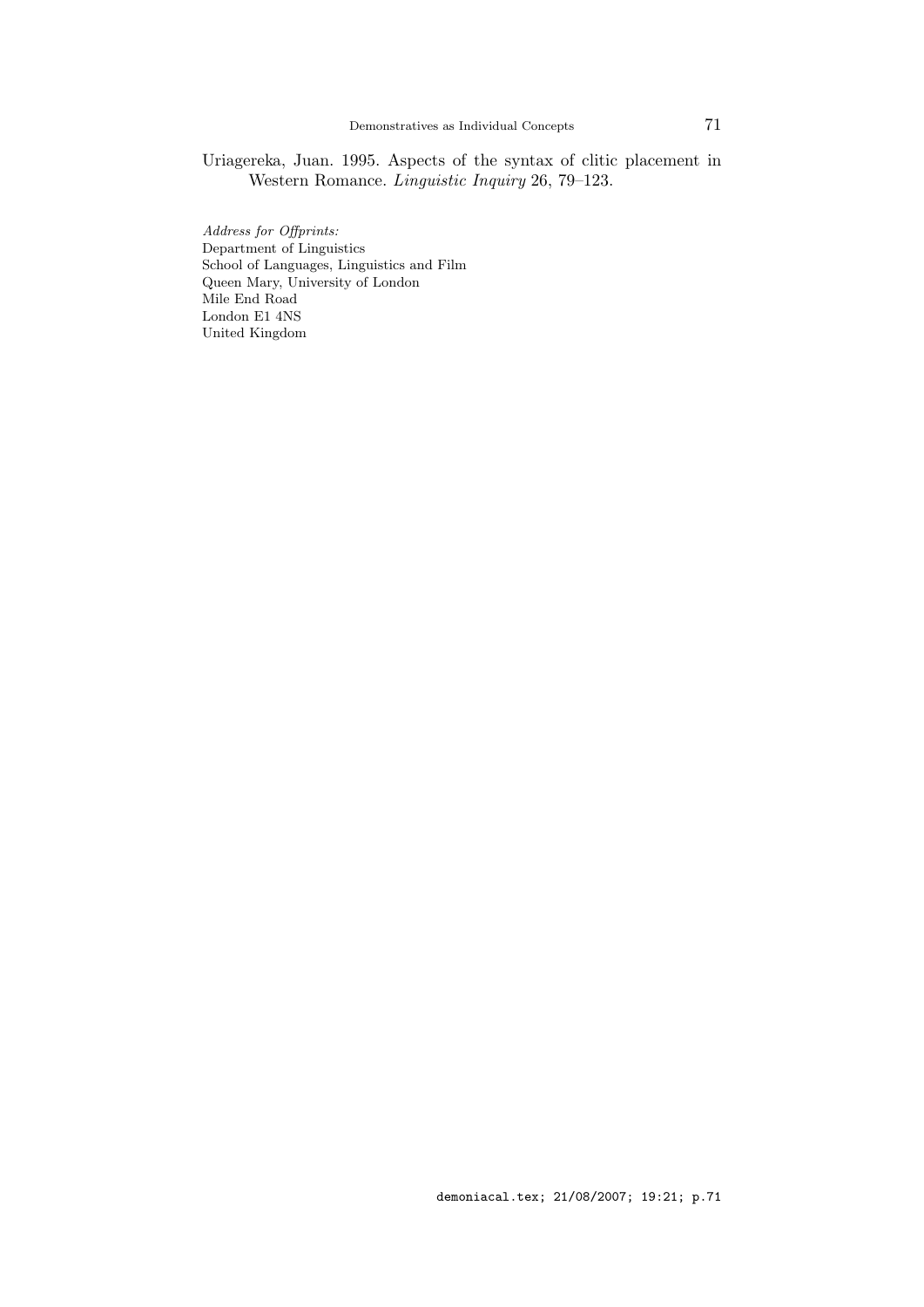Uriagereka, Juan. 1995. Aspects of the syntax of clitic placement in Western Romance. *Linguistic Inquiry* 26, 79–123.

*Address for Offprints:*
Department of Linguistics
School of Languages, Linguistics and Film
Queen Mary, University of London
Mile End Road
London E1 4NS
United Kingdom